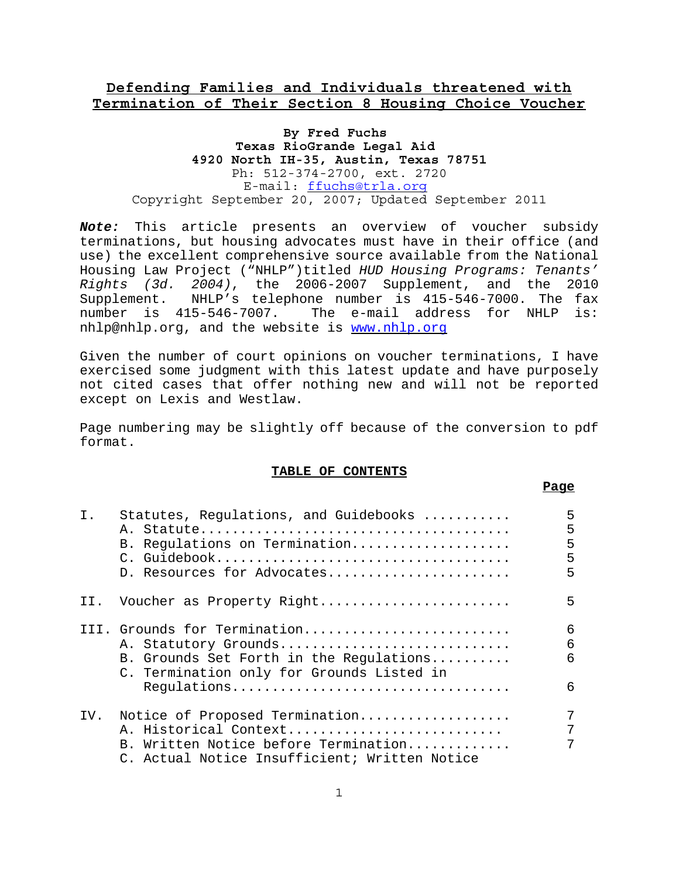# Defending Families and Individuals threatened with Termination of Their Section 8 Housing Choice Voucher

**By Fred Fuchs**
**Texas RioGrande Legal Aid**
**4920 North IH-35, Austin, Texas 78751**
Ph: 512-374-2700, ext. 2720
E-mail: ffuchs@trla.org
Copyright September 20, 2007; Updated September 2011

***Note:*** This article presents an overview of voucher subsidy terminations, but housing advocates must have in their office (and use) the excellent comprehensive source available from the National Housing Law Project ("NHLP")titled *HUD Housing Programs: Tenants' Rights (3d. 2004)*, the 2006-2007 Supplement, and the 2010 Supplement. NHLP's telephone number is 415-546-7000. The fax number is 415-546-7007. The e-mail address for NHLP is: nhlp@nhlp.org, and the website is www.nhlp.org

Given the number of court opinions on voucher terminations, I have exercised some judgment with this latest update and have purposely not cited cases that offer nothing new and will not be reported except on Lexis and Westlaw.

Page numbering may be slightly off because of the conversion to pdf format.

## TABLE OF CONTENTS

| | | Page |
|---|---|---|
| I. | Statutes, Regulations, and Guidebooks ........... | 5 |
| | A. Statute....................................... | 5 |
| | B. Regulations on Termination.................... | 5 |
| | C. Guidebook..................................... | 5 |
| | D. Resources for Advocates....................... | 5 |
| II. | Voucher as Property Right........................ | 5 |
| III. | Grounds for Termination.......................... | 6 |
| | A. Statutory Grounds............................. | 6 |
| | B. Grounds Set Forth in the Regulations.......... | 6 |
| | C. Termination only for Grounds Listed in Regulations.................................. | 6 |
| IV. | Notice of Proposed Termination................... | 7 |
| | A. Historical Context........................... | 7 |
| | B. Written Notice before Termination............. | 7 |
| | C. Actual Notice Insufficient; Written Notice | |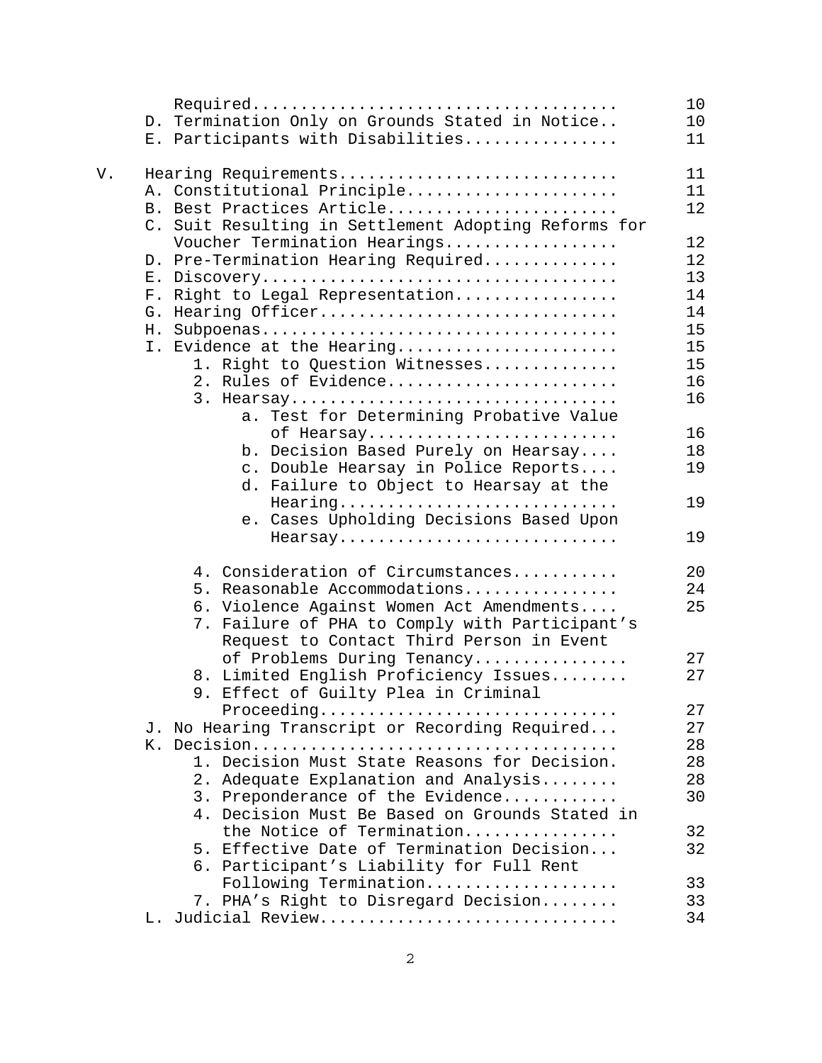Required...................................... 10
D. Termination Only on Grounds Stated in Notice.. 10
E. Participants with Disabilities................ 11

V. Hearing Requirements............................ 11
A. Constitutional Principle...................... 11
B. Best Practices Article........................ 12
C. Suit Resulting in Settlement Adopting Reforms for Voucher Termination Hearings.................. 12
D. Pre-Termination Hearing Required.............. 12
E. Discovery..................................... 13
F. Right to Legal Representation................. 14
G. Hearing Officer............................... 14
H. Subpoenas..................................... 15
I. Evidence at the Hearing....................... 15
1. Right to Question Witnesses.............. 15
2. Rules of Evidence........................ 16
3. Hearsay.................................. 16
a. Test for Determining Probative Value of Hearsay.......................... 16
b. Decision Based Purely on Hearsay.... 18
c. Double Hearsay in Police Reports.... 19
d. Failure to Object to Hearsay at the Hearing............................. 19
e. Cases Upholding Decisions Based Upon Hearsay............................. 19

4. Consideration of Circumstances........... 20
5. Reasonable Accommodations................ 24
6. Violence Against Women Act Amendments.... 25
7. Failure of PHA to Comply with Participant’s Request to Contact Third Person in Event of Problems During Tenancy................ 27
8. Limited English Proficiency Issues........ 27
9. Effect of Guilty Plea in Criminal Proceeding............................... 27
J. No Hearing Transcript or Recording Required... 27
K. Decision...................................... 28
1. Decision Must State Reasons for Decision. 28
2. Adequate Explanation and Analysis........ 28
3. Preponderance of the Evidence............ 30
4. Decision Must Be Based on Grounds Stated in the Notice of Termination................ 32
5. Effective Date of Termination Decision... 32
6. Participant’s Liability for Full Rent Following Termination.................... 33
7. PHA’s Right to Disregard Decision........ 33
L. Judicial Review............................... 34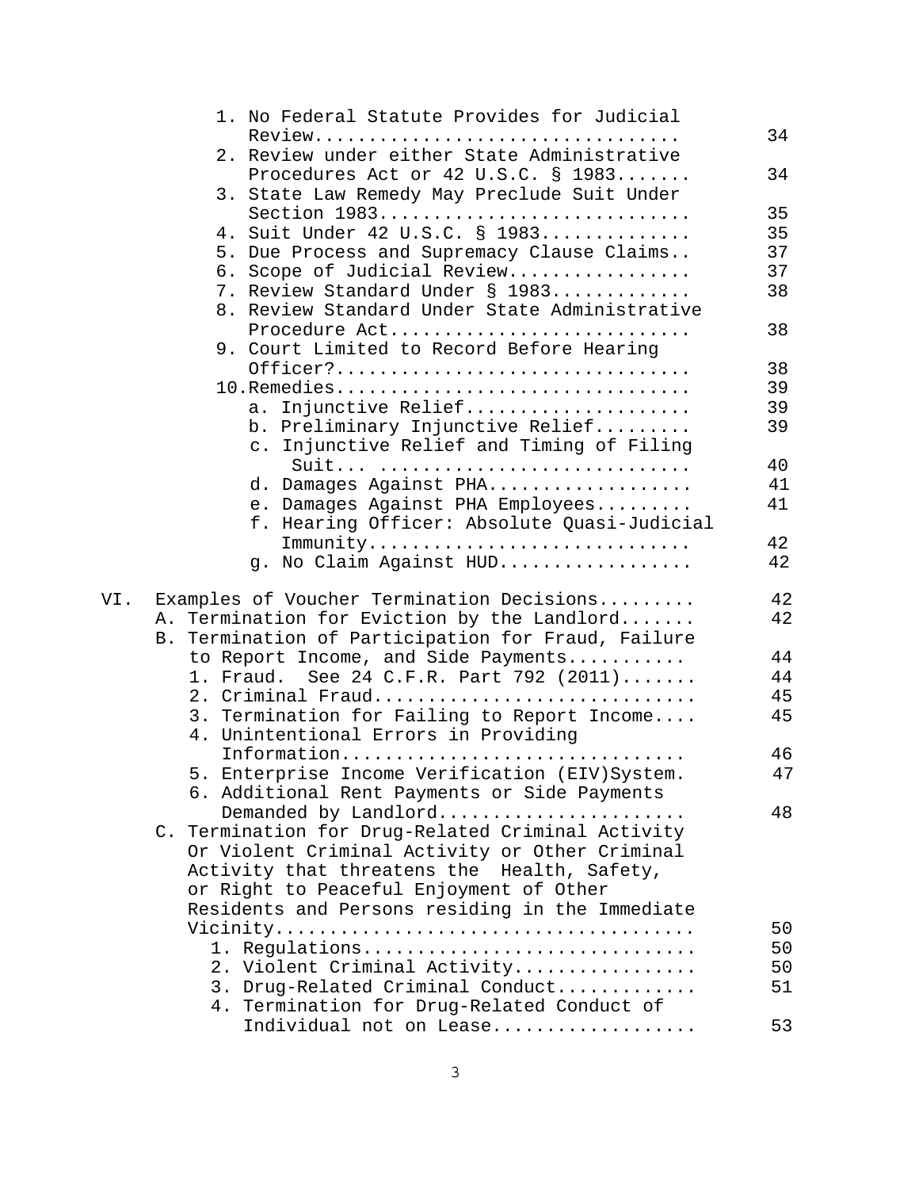| | |
|---|---|
| 1. No Federal Statute Provides for Judicial Review.................................. | 34 |
| 2. Review under either State Administrative Procedures Act or 42 U.S.C. § 1983....... | 34 |
| 3. State Law Remedy May Preclude Suit Under Section 1983............................ | 35 |
| 4. Suit Under 42 U.S.C. § 1983.............. | 35 |
| 5. Due Process and Supremacy Clause Claims.. | 37 |
| 6. Scope of Judicial Review................. | 37 |
| 7. Review Standard Under § 1983............. | 38 |
| 8. Review Standard Under State Administrative Procedure Act............................ | 38 |
| 9. Court Limited to Record Before Hearing Officer?................................ | 38 |
| 10. Remedies................................ | 39 |
| a. Injunctive Relief..................... | 39 |
| b. Preliminary Injunctive Relief......... | 39 |
| c. Injunctive Relief and Timing of Filing Suit... ............................ | 40 |
| d. Damages Against PHA................... | 41 |
| e. Damages Against PHA Employees......... | 41 |
| f. Hearing Officer: Absolute Quasi-Judicial Immunity............................. | 42 |
| g. No Claim Against HUD.................. | 42 |
| VI. Examples of Voucher Termination Decisions......... | 42 |
| A. Termination for Eviction by the Landlord....... | 42 |
| B. Termination of Participation for Fraud, Failure to Report Income, and Side Payments........... | 44 |
| 1. Fraud. See 24 C.F.R. Part 792 (2011)....... | 44 |
| 2. Criminal Fraud............................. | 45 |
| 3. Termination for Failing to Report Income.... | 45 |
| 4. Unintentional Errors in Providing Information............................... | 46 |
| 5. Enterprise Income Verification (EIV)System. | 47 |
| 6. Additional Rent Payments or Side Payments Demanded by Landlord...................... | 48 |
| C. Termination for Drug-Related Criminal Activity Or Violent Criminal Activity or Other Criminal Activity that threatens the Health, Safety, or Right to Peaceful Enjoyment of Other Residents and Persons residing in the Immediate Vicinity...................................... | 50 |
| 1. Regulations.............................. | 50 |
| 2. Violent Criminal Activity................ | 50 |
| 3. Drug-Related Criminal Conduct............ | 51 |
| 4. Termination for Drug-Related Conduct of Individual not on Lease.................. | 53 |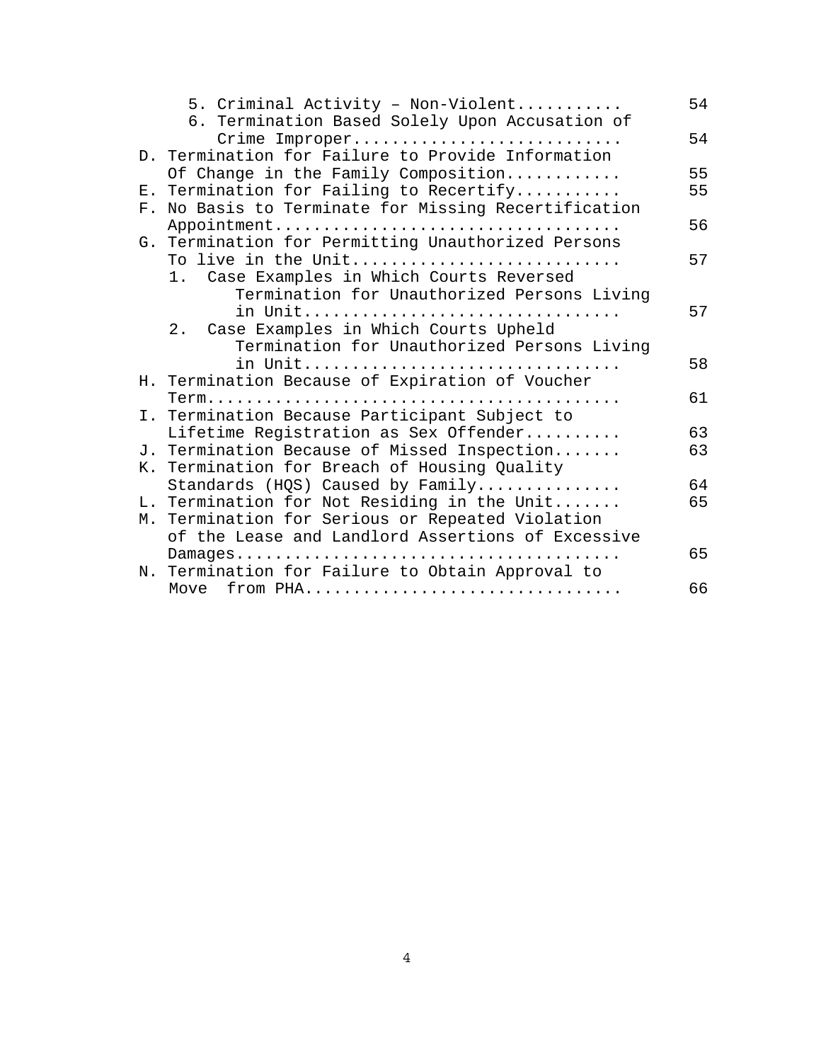5. Criminal Activity – Non-Violent........... 54
6. Termination Based Solely Upon Accusation of Crime Improper........................... 54

D. Termination for Failure to Provide Information Of Change in the Family Composition............ 55

E. Termination for Failing to Recertify........... 55

F. No Basis to Terminate for Missing Recertification Appointment.................................. 56

G. Termination for Permitting Unauthorized Persons To live in the Unit........................... 57

1. Case Examples in Which Courts Reversed Termination for Unauthorized Persons Living in Unit................................ 57
2. Case Examples in Which Courts Upheld Termination for Unauthorized Persons Living in Unit................................ 58

H. Termination Because of Expiration of Voucher Term.......................................... 61

I. Termination Because Participant Subject to Lifetime Registration as Sex Offender.......... 63

J. Termination Because of Missed Inspection....... 63

K. Termination for Breach of Housing Quality Standards (HQS) Caused by Family............... 64

L. Termination for Not Residing in the Unit....... 65

M. Termination for Serious or Repeated Violation of the Lease and Landlord Assertions of Excessive Damages....................................... 65

N. Termination for Failure to Obtain Approval to Move from PHA................................ 66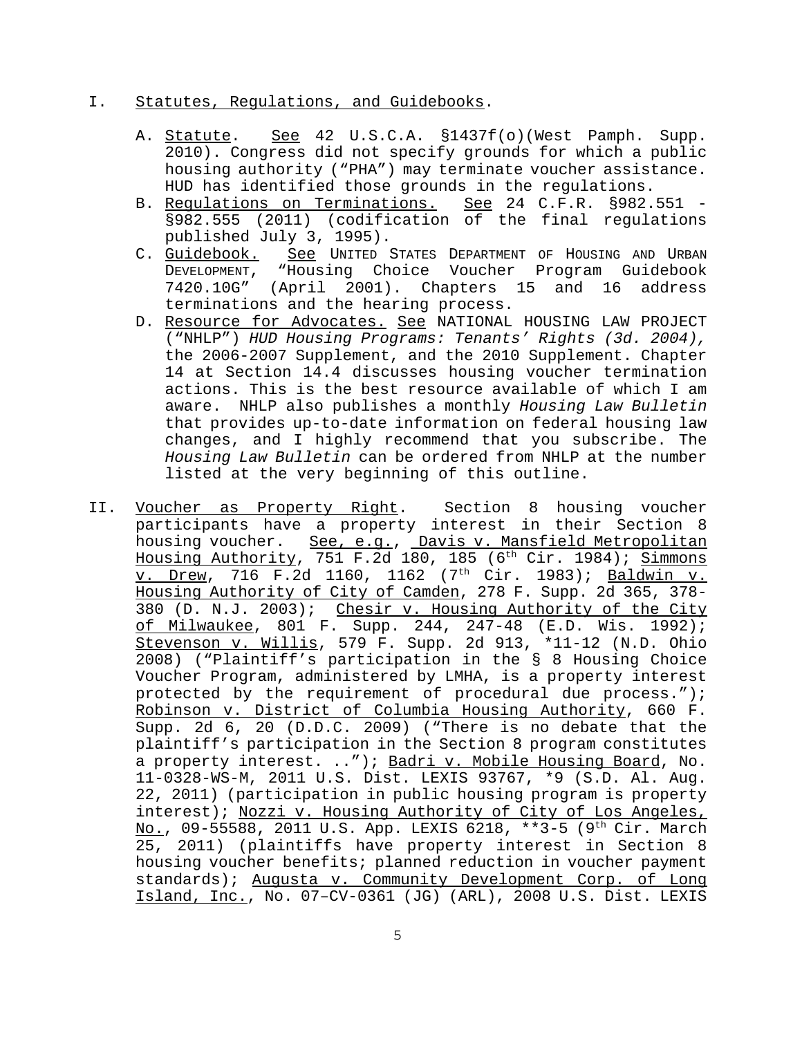I. Statutes, Regulations, and Guidebooks.

   A. Statute. See 42 U.S.C.A. §1437f(o)(West Pamph. Supp. 2010). Congress did not specify grounds for which a public housing authority ("PHA") may terminate voucher assistance. HUD has identified those grounds in the regulations.

   B. Regulations on Terminations. See 24 C.F.R. §982.551 - §982.555 (2011) (codification of the final regulations published July 3, 1995).

   C. Guidebook. See UNITED STATES DEPARTMENT OF HOUSING AND URBAN DEVELOPMENT, "Housing Choice Voucher Program Guidebook 7420.10G" (April 2001). Chapters 15 and 16 address terminations and the hearing process.

   D. Resource for Advocates. See NATIONAL HOUSING LAW PROJECT ("NHLP") *HUD Housing Programs: Tenants' Rights (3d. 2004),* the 2006-2007 Supplement, and the 2010 Supplement. Chapter 14 at Section 14.4 discusses housing voucher termination actions. This is the best resource available of which I am aware. NHLP also publishes a monthly *Housing Law Bulletin* that provides up-to-date information on federal housing law changes, and I highly recommend that you subscribe. The *Housing Law Bulletin* can be ordered from NHLP at the number listed at the very beginning of this outline.

II. Voucher as Property Right. Section 8 housing voucher participants have a property interest in their Section 8 housing voucher. See, e.g., Davis v. Mansfield Metropolitan Housing Authority, 751 F.2d 180, 185 (6th Cir. 1984); Simmons v. Drew, 716 F.2d 1160, 1162 (7th Cir. 1983); Baldwin v. Housing Authority of City of Camden, 278 F. Supp. 2d 365, 378-380 (D. N.J. 2003); Chesir v. Housing Authority of the City of Milwaukee, 801 F. Supp. 244, 247-48 (E.D. Wis. 1992); Stevenson v. Willis, 579 F. Supp. 2d 913, *11-12 (N.D. Ohio 2008) ("Plaintiff's participation in the § 8 Housing Choice Voucher Program, administered by LMHA, is a property interest protected by the requirement of procedural due process."); Robinson v. District of Columbia Housing Authority, 660 F. Supp. 2d 6, 20 (D.D.C. 2009) ("There is no debate that the plaintiff's participation in the Section 8 program constitutes a property interest. .."); Badri v. Mobile Housing Board, No. 11-0328-WS-M, 2011 U.S. Dist. LEXIS 93767, *9 (S.D. Al. Aug. 22, 2011) (participation in public housing program is property interest); Nozzi v. Housing Authority of City of Los Angeles, No., 09-55588, 2011 U.S. App. LEXIS 6218, **3-5 (9th Cir. March 25, 2011) (plaintiffs have property interest in Section 8 housing voucher benefits; planned reduction in voucher payment standards); Augusta v. Community Development Corp. of Long Island, Inc., No. 07-CV-0361 (JG) (ARL), 2008 U.S. Dist. LEXIS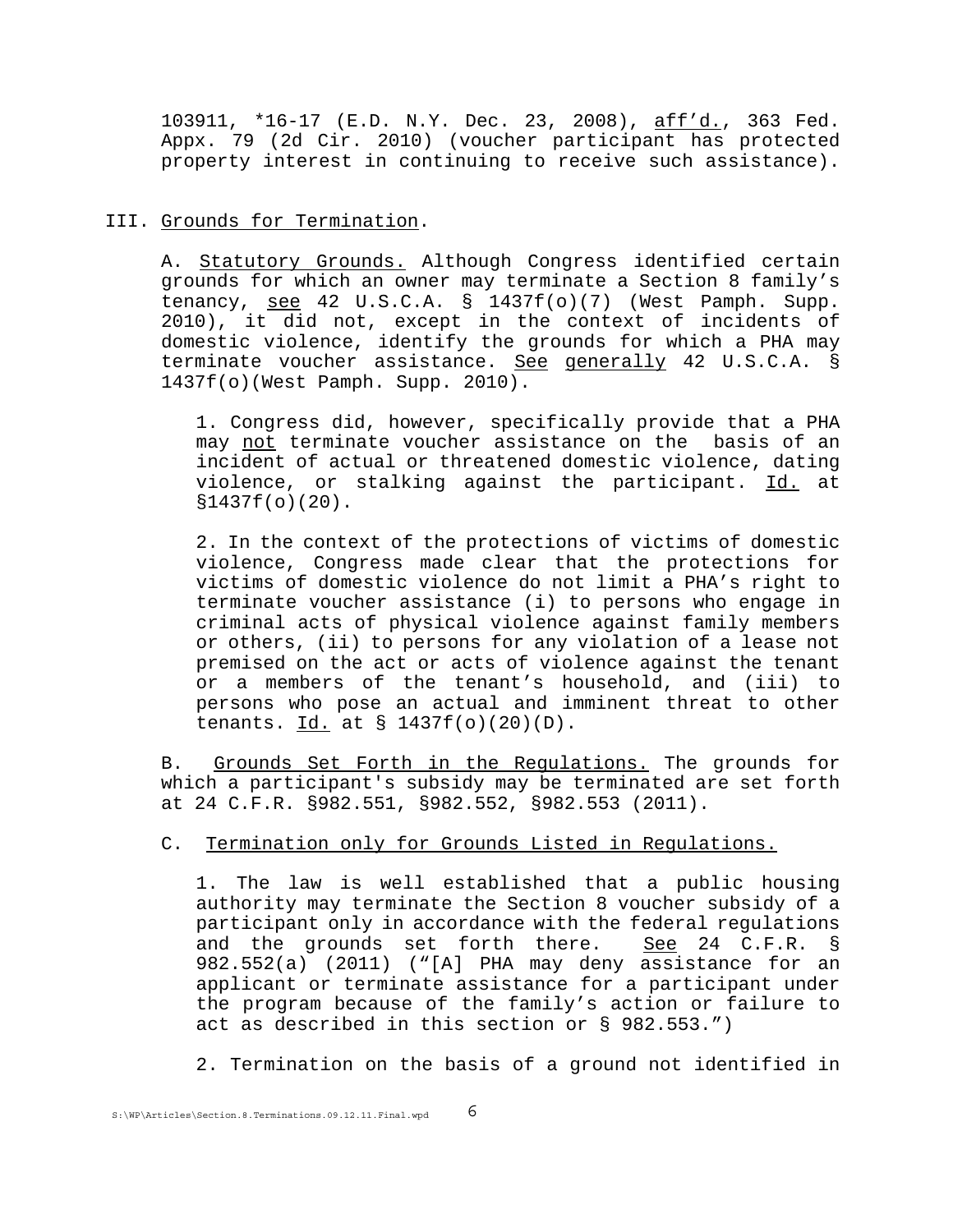103911, *16-17 (E.D. N.Y. Dec. 23, 2008), aff'd., 363 Fed. Appx. 79 (2d Cir. 2010) (voucher participant has protected property interest in continuing to receive such assistance).

III. Grounds for Termination.

A. Statutory Grounds. Although Congress identified certain grounds for which an owner may terminate a Section 8 family's tenancy, see 42 U.S.C.A. § 1437f(o)(7) (West Pamph. Supp. 2010), it did not, except in the context of incidents of domestic violence, identify the grounds for which a PHA may terminate voucher assistance. See generally 42 U.S.C.A. § 1437f(o)(West Pamph. Supp. 2010).

1. Congress did, however, specifically provide that a PHA may not terminate voucher assistance on the basis of an incident of actual or threatened domestic violence, dating violence, or stalking against the participant. Id. at §1437f(o)(20).

2. In the context of the protections of victims of domestic violence, Congress made clear that the protections for victims of domestic violence do not limit a PHA's right to terminate voucher assistance (i) to persons who engage in criminal acts of physical violence against family members or others, (ii) to persons for any violation of a lease not premised on the act or acts of violence against the tenant or a members of the tenant's household, and (iii) to persons who pose an actual and imminent threat to other tenants. Id. at § 1437f(o)(20)(D).

B. Grounds Set Forth in the Regulations. The grounds for which a participant's subsidy may be terminated are set forth at 24 C.F.R. §982.551, §982.552, §982.553 (2011).

C. Termination only for Grounds Listed in Regulations.

1. The law is well established that a public housing authority may terminate the Section 8 voucher subsidy of a participant only in accordance with the federal regulations and the grounds set forth there. See 24 C.F.R. § 982.552(a) (2011) ("[A] PHA may deny assistance for an applicant or terminate assistance for a participant under the program because of the family's action or failure to act as described in this section or § 982.553.")

2. Termination on the basis of a ground not identified in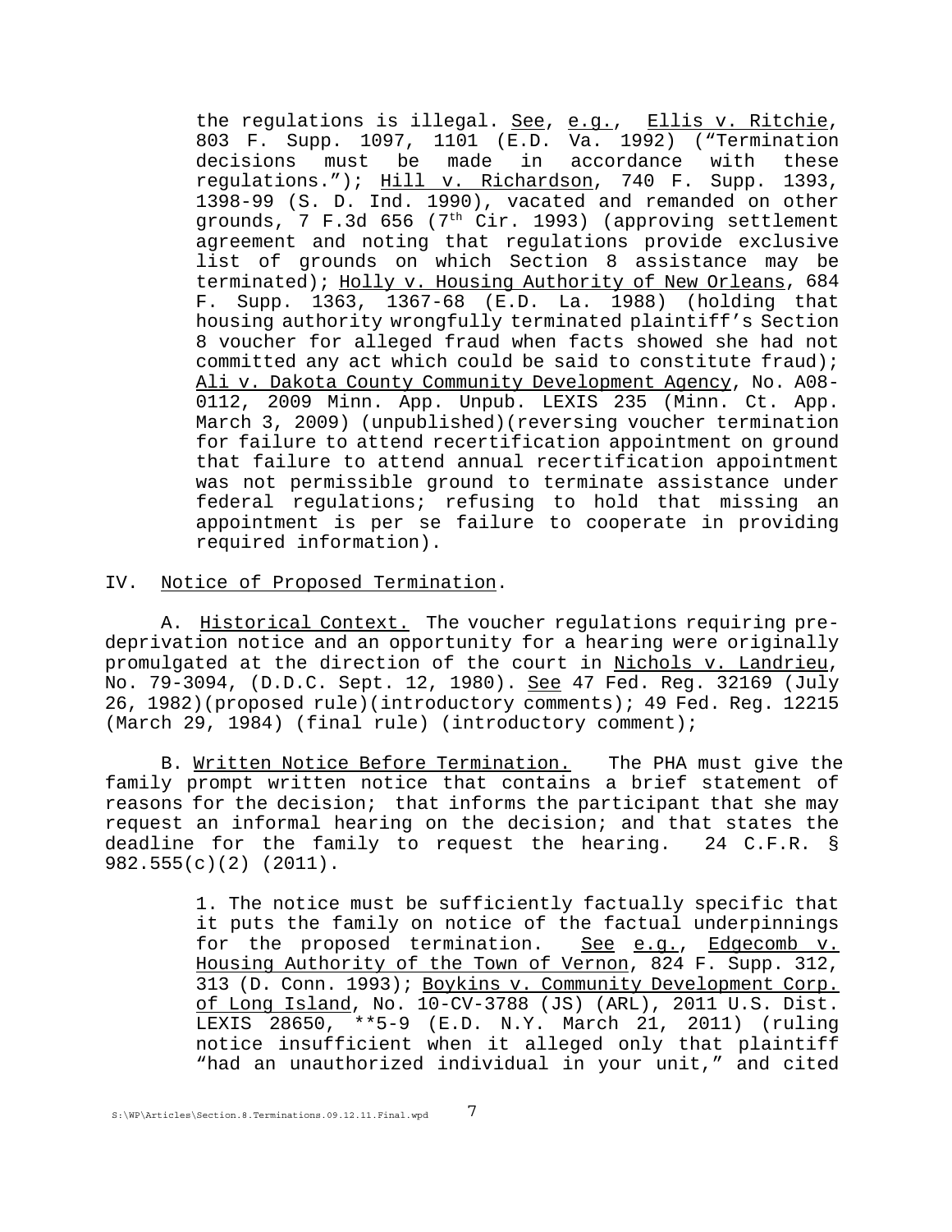the regulations is illegal. See, e.g., Ellis v. Ritchie, 803 F. Supp. 1097, 1101 (E.D. Va. 1992) ("Termination decisions must be made in accordance with these regulations."); Hill v. Richardson, 740 F. Supp. 1393, 1398-99 (S. D. Ind. 1990), vacated and remanded on other grounds, 7 F.3d 656 (7th Cir. 1993) (approving settlement agreement and noting that regulations provide exclusive list of grounds on which Section 8 assistance may be terminated); Holly v. Housing Authority of New Orleans, 684 F. Supp. 1363, 1367-68 (E.D. La. 1988) (holding that housing authority wrongfully terminated plaintiff's Section 8 voucher for alleged fraud when facts showed she had not committed any act which could be said to constitute fraud); Ali v. Dakota County Community Development Agency, No. A08-0112, 2009 Minn. App. Unpub. LEXIS 235 (Minn. Ct. App. March 3, 2009) (unpublished)(reversing voucher termination for failure to attend recertification appointment on ground that failure to attend annual recertification appointment was not permissible ground to terminate assistance under federal regulations; refusing to hold that missing an appointment is per se failure to cooperate in providing required information).

## IV. Notice of Proposed Termination.

A. Historical Context. The voucher regulations requiring pre-deprivation notice and an opportunity for a hearing were originally promulgated at the direction of the court in Nichols v. Landrieu, No. 79-3094, (D.D.C. Sept. 12, 1980). See 47 Fed. Reg. 32169 (July 26, 1982)(proposed rule)(introductory comments); 49 Fed. Reg. 12215 (March 29, 1984) (final rule) (introductory comment);

B. Written Notice Before Termination. The PHA must give the family prompt written notice that contains a brief statement of reasons for the decision; that informs the participant that she may request an informal hearing on the decision; and that states the deadline for the family to request the hearing. 24 C.F.R. § 982.555(c)(2) (2011).

1. The notice must be sufficiently factually specific that it puts the family on notice of the factual underpinnings for the proposed termination. See e.g., Edgecomb v. Housing Authority of the Town of Vernon, 824 F. Supp. 312, 313 (D. Conn. 1993); Boykins v. Community Development Corp. of Long Island, No. 10-CV-3788 (JS) (ARL), 2011 U.S. Dist. LEXIS 28650, **5-9 (E.D. N.Y. March 21, 2011) (ruling notice insufficient when it alleged only that plaintiff "had an unauthorized individual in your unit," and cited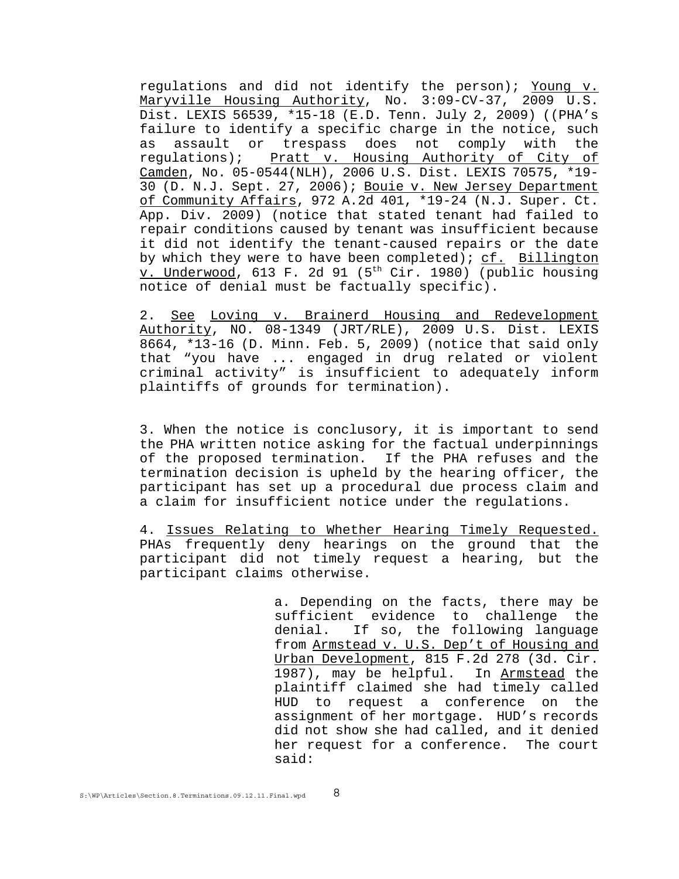regulations and did not identify the person); Young v. Maryville Housing Authority, No. 3:09-CV-37, 2009 U.S. Dist. LEXIS 56539, *15-18 (E.D. Tenn. July 2, 2009) ((PHA's failure to identify a specific charge in the notice, such as assault or trespass does not comply with the regulations); Pratt v. Housing Authority of City of Camden, No. 05-0544(NLH), 2006 U.S. Dist. LEXIS 70575, *19-30 (D. N.J. Sept. 27, 2006); Bouie v. New Jersey Department of Community Affairs, 972 A.2d 401, *19-24 (N.J. Super. Ct. App. Div. 2009) (notice that stated tenant had failed to repair conditions caused by tenant was insufficient because it did not identify the tenant-caused repairs or the date by which they were to have been completed); cf. Billington v. Underwood, 613 F. 2d 91 (5th Cir. 1980) (public housing notice of denial must be factually specific).

2. See Loving v. Brainerd Housing and Redevelopment Authority, NO. 08-1349 (JRT/RLE), 2009 U.S. Dist. LEXIS 8664, *13-16 (D. Minn. Feb. 5, 2009) (notice that said only that "you have ... engaged in drug related or violent criminal activity" is insufficient to adequately inform plaintiffs of grounds for termination).

3. When the notice is conclusory, it is important to send the PHA written notice asking for the factual underpinnings of the proposed termination. If the PHA refuses and the termination decision is upheld by the hearing officer, the participant has set up a procedural due process claim and a claim for insufficient notice under the regulations.

4. Issues Relating to Whether Hearing Timely Requested. PHAs frequently deny hearings on the ground that the participant did not timely request a hearing, but the participant claims otherwise.

> a. Depending on the facts, there may be sufficient evidence to challenge the denial. If so, the following language from Armstead v. U.S. Dep't of Housing and Urban Development, 815 F.2d 278 (3d. Cir. 1987), may be helpful. In Armstead the plaintiff claimed she had timely called HUD to request a conference on the assignment of her mortgage. HUD's records did not show she had called, and it denied her request for a conference. The court said: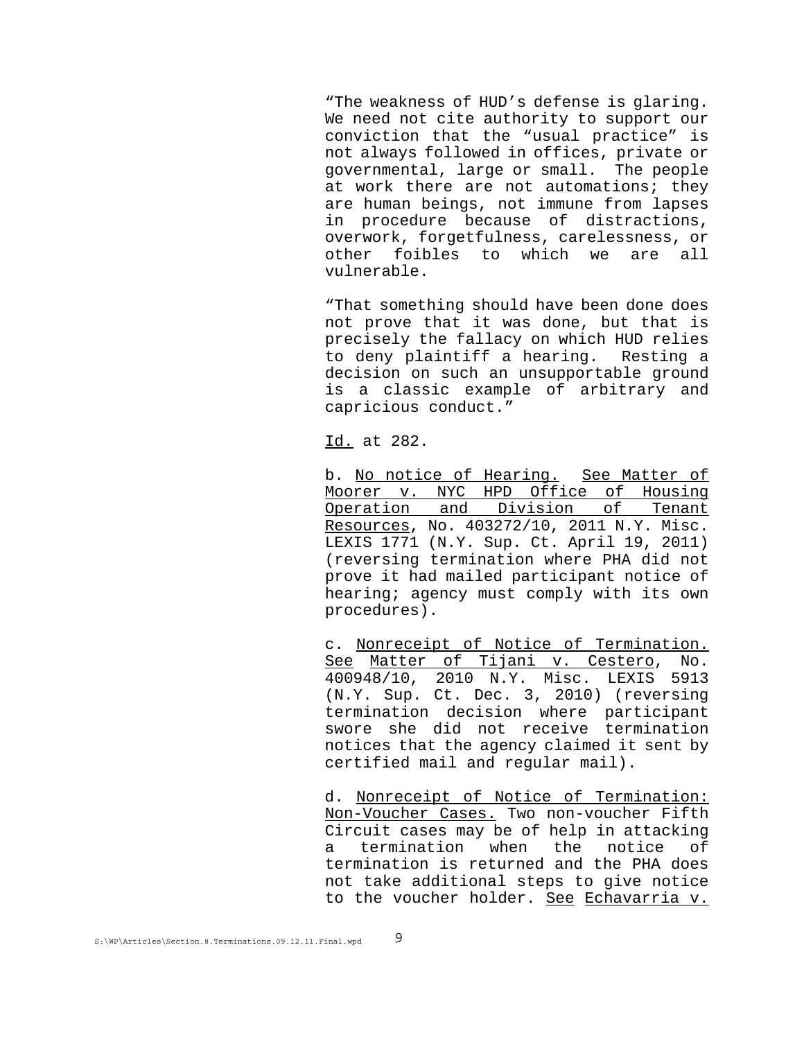"The weakness of HUD's defense is glaring. We need not cite authority to support our conviction that the "usual practice" is not always followed in offices, private or governmental, large or small. The people at work there are not automations; they are human beings, not immune from lapses in procedure because of distractions, overwork, forgetfulness, carelessness, or other foibles to which we are all vulnerable.

"That something should have been done does not prove that it was done, but that is precisely the fallacy on which HUD relies to deny plaintiff a hearing. Resting a decision on such an unsupportable ground is a classic example of arbitrary and capricious conduct."

Id. at 282.

b. No notice of Hearing. See Matter of Moorer v. NYC HPD Office of Housing Operation and Division of Tenant Resources, No. 403272/10, 2011 N.Y. Misc. LEXIS 1771 (N.Y. Sup. Ct. April 19, 2011) (reversing termination where PHA did not prove it had mailed participant notice of hearing; agency must comply with its own procedures).

c. Nonreceipt of Notice of Termination. See Matter of Tijani v. Cestero, No. 400948/10, 2010 N.Y. Misc. LEXIS 5913 (N.Y. Sup. Ct. Dec. 3, 2010) (reversing termination decision where participant swore she did not receive termination notices that the agency claimed it sent by certified mail and regular mail).

d. Nonreceipt of Notice of Termination: Non-Voucher Cases. Two non-voucher Fifth Circuit cases may be of help in attacking a termination when the notice of termination is returned and the PHA does not take additional steps to give notice to the voucher holder. See Echavarria v.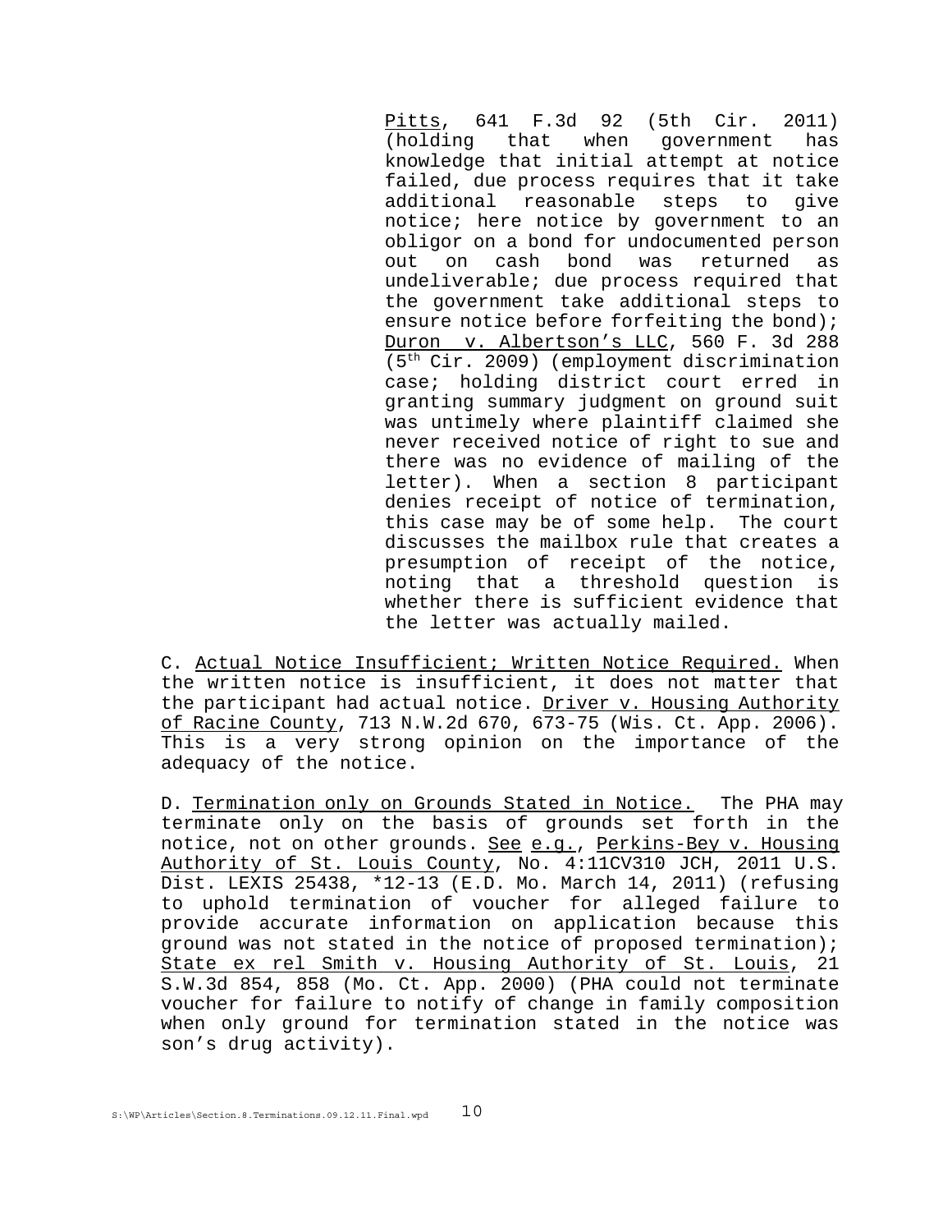Pitts, 641 F.3d 92 (5th Cir. 2011) (holding that when government has knowledge that initial attempt at notice failed, due process requires that it take additional reasonable steps to give notice; here notice by government to an obligor on a bond for undocumented person out on cash bond was returned as undeliverable; due process required that the government take additional steps to ensure notice before forfeiting the bond); Duron v. Albertson's LLC, 560 F. 3d 288 (5th Cir. 2009) (employment discrimination case; holding district court erred in granting summary judgment on ground suit was untimely where plaintiff claimed she never received notice of right to sue and there was no evidence of mailing of the letter). When a section 8 participant denies receipt of notice of termination, this case may be of some help. The court discusses the mailbox rule that creates a presumption of receipt of the notice, noting that a threshold question is whether there is sufficient evidence that the letter was actually mailed.

C. Actual Notice Insufficient; Written Notice Required. When the written notice is insufficient, it does not matter that the participant had actual notice. Driver v. Housing Authority of Racine County, 713 N.W.2d 670, 673-75 (Wis. Ct. App. 2006). This is a very strong opinion on the importance of the adequacy of the notice.

D. Termination only on Grounds Stated in Notice. The PHA may terminate only on the basis of grounds set forth in the notice, not on other grounds. See e.g., Perkins-Bey v. Housing Authority of St. Louis County, No. 4:11CV310 JCH, 2011 U.S. Dist. LEXIS 25438, *12-13 (E.D. Mo. March 14, 2011) (refusing to uphold termination of voucher for alleged failure to provide accurate information on application because this ground was not stated in the notice of proposed termination); State ex rel Smith v. Housing Authority of St. Louis, 21 S.W.3d 854, 858 (Mo. Ct. App. 2000) (PHA could not terminate voucher for failure to notify of change in family composition when only ground for termination stated in the notice was son's drug activity).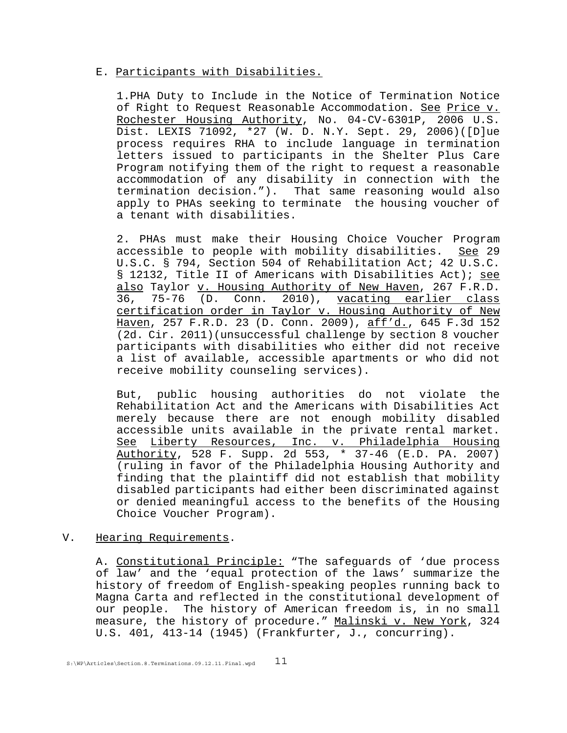E. <u>Participants with Disabilities.</u>

1.PHA Duty to Include in the Notice of Termination Notice of Right to Request Reasonable Accommodation. <u>See</u> <u>Price v. Rochester Housing Authority</u>, No. 04-CV-6301P, 2006 U.S. Dist. LEXIS 71092, *27 (W. D. N.Y. Sept. 29, 2006)([D]ue process requires RHA to include language in termination letters issued to participants in the Shelter Plus Care Program notifying them of the right to request a reasonable accommodation of any disability in connection with the termination decision.”). That same reasoning would also apply to PHAs seeking to terminate the housing voucher of a tenant with disabilities.

2. PHAs must make their Housing Choice Voucher Program accessible to people with mobility disabilities. <u>See</u> 29 U.S.C. § 794, Section 504 of Rehabilitation Act; 42 U.S.C. § 12132, Title II of Americans with Disabilities Act); <u>see also</u> Taylor <u>v. Housing Authority of New Haven</u>, 267 F.R.D. 36, 75-76 (D. Conn. 2010), <u>vacating earlier class certification order in Taylor v. Housing Authority of New Haven</u>, 257 F.R.D. 23 (D. Conn. 2009), <u>aff’d.</u>, 645 F.3d 152 (2d. Cir. 2011)(unsuccessful challenge by section 8 voucher participants with disabilities who either did not receive a list of available, accessible apartments or who did not receive mobility counseling services).

But, public housing authorities do not violate the Rehabilitation Act and the Americans with Disabilities Act merely because there are not enough mobility disabled accessible units available in the private rental market. <u>See</u> <u>Liberty Resources, Inc. v. Philadelphia Housing Authority</u>, 528 F. Supp. 2d 553, * 37-46 (E.D. PA. 2007) (ruling in favor of the Philadelphia Housing Authority and finding that the plaintiff did not establish that mobility disabled participants had either been discriminated against or denied meaningful access to the benefits of the Housing Choice Voucher Program).

V. <u>Hearing Requirements</u>.

A. <u>Constitutional Principle:</u> “The safeguards of ‘due process of law’ and the ‘equal protection of the laws’ summarize the history of freedom of English-speaking peoples running back to Magna Carta and reflected in the constitutional development of our people. The history of American freedom is, in no small measure, the history of procedure.” <u>Malinski v. New York</u>, 324 U.S. 401, 413-14 (1945) (Frankfurter, J., concurring).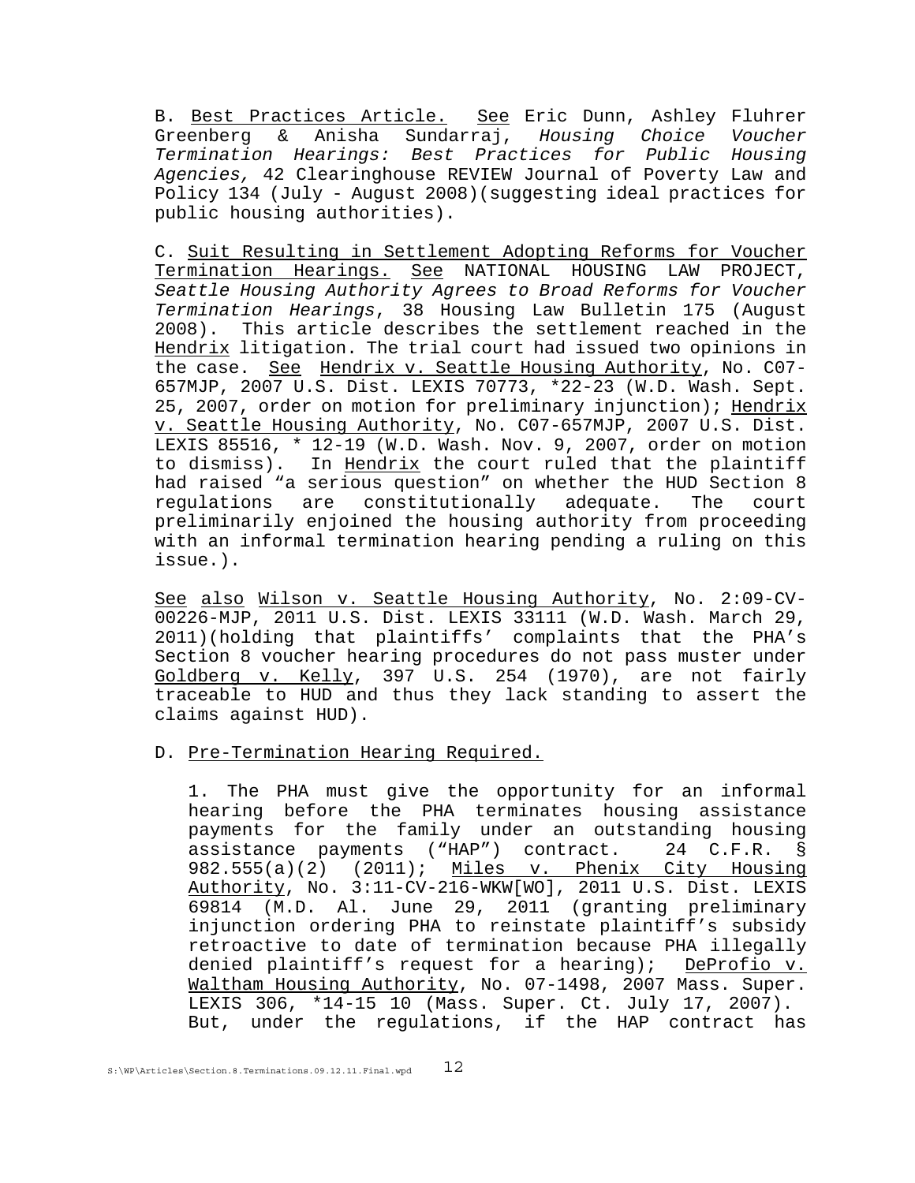B. <u>Best Practices Article.</u> <u>See</u> Eric Dunn, Ashley Fluhrer Greenberg & Anisha Sundarraj, *Housing Choice Voucher Termination Hearings: Best Practices for Public Housing Agencies,* 42 Clearinghouse REVIEW Journal of Poverty Law and Policy 134 (July - August 2008)(suggesting ideal practices for public housing authorities).

C. <u>Suit Resulting in Settlement Adopting Reforms for Voucher Termination Hearings.</u> <u>See</u> NATIONAL HOUSING LAW PROJECT, *Seattle Housing Authority Agrees to Broad Reforms for Voucher Termination Hearings*, 38 Housing Law Bulletin 175 (August 2008). This article describes the settlement reached in the <u>Hendrix</u> litigation. The trial court had issued two opinions in the case. <u>See</u> <u>Hendrix v. Seattle Housing Authority</u>, No. C07-657MJP, 2007 U.S. Dist. LEXIS 70773, *22-23 (W.D. Wash. Sept. 25, 2007, order on motion for preliminary injunction); <u>Hendrix v. Seattle Housing Authority</u>, No. C07-657MJP, 2007 U.S. Dist. LEXIS 85516, * 12-19 (W.D. Wash. Nov. 9, 2007, order on motion to dismiss). In <u>Hendrix</u> the court ruled that the plaintiff had raised "a serious question" on whether the HUD Section 8 regulations are constitutionally adequate. The court preliminarily enjoined the housing authority from proceeding with an informal termination hearing pending a ruling on this issue.).

<u>See</u> <u>also</u> <u>Wilson v. Seattle Housing Authority</u>, No. 2:09-CV-00226-MJP, 2011 U.S. Dist. LEXIS 33111 (W.D. Wash. March 29, 2011)(holding that plaintiffs' complaints that the PHA's Section 8 voucher hearing procedures do not pass muster under <u>Goldberg v. Kelly</u>, 397 U.S. 254 (1970), are not fairly traceable to HUD and thus they lack standing to assert the claims against HUD).

D. <u>Pre-Termination Hearing Required.</u>

1. The PHA must give the opportunity for an informal hearing before the PHA terminates housing assistance payments for the family under an outstanding housing assistance payments ("HAP") contract. 24 C.F.R. § 982.555(a)(2) (2011); <u>Miles v. Phenix City Housing Authority</u>, No. 3:11-CV-216-WKW[WO], 2011 U.S. Dist. LEXIS 69814 (M.D. Al. June 29, 2011 (granting preliminary injunction ordering PHA to reinstate plaintiff's subsidy retroactive to date of termination because PHA illegally denied plaintiff's request for a hearing); <u>DeProfio v. Waltham Housing Authority</u>, No. 07-1498, 2007 Mass. Super. LEXIS 306, *14-15 10 (Mass. Super. Ct. July 17, 2007). But, under the regulations, if the HAP contract has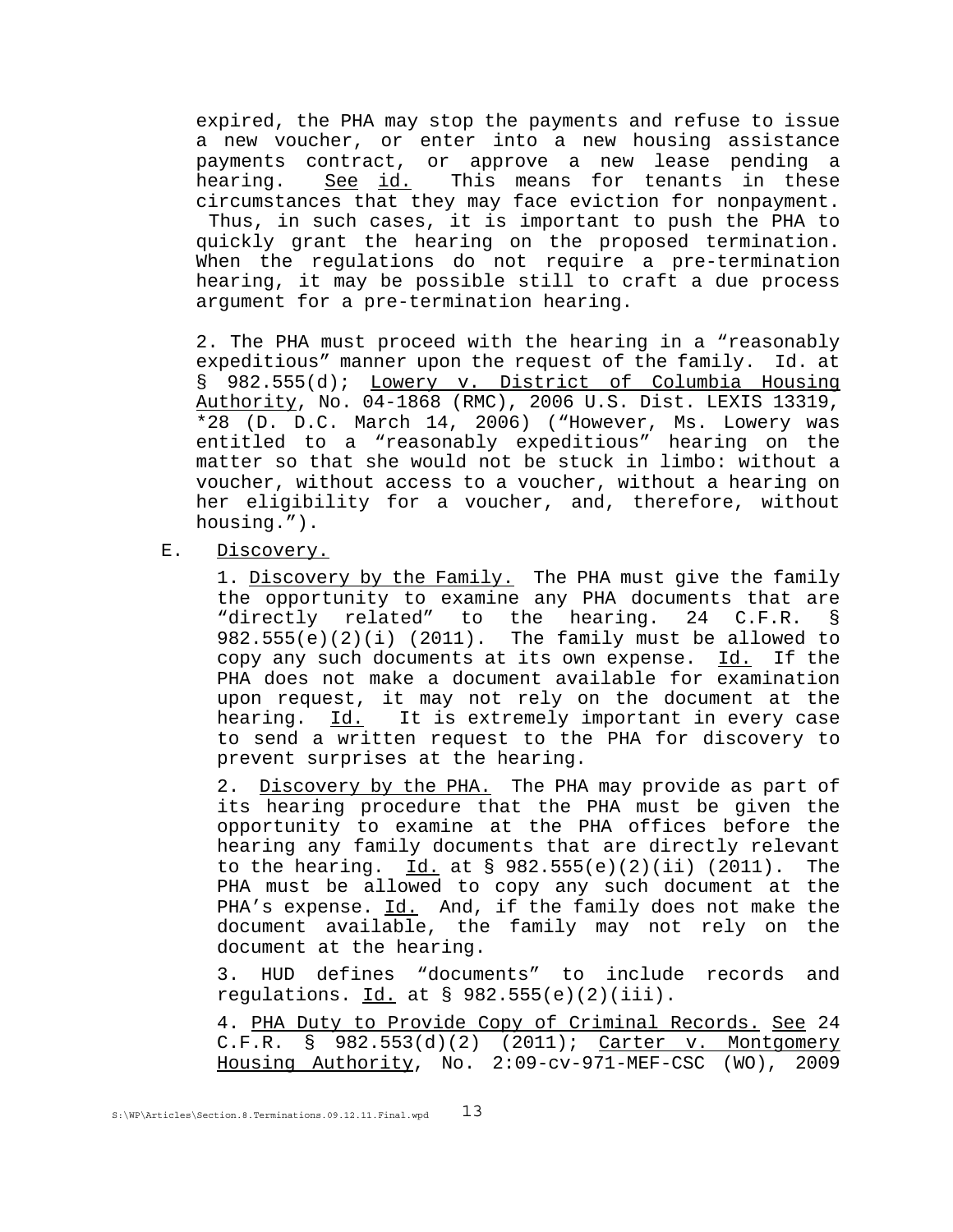expired, the PHA may stop the payments and refuse to issue a new voucher, or enter into a new housing assistance payments contract, or approve a new lease pending a hearing. See id. This means for tenants in these circumstances that they may face eviction for nonpayment. Thus, in such cases, it is important to push the PHA to quickly grant the hearing on the proposed termination. When the regulations do not require a pre-termination hearing, it may be possible still to craft a due process argument for a pre-termination hearing.

2. The PHA must proceed with the hearing in a "reasonably expeditious" manner upon the request of the family. Id. at § 982.555(d); Lowery v. District of Columbia Housing Authority, No. 04-1868 (RMC), 2006 U.S. Dist. LEXIS 13319, *28 (D. D.C. March 14, 2006) ("However, Ms. Lowery was entitled to a "reasonably expeditious" hearing on the matter so that she would not be stuck in limbo: without a voucher, without access to a voucher, without a hearing on her eligibility for a voucher, and, therefore, without housing.").

E. Discovery.

1. Discovery by the Family. The PHA must give the family the opportunity to examine any PHA documents that are "directly related" to the hearing. 24 C.F.R. § 982.555(e)(2)(i) (2011). The family must be allowed to copy any such documents at its own expense. Id. If the PHA does not make a document available for examination upon request, it may not rely on the document at the hearing. Id. It is extremely important in every case to send a written request to the PHA for discovery to prevent surprises at the hearing.

2. Discovery by the PHA. The PHA may provide as part of its hearing procedure that the PHA must be given the opportunity to examine at the PHA offices before the hearing any family documents that are directly relevant to the hearing. Id. at § 982.555(e)(2)(ii) (2011). The PHA must be allowed to copy any such document at the PHA's expense. Id. And, if the family does not make the document available, the family may not rely on the document at the hearing.

3. HUD defines "documents" to include records and regulations. Id. at § 982.555(e)(2)(iii).

4. PHA Duty to Provide Copy of Criminal Records. See 24 C.F.R. § 982.553(d)(2) (2011); Carter v. Montgomery Housing Authority, No. 2:09-cv-971-MEF-CSC (WO), 2009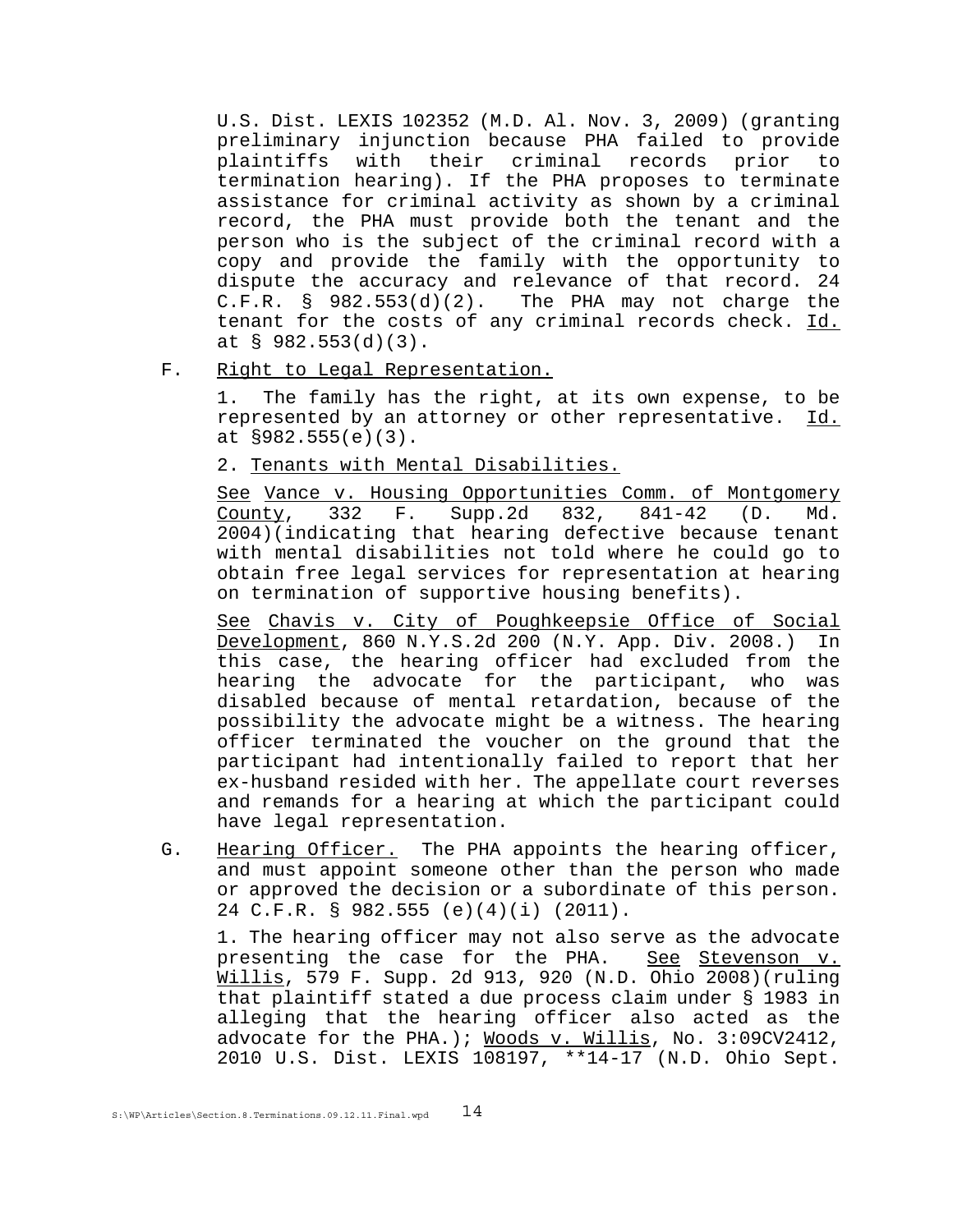U.S. Dist. LEXIS 102352 (M.D. Al. Nov. 3, 2009) (granting preliminary injunction because PHA failed to provide plaintiffs with their criminal records prior to termination hearing). If the PHA proposes to terminate assistance for criminal activity as shown by a criminal record, the PHA must provide both the tenant and the person who is the subject of the criminal record with a copy and provide the family with the opportunity to dispute the accuracy and relevance of that record. 24 C.F.R. § 982.553(d)(2). The PHA may not charge the tenant for the costs of any criminal records check. Id. at § 982.553(d)(3).

F. Right to Legal Representation.

1. The family has the right, at its own expense, to be represented by an attorney or other representative. Id. at §982.555(e)(3).

2. Tenants with Mental Disabilities.

See Vance v. Housing Opportunities Comm. of Montgomery County, 332 F. Supp.2d 832, 841-42 (D. Md. 2004)(indicating that hearing defective because tenant with mental disabilities not told where he could go to obtain free legal services for representation at hearing on termination of supportive housing benefits).

See Chavis v. City of Poughkeepsie Office of Social Development, 860 N.Y.S.2d 200 (N.Y. App. Div. 2008.) In this case, the hearing officer had excluded from the hearing the advocate for the participant, who was disabled because of mental retardation, because of the possibility the advocate might be a witness. The hearing officer terminated the voucher on the ground that the participant had intentionally failed to report that her ex-husband resided with her. The appellate court reverses and remands for a hearing at which the participant could have legal representation.

G. Hearing Officer. The PHA appoints the hearing officer, and must appoint someone other than the person who made or approved the decision or a subordinate of this person. 24 C.F.R. § 982.555 (e)(4)(i) (2011).

1. The hearing officer may not also serve as the advocate presenting the case for the PHA. See Stevenson v. Willis, 579 F. Supp. 2d 913, 920 (N.D. Ohio 2008)(ruling that plaintiff stated a due process claim under § 1983 in alleging that the hearing officer also acted as the advocate for the PHA.); Woods v. Willis, No. 3:09CV2412, 2010 U.S. Dist. LEXIS 108197, **14-17 (N.D. Ohio Sept.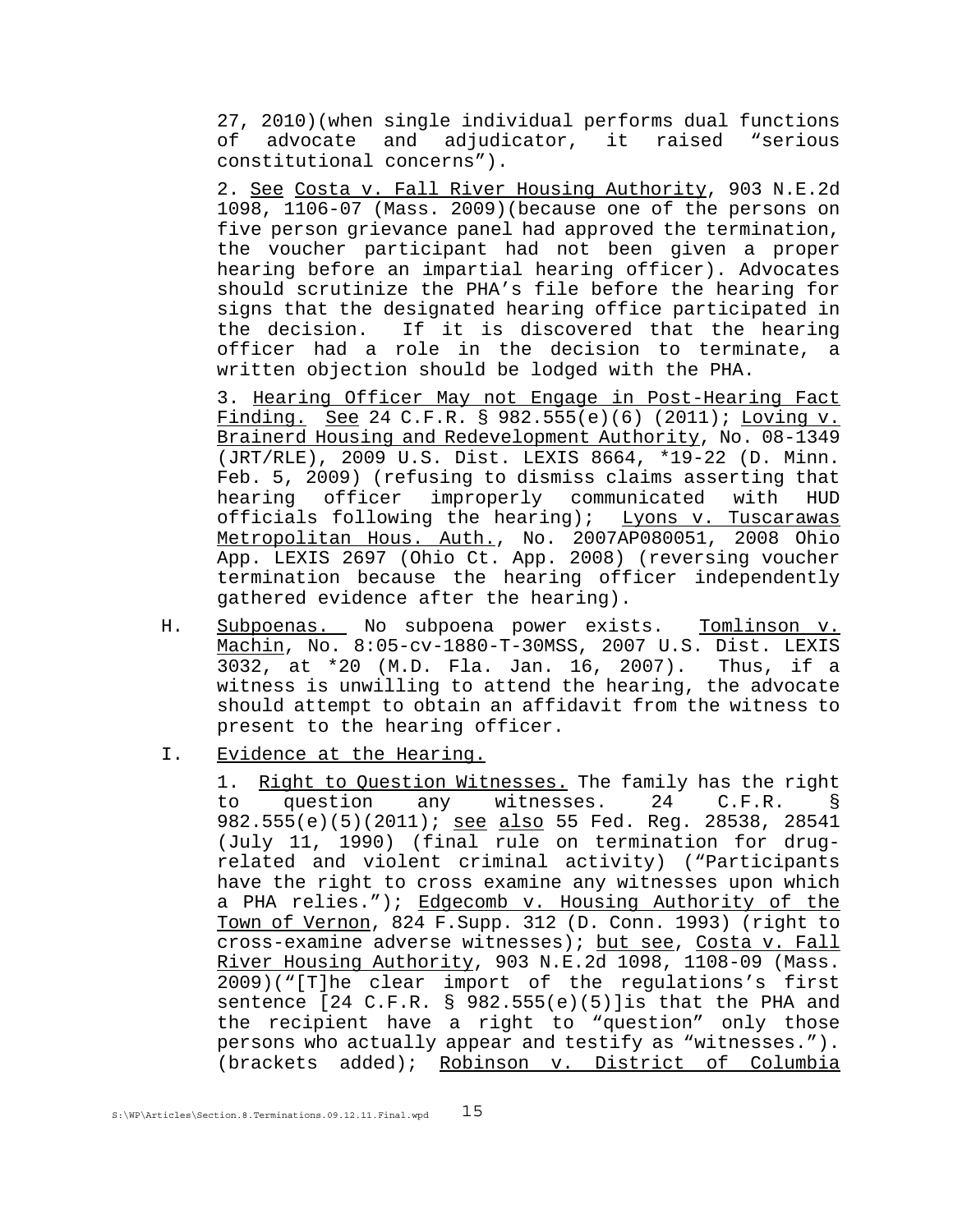27, 2010)(when single individual performs dual functions of advocate and adjudicator, it raised "serious constitutional concerns").

2. See Costa v. Fall River Housing Authority, 903 N.E.2d 1098, 1106-07 (Mass. 2009)(because one of the persons on five person grievance panel had approved the termination, the voucher participant had not been given a proper hearing before an impartial hearing officer). Advocates should scrutinize the PHA's file before the hearing for signs that the designated hearing office participated in the decision. If it is discovered that the hearing officer had a role in the decision to terminate, a written objection should be lodged with the PHA.

3. Hearing Officer May not Engage in Post-Hearing Fact Finding. See 24 C.F.R. § 982.555(e)(6) (2011); Loving v. Brainerd Housing and Redevelopment Authority, No. 08-1349 (JRT/RLE), 2009 U.S. Dist. LEXIS 8664, *19-22 (D. Minn. Feb. 5, 2009) (refusing to dismiss claims asserting that hearing officer improperly communicated with HUD officials following the hearing); Lyons v. Tuscarawas Metropolitan Hous. Auth., No. 2007AP080051, 2008 Ohio App. LEXIS 2697 (Ohio Ct. App. 2008) (reversing voucher termination because the hearing officer independently gathered evidence after the hearing).

H. Subpoenas. No subpoena power exists. Tomlinson v. Machin, No. 8:05-cv-1880-T-30MSS, 2007 U.S. Dist. LEXIS 3032, at *20 (M.D. Fla. Jan. 16, 2007). Thus, if a witness is unwilling to attend the hearing, the advocate should attempt to obtain an affidavit from the witness to present to the hearing officer.

I. Evidence at the Hearing.

1. Right to Question Witnesses. The family has the right to question any witnesses. 24 C.F.R. § 982.555(e)(5)(2011); see also 55 Fed. Reg. 28538, 28541 (July 11, 1990) (final rule on termination for drug-related and violent criminal activity) ("Participants have the right to cross examine any witnesses upon which a PHA relies."); Edgecomb v. Housing Authority of the Town of Vernon, 824 F.Supp. 312 (D. Conn. 1993) (right to cross-examine adverse witnesses); but see, Costa v. Fall River Housing Authority, 903 N.E.2d 1098, 1108-09 (Mass. 2009)("[T]he clear import of the regulations's first sentence [24 C.F.R. § 982.555(e)(5)]is that the PHA and the recipient have a right to "question" only those persons who actually appear and testify as "witnesses."). (brackets added); Robinson v. District of Columbia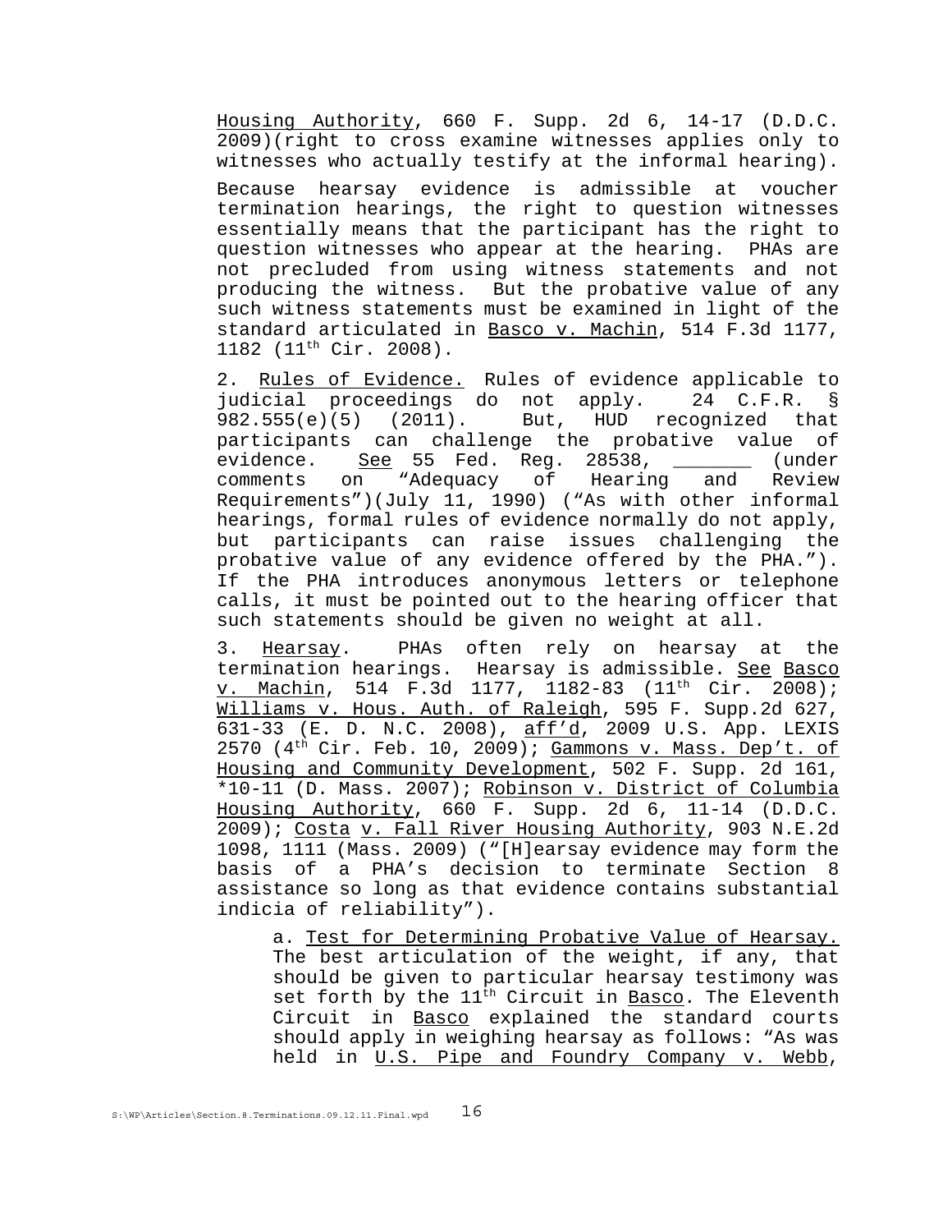Housing Authority, 660 F. Supp. 2d 6, 14-17 (D.D.C. 2009)(right to cross examine witnesses applies only to witnesses who actually testify at the informal hearing).

Because hearsay evidence is admissible at voucher termination hearings, the right to question witnesses essentially means that the participant has the right to question witnesses who appear at the hearing. PHAs are not precluded from using witness statements and not producing the witness. But the probative value of any such witness statements must be examined in light of the standard articulated in Basco v. Machin, 514 F.3d 1177, 1182 (11th Cir. 2008).

2. Rules of Evidence. Rules of evidence applicable to judicial proceedings do not apply. 24 C.F.R. § 982.555(e)(5) (2011). But, HUD recognized that participants can challenge the probative value of evidence. See 55 Fed. Reg. 28538, _______ (under comments on "Adequacy of Hearing and Review Requirements")(July 11, 1990) ("As with other informal hearings, formal rules of evidence normally do not apply, but participants can raise issues challenging the probative value of any evidence offered by the PHA."). If the PHA introduces anonymous letters or telephone calls, it must be pointed out to the hearing officer that such statements should be given no weight at all.

3. Hearsay. PHAs often rely on hearsay at the termination hearings. Hearsay is admissible. See Basco v. Machin, 514 F.3d 1177, 1182-83 (11th Cir. 2008); Williams v. Hous. Auth. of Raleigh, 595 F. Supp.2d 627, 631-33 (E. D. N.C. 2008), aff'd, 2009 U.S. App. LEXIS 2570 (4th Cir. Feb. 10, 2009); Gammons v. Mass. Dep't. of Housing and Community Development, 502 F. Supp. 2d 161, *10-11 (D. Mass. 2007); Robinson v. District of Columbia Housing Authority, 660 F. Supp. 2d 6, 11-14 (D.D.C. 2009); Costa v. Fall River Housing Authority, 903 N.E.2d 1098, 1111 (Mass. 2009) ("[H]earsay evidence may form the basis of a PHA's decision to terminate Section 8 assistance so long as that evidence contains substantial indicia of reliability").

a. Test for Determining Probative Value of Hearsay. The best articulation of the weight, if any, that should be given to particular hearsay testimony was set forth by the 11th Circuit in Basco. The Eleventh Circuit in Basco explained the standard courts should apply in weighing hearsay as follows: "As was held in U.S. Pipe and Foundry Company v. Webb,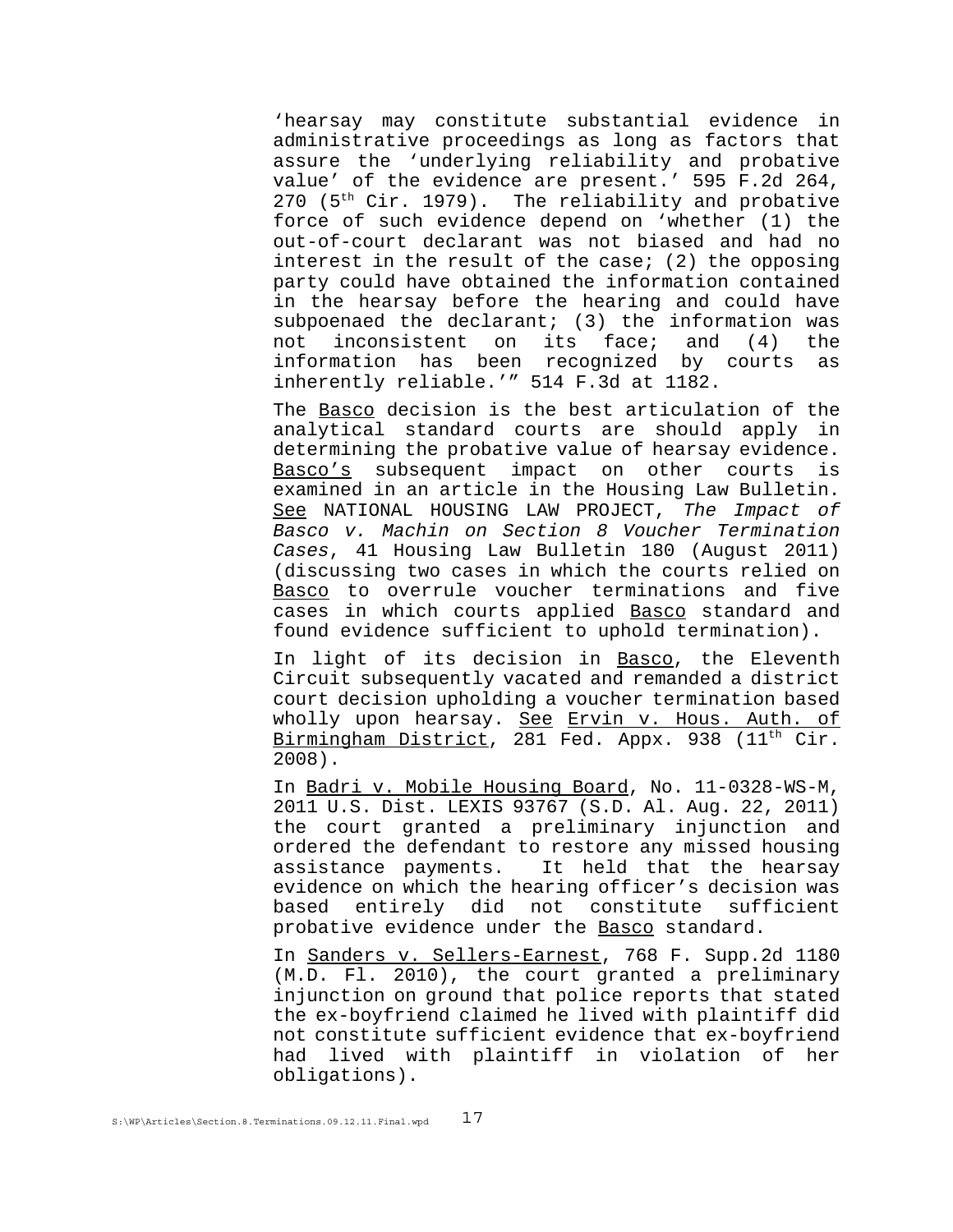'hearsay may constitute substantial evidence in administrative proceedings as long as factors that assure the 'underlying reliability and probative value' of the evidence are present.' 595 F.2d 264, 270 (5th Cir. 1979). The reliability and probative force of such evidence depend on 'whether (1) the out-of-court declarant was not biased and had no interest in the result of the case; (2) the opposing party could have obtained the information contained in the hearsay before the hearing and could have subpoenaed the declarant; (3) the information was not inconsistent on its face; and (4) the information has been recognized by courts as inherently reliable.'" 514 F.3d at 1182.

The Basco decision is the best articulation of the analytical standard courts are should apply in determining the probative value of hearsay evidence. Basco's subsequent impact on other courts is examined in an article in the Housing Law Bulletin. See NATIONAL HOUSING LAW PROJECT, *The Impact of Basco v. Machin on Section 8 Voucher Termination Cases*, 41 Housing Law Bulletin 180 (August 2011) (discussing two cases in which the courts relied on Basco to overrule voucher terminations and five cases in which courts applied Basco standard and found evidence sufficient to uphold termination).

In light of its decision in Basco, the Eleventh Circuit subsequently vacated and remanded a district court decision upholding a voucher termination based wholly upon hearsay. See Ervin v. Hous. Auth. of Birmingham District, 281 Fed. Appx. 938 (11th Cir. 2008).

In Badri v. Mobile Housing Board, No. 11-0328-WS-M, 2011 U.S. Dist. LEXIS 93767 (S.D. Al. Aug. 22, 2011) the court granted a preliminary injunction and ordered the defendant to restore any missed housing assistance payments. It held that the hearsay evidence on which the hearing officer's decision was based entirely did not constitute sufficient probative evidence under the Basco standard.

In Sanders v. Sellers-Earnest, 768 F. Supp.2d 1180 (M.D. Fl. 2010), the court granted a preliminary injunction on ground that police reports that stated the ex-boyfriend claimed he lived with plaintiff did not constitute sufficient evidence that ex-boyfriend had lived with plaintiff in violation of her obligations).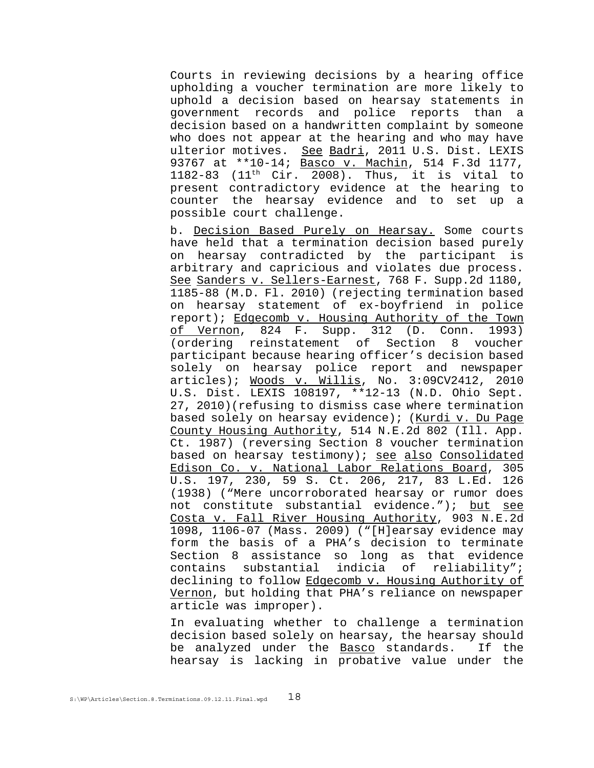Courts in reviewing decisions by a hearing office upholding a voucher termination are more likely to uphold a decision based on hearsay statements in government records and police reports than a decision based on a handwritten complaint by someone who does not appear at the hearing and who may have ulterior motives. See Badri, 2011 U.S. Dist. LEXIS 93767 at **10-14; Basco v. Machin, 514 F.3d 1177, 1182-83 (11th Cir. 2008). Thus, it is vital to present contradictory evidence at the hearing to counter the hearsay evidence and to set up a possible court challenge.

b. Decision Based Purely on Hearsay. Some courts have held that a termination decision based purely on hearsay contradicted by the participant is arbitrary and capricious and violates due process. See Sanders v. Sellers-Earnest, 768 F. Supp.2d 1180, 1185-88 (M.D. Fl. 2010) (rejecting termination based on hearsay statement of ex-boyfriend in police report); Edgecomb v. Housing Authority of the Town of Vernon, 824 F. Supp. 312 (D. Conn. 1993) (ordering reinstatement of Section 8 voucher participant because hearing officer's decision based solely on hearsay police report and newspaper articles); Woods v. Willis, No. 3:09CV2412, 2010 U.S. Dist. LEXIS 108197, **12-13 (N.D. Ohio Sept. 27, 2010)(refusing to dismiss case where termination based solely on hearsay evidence); (Kurdi v. Du Page County Housing Authority, 514 N.E.2d 802 (Ill. App. Ct. 1987) (reversing Section 8 voucher termination based on hearsay testimony); see also Consolidated Edison Co. v. National Labor Relations Board, 305 U.S. 197, 230, 59 S. Ct. 206, 217, 83 L.Ed. 126 (1938) ("Mere uncorroborated hearsay or rumor does not constitute substantial evidence."); but see Costa v. Fall River Housing Authority, 903 N.E.2d 1098, 1106-07 (Mass. 2009) ("[H]earsay evidence may form the basis of a PHA's decision to terminate Section 8 assistance so long as that evidence contains substantial indicia of reliability"; declining to follow Edgecomb v. Housing Authority of Vernon, but holding that PHA's reliance on newspaper article was improper).

In evaluating whether to challenge a termination decision based solely on hearsay, the hearsay should be analyzed under the Basco standards. If the hearsay is lacking in probative value under the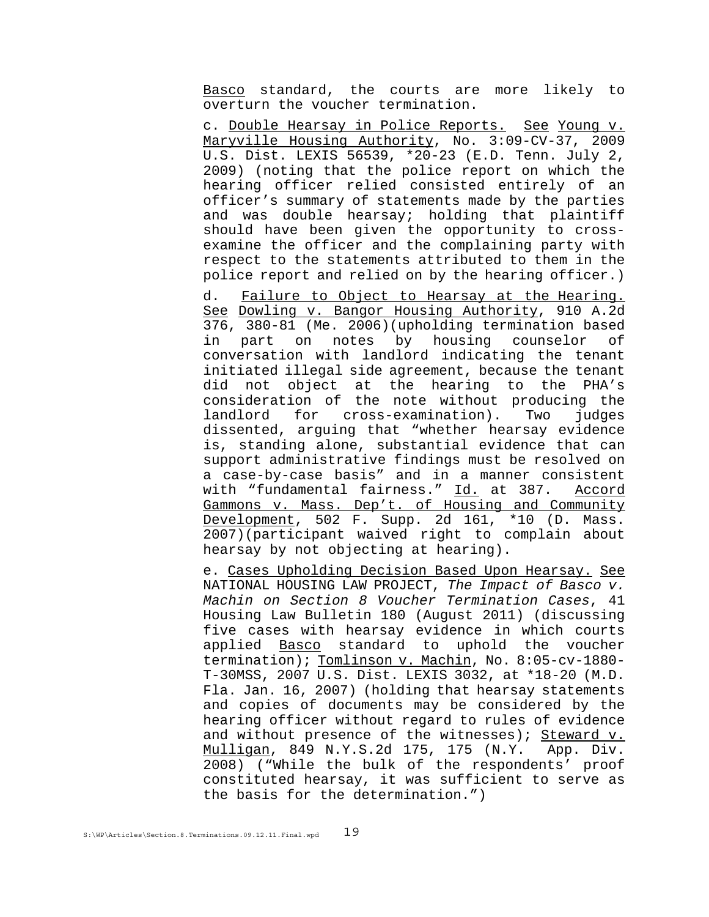Basco standard, the courts are more likely to overturn the voucher termination.

c. Double Hearsay in Police Reports. See Young v. Maryville Housing Authority, No. 3:09-CV-37, 2009 U.S. Dist. LEXIS 56539, *20-23 (E.D. Tenn. July 2, 2009) (noting that the police report on which the hearing officer relied consisted entirely of an officer's summary of statements made by the parties and was double hearsay; holding that plaintiff should have been given the opportunity to cross-examine the officer and the complaining party with respect to the statements attributed to them in the police report and relied on by the hearing officer.)

d. Failure to Object to Hearsay at the Hearing. See Dowling v. Bangor Housing Authority, 910 A.2d 376, 380-81 (Me. 2006)(upholding termination based in part on notes by housing counselor of conversation with landlord indicating the tenant initiated illegal side agreement, because the tenant did not object at the hearing to the PHA's consideration of the note without producing the landlord for cross-examination). Two judges dissented, arguing that "whether hearsay evidence is, standing alone, substantial evidence that can support administrative findings must be resolved on a case-by-case basis" and in a manner consistent with "fundamental fairness." Id. at 387. Accord Gammons v. Mass. Dep't. of Housing and Community Development, 502 F. Supp. 2d 161, *10 (D. Mass. 2007)(participant waived right to complain about hearsay by not objecting at hearing).

e. Cases Upholding Decision Based Upon Hearsay. See NATIONAL HOUSING LAW PROJECT, *The Impact of Basco v. Machin on Section 8 Voucher Termination Cases*, 41 Housing Law Bulletin 180 (August 2011) (discussing five cases with hearsay evidence in which courts applied Basco standard to uphold the voucher termination); Tomlinson v. Machin, No. 8:05-cv-1880-T-30MSS, 2007 U.S. Dist. LEXIS 3032, at *18-20 (M.D. Fla. Jan. 16, 2007) (holding that hearsay statements and copies of documents may be considered by the hearing officer without regard to rules of evidence and without presence of the witnesses); Steward v. Mulligan, 849 N.Y.S.2d 175, 175 (N.Y. App. Div. 2008) ("While the bulk of the respondents' proof constituted hearsay, it was sufficient to serve as the basis for the determination.")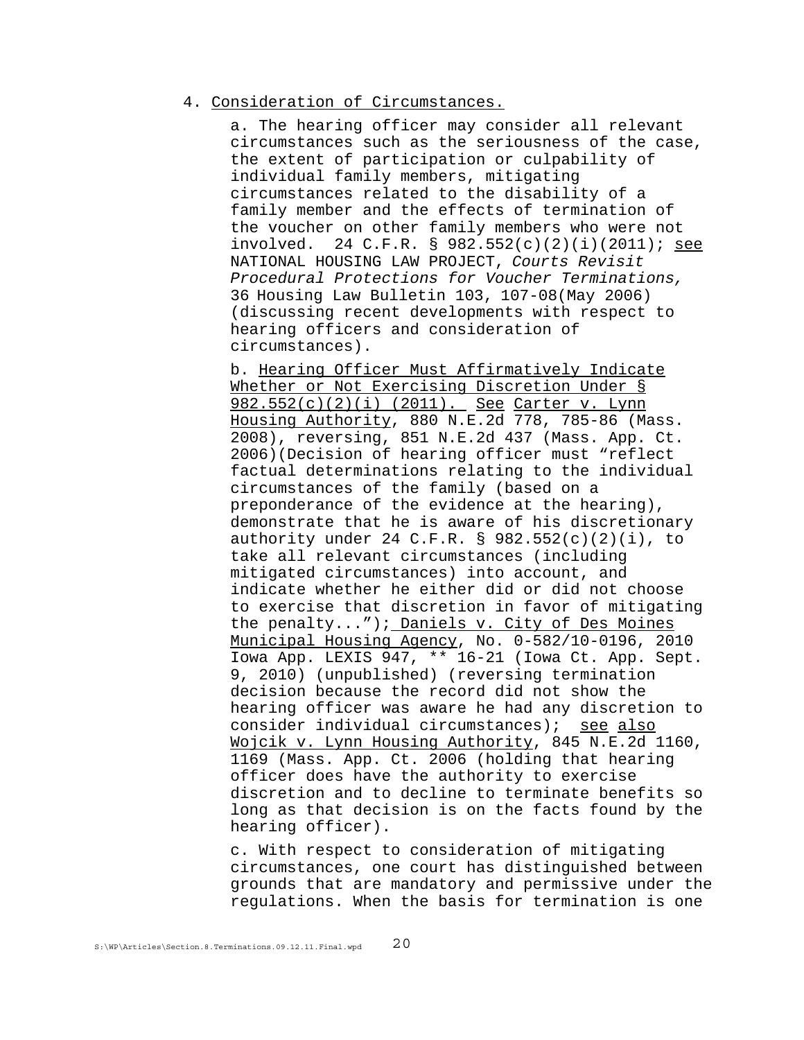4. Consideration of Circumstances.

a. The hearing officer may consider all relevant circumstances such as the seriousness of the case, the extent of participation or culpability of individual family members, mitigating circumstances related to the disability of a family member and the effects of termination of the voucher on other family members who were not involved. 24 C.F.R. § 982.552(c)(2)(i)(2011); see NATIONAL HOUSING LAW PROJECT, *Courts Revisit Procedural Protections for Voucher Terminations,* 36 Housing Law Bulletin 103, 107-08(May 2006) (discussing recent developments with respect to hearing officers and consideration of circumstances).

b. Hearing Officer Must Affirmatively Indicate Whether or Not Exercising Discretion Under § 982.552(c)(2)(i) (2011). See Carter v. Lynn Housing Authority, 880 N.E.2d 778, 785-86 (Mass. 2008), reversing, 851 N.E.2d 437 (Mass. App. Ct. 2006)(Decision of hearing officer must "reflect factual determinations relating to the individual circumstances of the family (based on a preponderance of the evidence at the hearing), demonstrate that he is aware of his discretionary authority under 24 C.F.R. § 982.552(c)(2)(i), to take all relevant circumstances (including mitigated circumstances) into account, and indicate whether he either did or did not choose to exercise that discretion in favor of mitigating the penalty..."); Daniels v. City of Des Moines Municipal Housing Agency, No. 0-582/10-0196, 2010 Iowa App. LEXIS 947, ** 16-21 (Iowa Ct. App. Sept. 9, 2010) (unpublished) (reversing termination decision because the record did not show the hearing officer was aware he had any discretion to consider individual circumstances); see also Wojcik v. Lynn Housing Authority, 845 N.E.2d 1160, 1169 (Mass. App. Ct. 2006 (holding that hearing officer does have the authority to exercise discretion and to decline to terminate benefits so long as that decision is on the facts found by the hearing officer).

c. With respect to consideration of mitigating circumstances, one court has distinguished between grounds that are mandatory and permissive under the regulations. When the basis for termination is one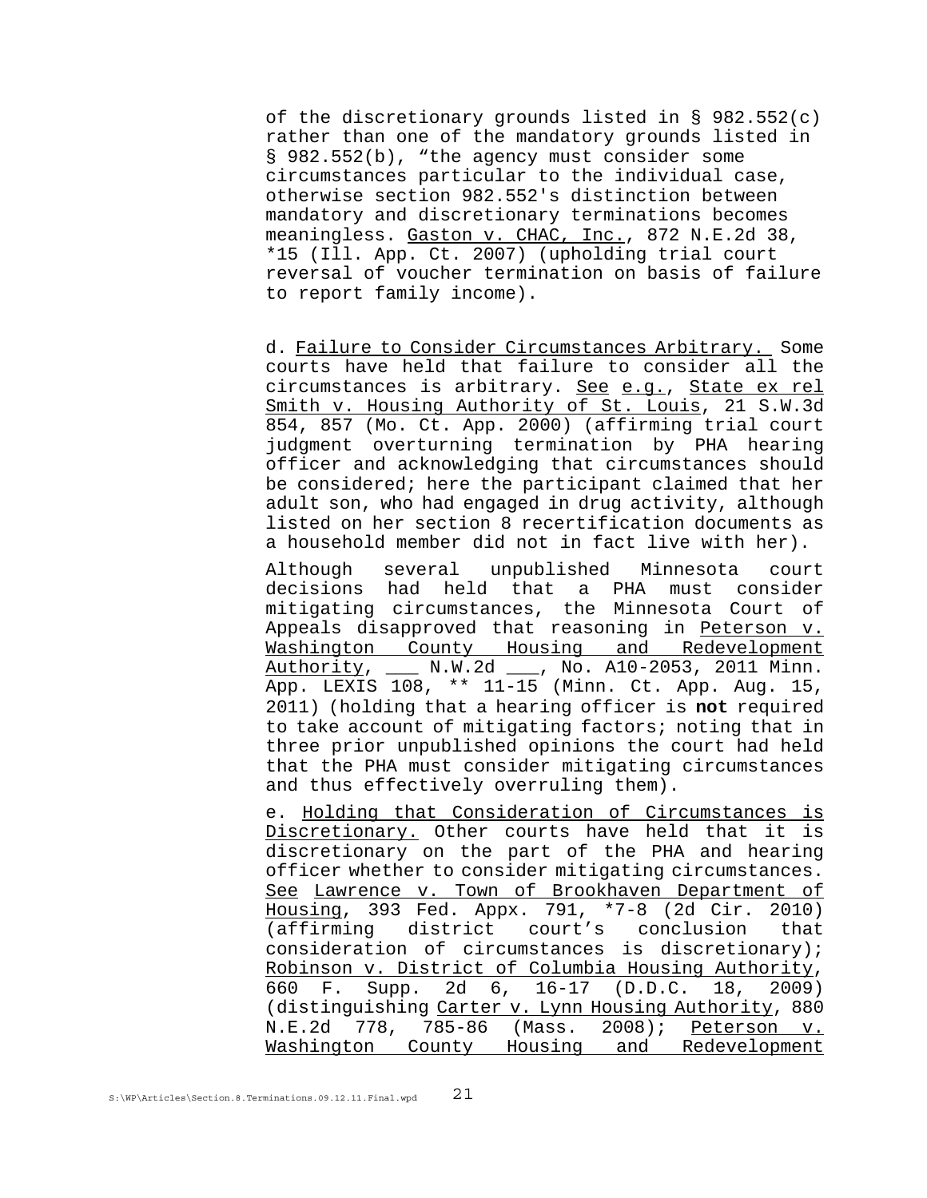of the discretionary grounds listed in § 982.552(c) rather than one of the mandatory grounds listed in § 982.552(b), "the agency must consider some circumstances particular to the individual case, otherwise section 982.552's distinction between mandatory and discretionary terminations becomes meaningless. Gaston v. CHAC, Inc., 872 N.E.2d 38, *15 (Ill. App. Ct. 2007) (upholding trial court reversal of voucher termination on basis of failure to report family income).

d. Failure to Consider Circumstances Arbitrary. Some courts have held that failure to consider all the circumstances is arbitrary. See e.g., State ex rel Smith v. Housing Authority of St. Louis, 21 S.W.3d 854, 857 (Mo. Ct. App. 2000) (affirming trial court judgment overturning termination by PHA hearing officer and acknowledging that circumstances should be considered; here the participant claimed that her adult son, who had engaged in drug activity, although listed on her section 8 recertification documents as a household member did not in fact live with her).

Although several unpublished Minnesota court decisions had held that a PHA must consider mitigating circumstances, the Minnesota Court of Appeals disapproved that reasoning in Peterson v. Washington County Housing and Redevelopment Authority, ___ N.W.2d ___, No. A10-2053, 2011 Minn. App. LEXIS 108, ** 11-15 (Minn. Ct. App. Aug. 15, 2011) (holding that a hearing officer is **not** required to take account of mitigating factors; noting that in three prior unpublished opinions the court had held that the PHA must consider mitigating circumstances and thus effectively overruling them).

e. Holding that Consideration of Circumstances is Discretionary. Other courts have held that it is discretionary on the part of the PHA and hearing officer whether to consider mitigating circumstances. See Lawrence v. Town of Brookhaven Department of Housing, 393 Fed. Appx. 791, *7-8 (2d Cir. 2010) (affirming district court's conclusion that consideration of circumstances is discretionary); Robinson v. District of Columbia Housing Authority, 660 F. Supp. 2d 6, 16-17 (D.D.C. 18, 2009) (distinguishing Carter v. Lynn Housing Authority, 880 N.E.2d 778, 785-86 (Mass. 2008); Peterson v. Washington County Housing and Redevelopment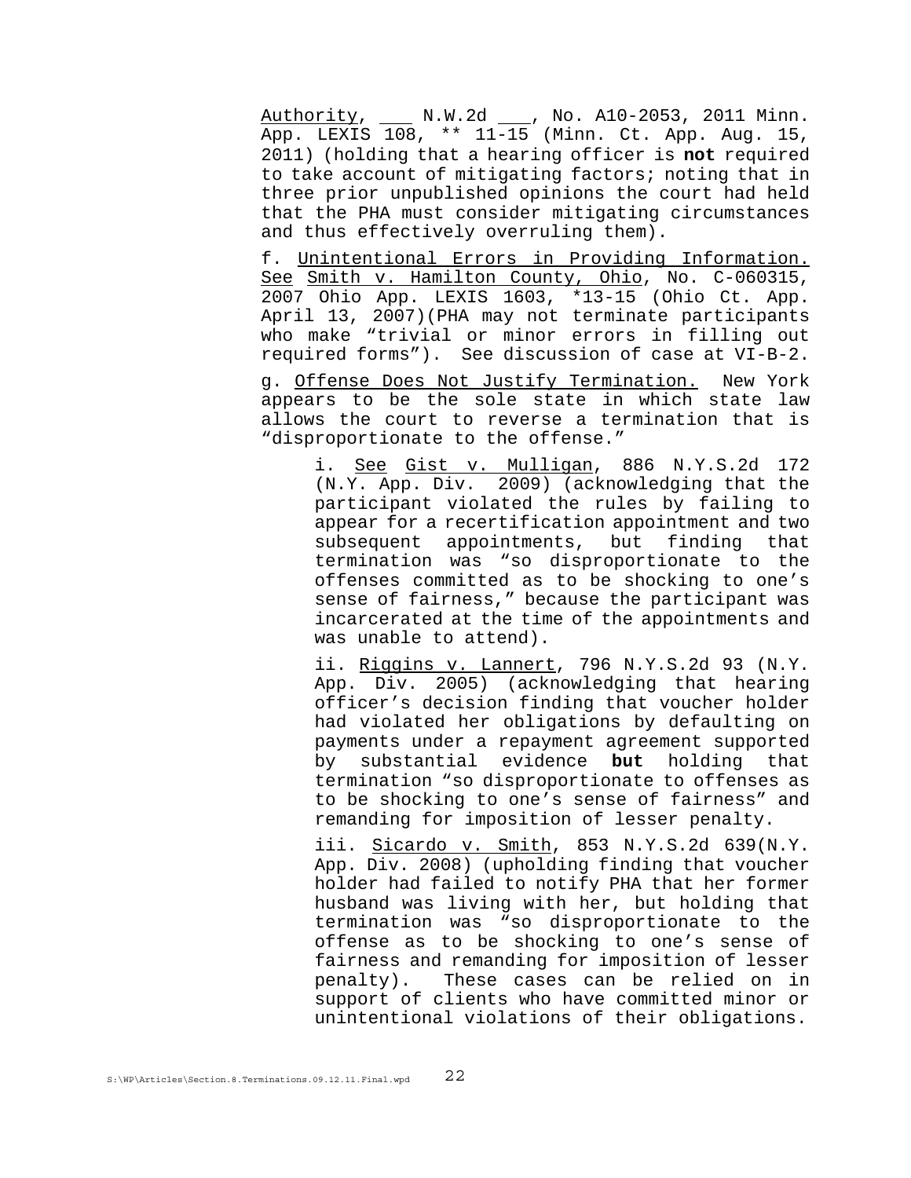Authority, ___ N.W.2d ___, No. A10-2053, 2011 Minn. App. LEXIS 108, ** 11-15 (Minn. Ct. App. Aug. 15, 2011) (holding that a hearing officer is **not** required to take account of mitigating factors; noting that in three prior unpublished opinions the court had held that the PHA must consider mitigating circumstances and thus effectively overruling them).

f. Unintentional Errors in Providing Information. See Smith v. Hamilton County, Ohio, No. C-060315, 2007 Ohio App. LEXIS 1603, *13-15 (Ohio Ct. App. April 13, 2007)(PHA may not terminate participants who make "trivial or minor errors in filling out required forms"). See discussion of case at VI-B-2.

g. Offense Does Not Justify Termination. New York appears to be the sole state in which state law allows the court to reverse a termination that is "disproportionate to the offense."

> i. See Gist v. Mulligan, 886 N.Y.S.2d 172 (N.Y. App. Div. 2009) (acknowledging that the participant violated the rules by failing to appear for a recertification appointment and two subsequent appointments, but finding that termination was "so disproportionate to the offenses committed as to be shocking to one's sense of fairness," because the participant was incarcerated at the time of the appointments and was unable to attend).
>
> ii. Riggins v. Lannert, 796 N.Y.S.2d 93 (N.Y. App. Div. 2005) (acknowledging that hearing officer's decision finding that voucher holder had violated her obligations by defaulting on payments under a repayment agreement supported by substantial evidence **but** holding that termination "so disproportionate to offenses as to be shocking to one's sense of fairness" and remanding for imposition of lesser penalty.
>
> iii. Sicardo v. Smith, 853 N.Y.S.2d 639(N.Y. App. Div. 2008) (upholding finding that voucher holder had failed to notify PHA that her former husband was living with her, but holding that termination was "so disproportionate to the offense as to be shocking to one's sense of fairness and remanding for imposition of lesser penalty). These cases can be relied on in support of clients who have committed minor or unintentional violations of their obligations.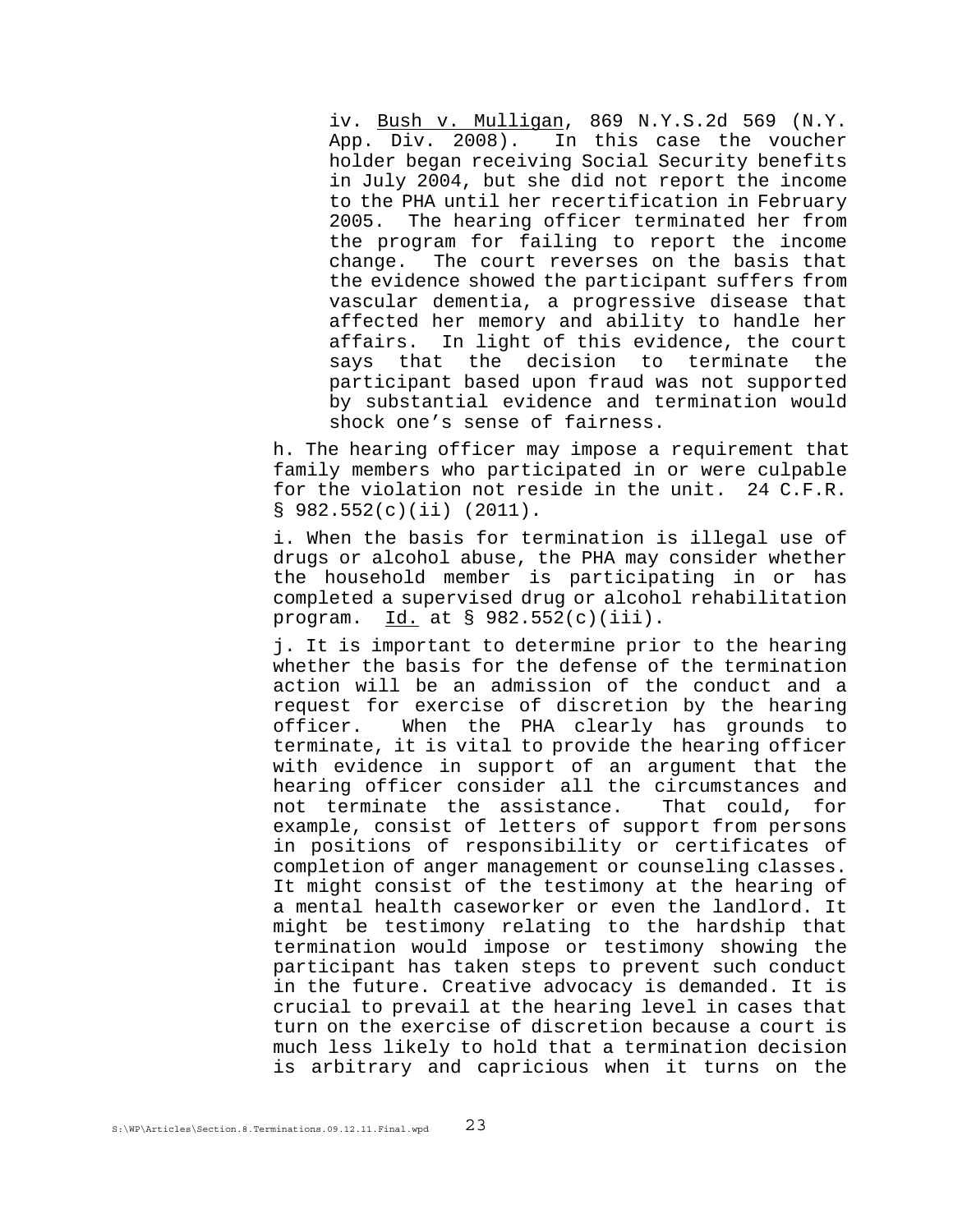iv. Bush v. Mulligan, 869 N.Y.S.2d 569 (N.Y. App. Div. 2008). In this case the voucher holder began receiving Social Security benefits in July 2004, but she did not report the income to the PHA until her recertification in February 2005. The hearing officer terminated her from the program for failing to report the income change. The court reverses on the basis that the evidence showed the participant suffers from vascular dementia, a progressive disease that affected her memory and ability to handle her affairs. In light of this evidence, the court says that the decision to terminate the participant based upon fraud was not supported by substantial evidence and termination would shock one's sense of fairness.

h. The hearing officer may impose a requirement that family members who participated in or were culpable for the violation not reside in the unit. 24 C.F.R. § 982.552(c)(ii) (2011).

i. When the basis for termination is illegal use of drugs or alcohol abuse, the PHA may consider whether the household member is participating in or has completed a supervised drug or alcohol rehabilitation program. Id. at § 982.552(c)(iii).

j. It is important to determine prior to the hearing whether the basis for the defense of the termination action will be an admission of the conduct and a request for exercise of discretion by the hearing officer. When the PHA clearly has grounds to terminate, it is vital to provide the hearing officer with evidence in support of an argument that the hearing officer consider all the circumstances and not terminate the assistance. That could, for example, consist of letters of support from persons in positions of responsibility or certificates of completion of anger management or counseling classes. It might consist of the testimony at the hearing of a mental health caseworker or even the landlord. It might be testimony relating to the hardship that termination would impose or testimony showing the participant has taken steps to prevent such conduct in the future. Creative advocacy is demanded. It is crucial to prevail at the hearing level in cases that turn on the exercise of discretion because a court is much less likely to hold that a termination decision is arbitrary and capricious when it turns on the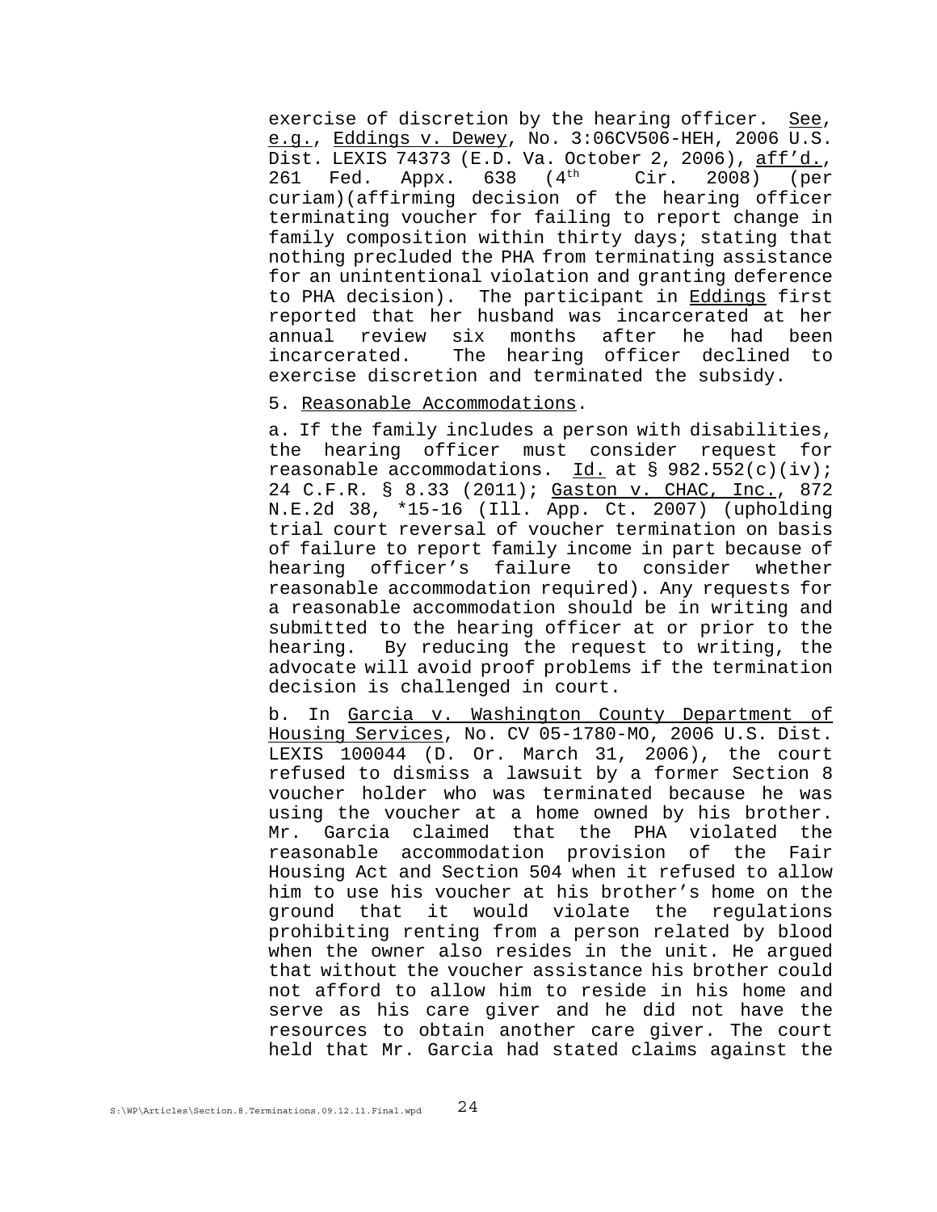exercise of discretion by the hearing officer. See, e.g., Eddings v. Dewey, No. 3:06CV506-HEH, 2006 U.S. Dist. LEXIS 74373 (E.D. Va. October 2, 2006), aff'd., 261 Fed. Appx. 638 (4th Cir. 2008) (per curiam)(affirming decision of the hearing officer terminating voucher for failing to report change in family composition within thirty days; stating that nothing precluded the PHA from terminating assistance for an unintentional violation and granting deference to PHA decision). The participant in Eddings first reported that her husband was incarcerated at her annual review six months after he had been incarcerated. The hearing officer declined to exercise discretion and terminated the subsidy.

5. Reasonable Accommodations.

a. If the family includes a person with disabilities, the hearing officer must consider request for reasonable accommodations. Id. at § 982.552(c)(iv); 24 C.F.R. § 8.33 (2011); Gaston v. CHAC, Inc., 872 N.E.2d 38, *15-16 (Ill. App. Ct. 2007) (upholding trial court reversal of voucher termination on basis of failure to report family income in part because of hearing officer's failure to consider whether reasonable accommodation required). Any requests for a reasonable accommodation should be in writing and submitted to the hearing officer at or prior to the hearing. By reducing the request to writing, the advocate will avoid proof problems if the termination decision is challenged in court.

b. In Garcia v. Washington County Department of Housing Services, No. CV 05-1780-MO, 2006 U.S. Dist. LEXIS 100044 (D. Or. March 31, 2006), the court refused to dismiss a lawsuit by a former Section 8 voucher holder who was terminated because he was using the voucher at a home owned by his brother. Mr. Garcia claimed that the PHA violated the reasonable accommodation provision of the Fair Housing Act and Section 504 when it refused to allow him to use his voucher at his brother's home on the ground that it would violate the regulations prohibiting renting from a person related by blood when the owner also resides in the unit. He argued that without the voucher assistance his brother could not afford to allow him to reside in his home and serve as his care giver and he did not have the resources to obtain another care giver. The court held that Mr. Garcia had stated claims against the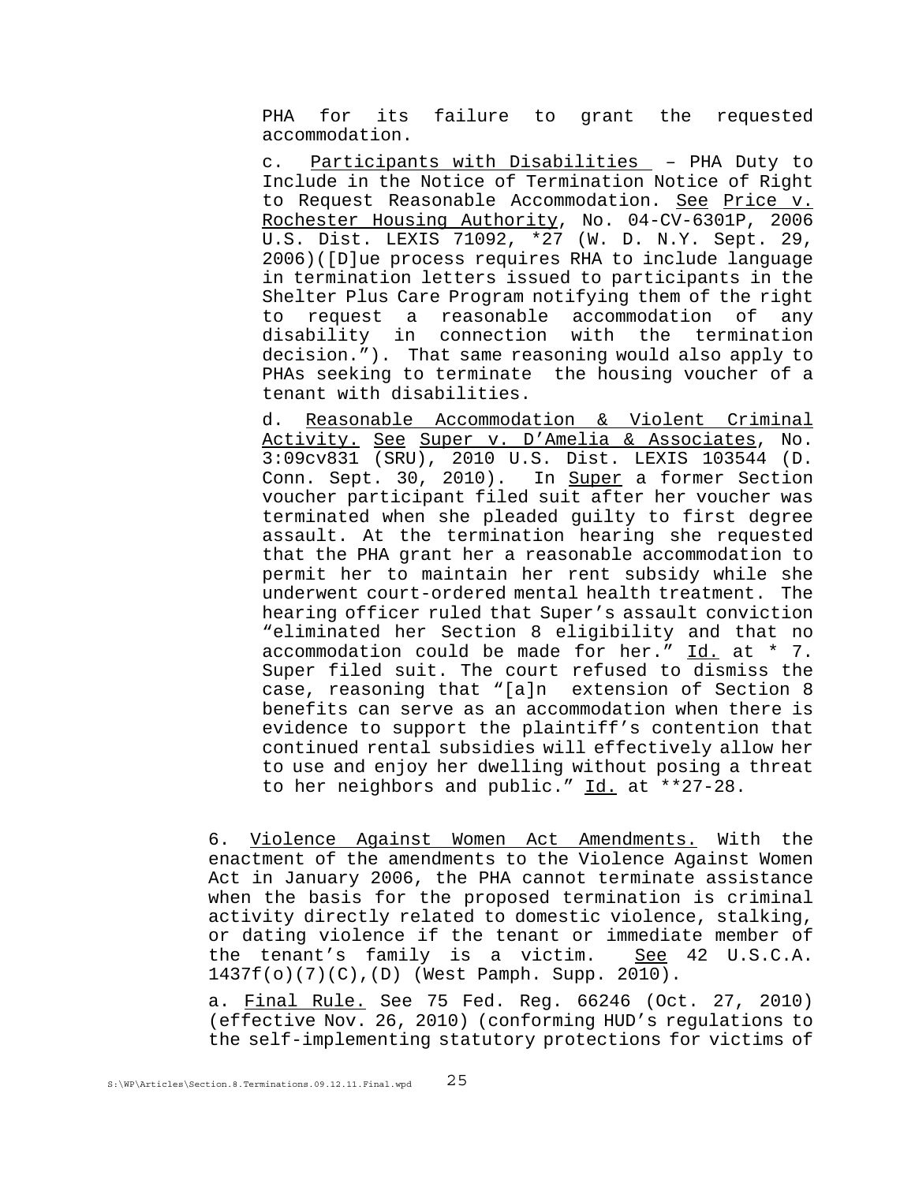PHA for its failure to grant the requested accommodation.

c. <u>Participants with Disabilities</u> – PHA Duty to Include in the Notice of Termination Notice of Right to Request Reasonable Accommodation. <u>See</u> <u>Price v. Rochester Housing Authority</u>, No. 04-CV-6301P, 2006 U.S. Dist. LEXIS 71092, *27 (W. D. N.Y. Sept. 29, 2006)([D]ue process requires RHA to include language in termination letters issued to participants in the Shelter Plus Care Program notifying them of the right to request a reasonable accommodation of any disability in connection with the termination decision."). That same reasoning would also apply to PHAs seeking to terminate the housing voucher of a tenant with disabilities.

d. <u>Reasonable Accommodation & Violent Criminal Activity.</u> <u>See</u> <u>Super v. D'Amelia & Associates</u>, No. 3:09cv831 (SRU), 2010 U.S. Dist. LEXIS 103544 (D. Conn. Sept. 30, 2010). In <u>Super</u> a former Section voucher participant filed suit after her voucher was terminated when she pleaded guilty to first degree assault. At the termination hearing she requested that the PHA grant her a reasonable accommodation to permit her to maintain her rent subsidy while she underwent court-ordered mental health treatment. The hearing officer ruled that Super's assault conviction "eliminated her Section 8 eligibility and that no accommodation could be made for her." <u>Id.</u> at * 7. Super filed suit. The court refused to dismiss the case, reasoning that "[a]n extension of Section 8 benefits can serve as an accommodation when there is evidence to support the plaintiff's contention that continued rental subsidies will effectively allow her to use and enjoy her dwelling without posing a threat to her neighbors and public." <u>Id.</u> at **27-28.

6. <u>Violence Against Women Act Amendments.</u> With the enactment of the amendments to the Violence Against Women Act in January 2006, the PHA cannot terminate assistance when the basis for the proposed termination is criminal activity directly related to domestic violence, stalking, or dating violence if the tenant or immediate member of the tenant's family is a victim. <u>See</u> 42 U.S.C.A. 1437f(o)(7)(C),(D) (West Pamph. Supp. 2010).

a. <u>Final Rule.</u> See 75 Fed. Reg. 66246 (Oct. 27, 2010) (effective Nov. 26, 2010) (conforming HUD's regulations to the self-implementing statutory protections for victims of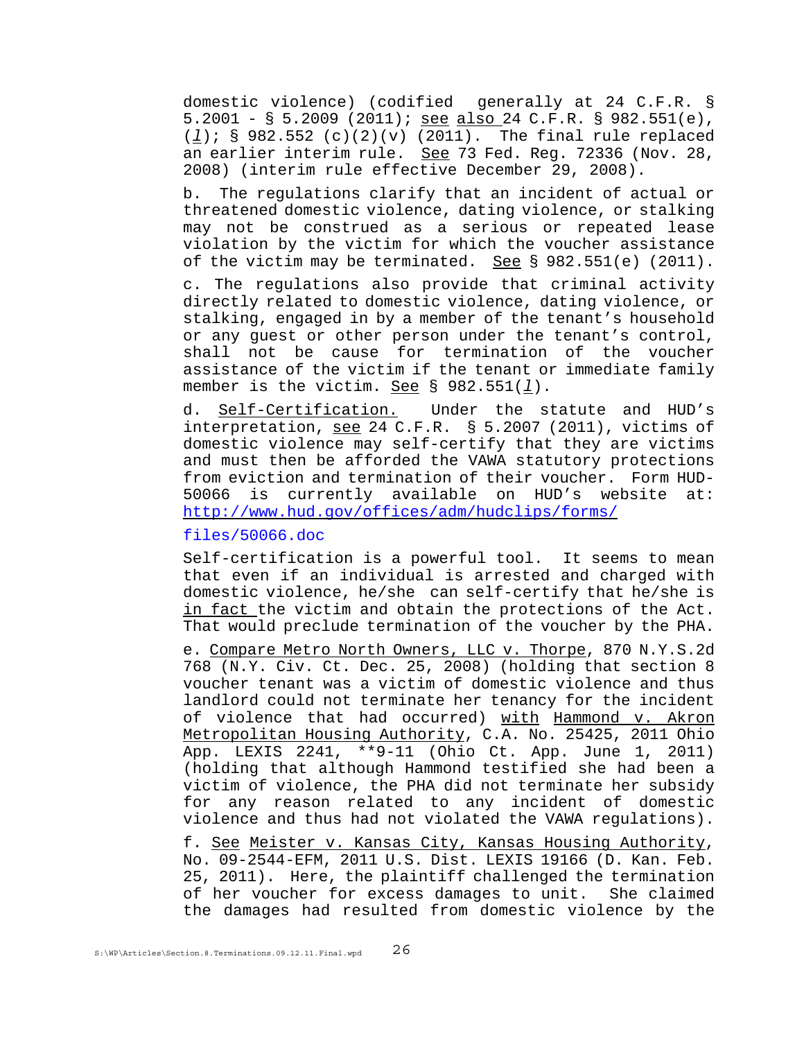domestic violence) (codified generally at 24 C.F.R. § 5.2001 - § 5.2009 (2011); see also 24 C.F.R. § 982.551(e), (*l*); § 982.552 (c)(2)(v) (2011). The final rule replaced an earlier interim rule. See 73 Fed. Reg. 72336 (Nov. 28, 2008) (interim rule effective December 29, 2008).

b. The regulations clarify that an incident of actual or threatened domestic violence, dating violence, or stalking may not be construed as a serious or repeated lease violation by the victim for which the voucher assistance of the victim may be terminated. See § 982.551(e) (2011).

c. The regulations also provide that criminal activity directly related to domestic violence, dating violence, or stalking, engaged in by a member of the tenant's household or any guest or other person under the tenant's control, shall not be cause for termination of the voucher assistance of the victim if the tenant or immediate family member is the victim. See § 982.551(*l*).

d. Self-Certification. Under the statute and HUD's interpretation, see 24 C.F.R. § 5.2007 (2011), victims of domestic violence may self-certify that they are victims and must then be afforded the VAWA statutory protections from eviction and termination of their voucher. Form HUD-50066 is currently available on HUD's website at: http://www.hud.gov/offices/adm/hudclips/forms/files/50066.doc

Self-certification is a powerful tool. It seems to mean that even if an individual is arrested and charged with domestic violence, he/she can self-certify that he/she is in fact the victim and obtain the protections of the Act. That would preclude termination of the voucher by the PHA.

e. Compare Metro North Owners, LLC v. Thorpe, 870 N.Y.S.2d 768 (N.Y. Civ. Ct. Dec. 25, 2008) (holding that section 8 voucher tenant was a victim of domestic violence and thus landlord could not terminate her tenancy for the incident of violence that had occurred) with Hammond v. Akron Metropolitan Housing Authority, C.A. No. 25425, 2011 Ohio App. LEXIS 2241, **9-11 (Ohio Ct. App. June 1, 2011) (holding that although Hammond testified she had been a victim of violence, the PHA did not terminate her subsidy for any reason related to any incident of domestic violence and thus had not violated the VAWA regulations).

f. See Meister v. Kansas City, Kansas Housing Authority, No. 09-2544-EFM, 2011 U.S. Dist. LEXIS 19166 (D. Kan. Feb. 25, 2011). Here, the plaintiff challenged the termination of her voucher for excess damages to unit. She claimed the damages had resulted from domestic violence by the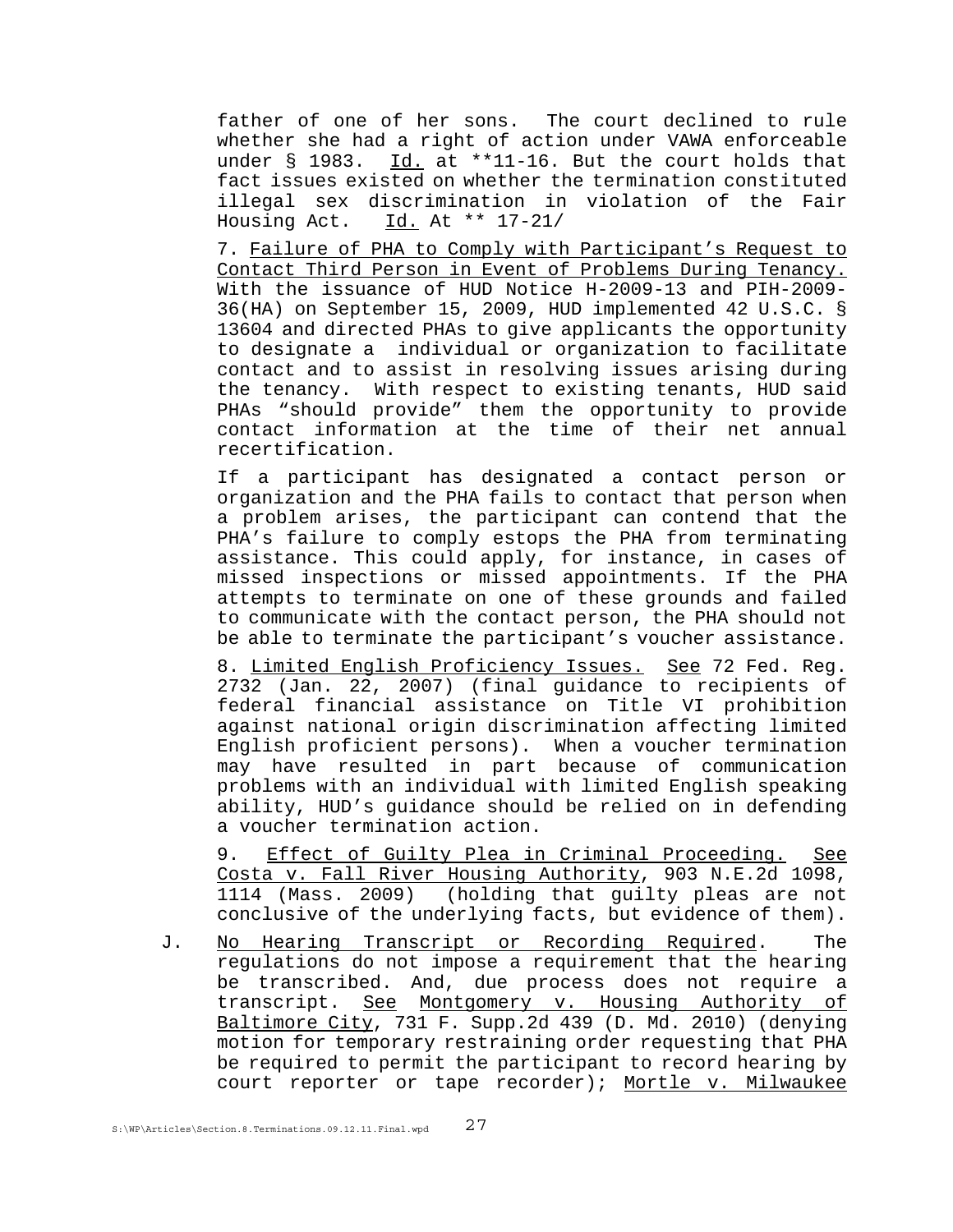father of one of her sons. The court declined to rule whether she had a right of action under VAWA enforceable under § 1983. Id. at **11-16. But the court holds that fact issues existed on whether the termination constituted illegal sex discrimination in violation of the Fair Housing Act. Id. At ** 17-21/

7. Failure of PHA to Comply with Participant's Request to Contact Third Person in Event of Problems During Tenancy. With the issuance of HUD Notice H-2009-13 and PIH-2009-36(HA) on September 15, 2009, HUD implemented 42 U.S.C. § 13604 and directed PHAs to give applicants the opportunity to designate a individual or organization to facilitate contact and to assist in resolving issues arising during the tenancy. With respect to existing tenants, HUD said PHAs "should provide" them the opportunity to provide contact information at the time of their net annual recertification.

If a participant has designated a contact person or organization and the PHA fails to contact that person when a problem arises, the participant can contend that the PHA's failure to comply estops the PHA from terminating assistance. This could apply, for instance, in cases of missed inspections or missed appointments. If the PHA attempts to terminate on one of these grounds and failed to communicate with the contact person, the PHA should not be able to terminate the participant's voucher assistance.

8. Limited English Proficiency Issues. See 72 Fed. Reg. 2732 (Jan. 22, 2007) (final guidance to recipients of federal financial assistance on Title VI prohibition against national origin discrimination affecting limited English proficient persons). When a voucher termination may have resulted in part because of communication problems with an individual with limited English speaking ability, HUD's guidance should be relied on in defending a voucher termination action.

9. Effect of Guilty Plea in Criminal Proceeding. See Costa v. Fall River Housing Authority, 903 N.E.2d 1098, 1114 (Mass. 2009) (holding that guilty pleas are not conclusive of the underlying facts, but evidence of them).

J. No Hearing Transcript or Recording Required. The regulations do not impose a requirement that the hearing be transcribed. And, due process does not require a transcript. See Montgomery v. Housing Authority of Baltimore City, 731 F. Supp.2d 439 (D. Md. 2010) (denying motion for temporary restraining order requesting that PHA be required to permit the participant to record hearing by court reporter or tape recorder); Mortle v. Milwaukee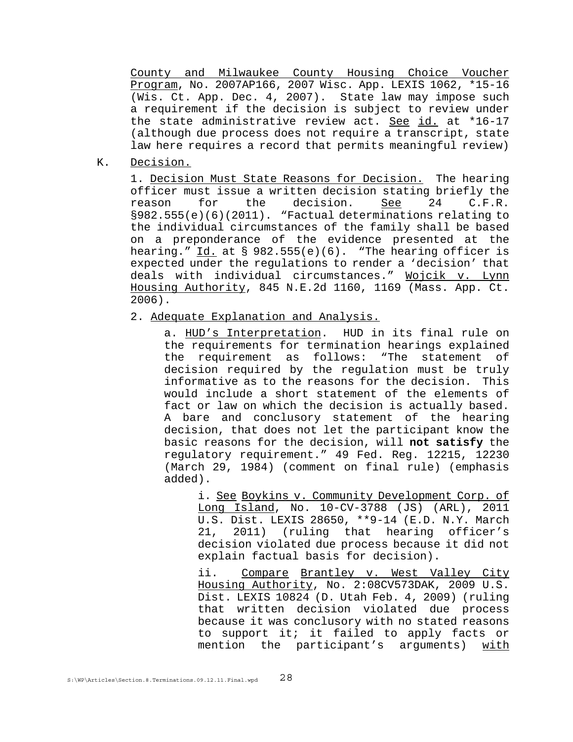County and Milwaukee County Housing Choice Voucher Program, No. 2007AP166, 2007 Wisc. App. LEXIS 1062, *15-16 (Wis. Ct. App. Dec. 4, 2007). State law may impose such a requirement if the decision is subject to review under the state administrative review act. See id. at *16-17 (although due process does not require a transcript, state law here requires a record that permits meaningful review)

K. Decision.

1. Decision Must State Reasons for Decision. The hearing officer must issue a written decision stating briefly the reason for the decision. See 24 C.F.R. §982.555(e)(6)(2011). "Factual determinations relating to the individual circumstances of the family shall be based on a preponderance of the evidence presented at the hearing." Id. at § 982.555(e)(6). "The hearing officer is expected under the regulations to render a 'decision' that deals with individual circumstances." Wojcik v. Lynn Housing Authority, 845 N.E.2d 1160, 1169 (Mass. App. Ct. 2006).

2. Adequate Explanation and Analysis.

a. HUD's Interpretation. HUD in its final rule on the requirements for termination hearings explained the requirement as follows: "The statement of decision required by the regulation must be truly informative as to the reasons for the decision. This would include a short statement of the elements of fact or law on which the decision is actually based. A bare and conclusory statement of the hearing decision, that does not let the participant know the basic reasons for the decision, will **not satisfy** the regulatory requirement." 49 Fed. Reg. 12215, 12230 (March 29, 1984) (comment on final rule) (emphasis added).

i. See Boykins v. Community Development Corp. of Long Island, No. 10-CV-3788 (JS) (ARL), 2011 U.S. Dist. LEXIS 28650, **9-14 (E.D. N.Y. March 21, 2011) (ruling that hearing officer's decision violated due process because it did not explain factual basis for decision).

ii. Compare Brantley v. West Valley City Housing Authority, No. 2:08CV573DAK, 2009 U.S. Dist. LEXIS 10824 (D. Utah Feb. 4, 2009) (ruling that written decision violated due process because it was conclusory with no stated reasons to support it; it failed to apply facts or mention the participant's arguments) with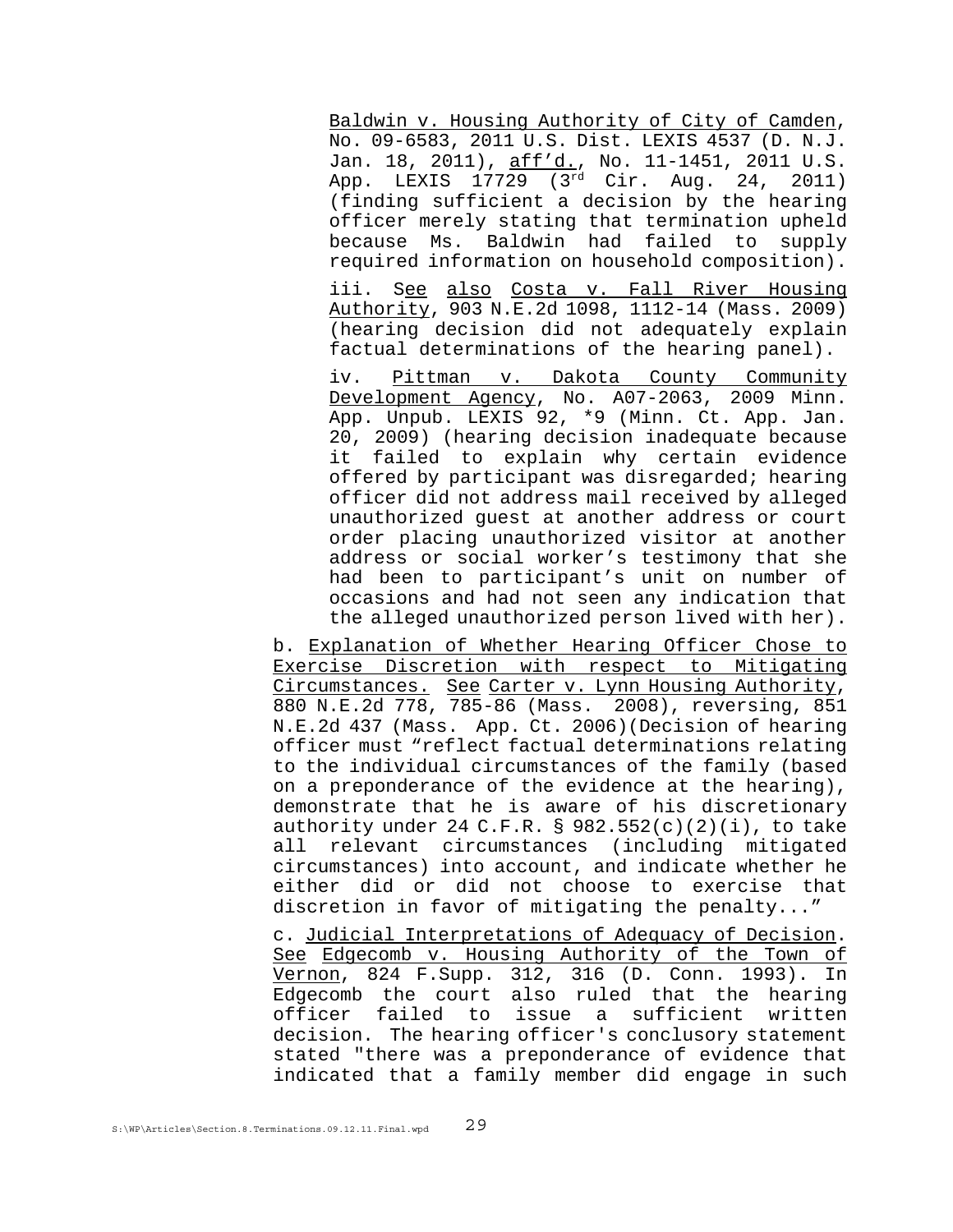Baldwin v. Housing Authority of City of Camden, No. 09-6583, 2011 U.S. Dist. LEXIS 4537 (D. N.J. Jan. 18, 2011), aff'd., No. 11-1451, 2011 U.S. App. LEXIS 17729 (3rd Cir. Aug. 24, 2011) (finding sufficient a decision by the hearing officer merely stating that termination upheld because Ms. Baldwin had failed to supply required information on household composition).

iii. See also Costa v. Fall River Housing Authority, 903 N.E.2d 1098, 1112-14 (Mass. 2009) (hearing decision did not adequately explain factual determinations of the hearing panel).

iv. Pittman v. Dakota County Community Development Agency, No. A07-2063, 2009 Minn. App. Unpub. LEXIS 92, *9 (Minn. Ct. App. Jan. 20, 2009) (hearing decision inadequate because it failed to explain why certain evidence offered by participant was disregarded; hearing officer did not address mail received by alleged unauthorized guest at another address or court order placing unauthorized visitor at another address or social worker's testimony that she had been to participant's unit on number of occasions and had not seen any indication that the alleged unauthorized person lived with her).

b. Explanation of Whether Hearing Officer Chose to Exercise Discretion with respect to Mitigating Circumstances. See Carter v. Lynn Housing Authority, 880 N.E.2d 778, 785-86 (Mass. 2008), reversing, 851 N.E.2d 437 (Mass. App. Ct. 2006)(Decision of hearing officer must "reflect factual determinations relating to the individual circumstances of the family (based on a preponderance of the evidence at the hearing), demonstrate that he is aware of his discretionary authority under 24 C.F.R. § 982.552(c)(2)(i), to take all relevant circumstances (including mitigated circumstances) into account, and indicate whether he either did or did not choose to exercise that discretion in favor of mitigating the penalty..."

c. Judicial Interpretations of Adequacy of Decision. See Edgecomb v. Housing Authority of the Town of Vernon, 824 F.Supp. 312, 316 (D. Conn. 1993). In Edgecomb the court also ruled that the hearing officer failed to issue a sufficient written decision. The hearing officer's conclusory statement stated "there was a preponderance of evidence that indicated that a family member did engage in such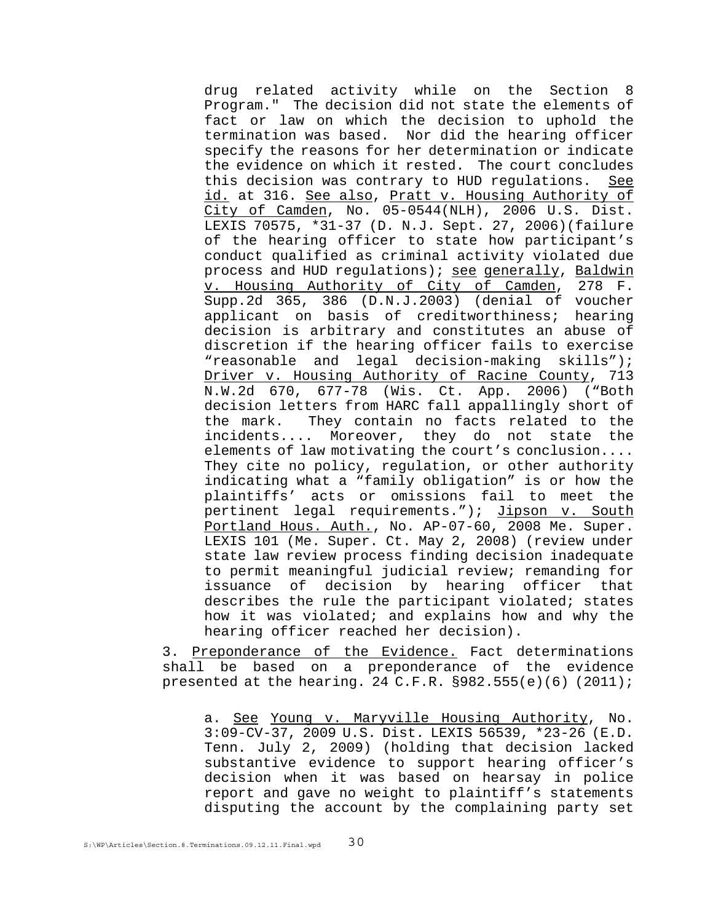drug related activity while on the Section 8 Program." The decision did not state the elements of fact or law on which the decision to uphold the termination was based. Nor did the hearing officer specify the reasons for her determination or indicate the evidence on which it rested. The court concludes this decision was contrary to HUD regulations. See id. at 316. See also, Pratt v. Housing Authority of City of Camden, No. 05-0544(NLH), 2006 U.S. Dist. LEXIS 70575, *31-37 (D. N.J. Sept. 27, 2006)(failure of the hearing officer to state how participant's conduct qualified as criminal activity violated due process and HUD regulations); see generally, Baldwin v. Housing Authority of City of Camden, 278 F. Supp.2d 365, 386 (D.N.J.2003) (denial of voucher applicant on basis of creditworthiness; hearing decision is arbitrary and constitutes an abuse of discretion if the hearing officer fails to exercise "reasonable and legal decision-making skills"); Driver v. Housing Authority of Racine County, 713 N.W.2d 670, 677-78 (Wis. Ct. App. 2006) ("Both decision letters from HARC fall appallingly short of the mark. They contain no facts related to the incidents.... Moreover, they do not state the elements of law motivating the court's conclusion.... They cite no policy, regulation, or other authority indicating what a "family obligation" is or how the plaintiffs' acts or omissions fail to meet the pertinent legal requirements."); Jipson v. South Portland Hous. Auth., No. AP-07-60, 2008 Me. Super. LEXIS 101 (Me. Super. Ct. May 2, 2008) (review under state law review process finding decision inadequate to permit meaningful judicial review; remanding for issuance of decision by hearing officer that describes the rule the participant violated; states how it was violated; and explains how and why the hearing officer reached her decision).

3. Preponderance of the Evidence. Fact determinations shall be based on a preponderance of the evidence presented at the hearing. 24 C.F.R. §982.555(e)(6) (2011);

a. See Young v. Maryville Housing Authority, No. 3:09-CV-37, 2009 U.S. Dist. LEXIS 56539, *23-26 (E.D. Tenn. July 2, 2009) (holding that decision lacked substantive evidence to support hearing officer's decision when it was based on hearsay in police report and gave no weight to plaintiff's statements disputing the account by the complaining party set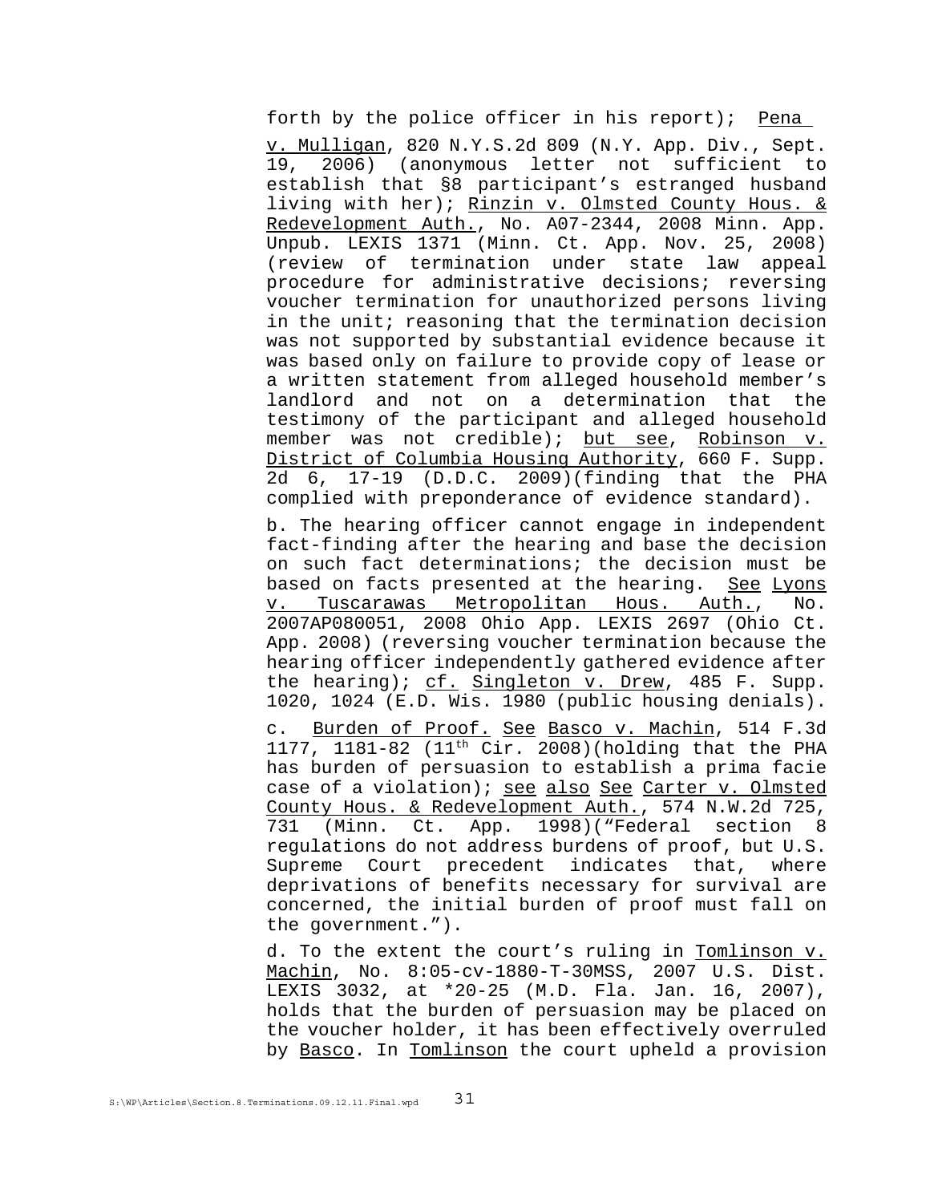forth by the police officer in his report); Pena v. Mulligan, 820 N.Y.S.2d 809 (N.Y. App. Div., Sept. 19, 2006) (anonymous letter not sufficient to establish that §8 participant's estranged husband living with her); Rinzin v. Olmsted County Hous. & Redevelopment Auth., No. A07-2344, 2008 Minn. App. Unpub. LEXIS 1371 (Minn. Ct. App. Nov. 25, 2008) (review of termination under state law appeal procedure for administrative decisions; reversing voucher termination for unauthorized persons living in the unit; reasoning that the termination decision was not supported by substantial evidence because it was based only on failure to provide copy of lease or a written statement from alleged household member's landlord and not on a determination that the testimony of the participant and alleged household member was not credible); but see, Robinson v. District of Columbia Housing Authority, 660 F. Supp. 2d 6, 17-19 (D.D.C. 2009)(finding that the PHA complied with preponderance of evidence standard).

b. The hearing officer cannot engage in independent fact-finding after the hearing and base the decision on such fact determinations; the decision must be based on facts presented at the hearing. See Lyons v. Tuscarawas Metropolitan Hous. Auth., No. 2007AP080051, 2008 Ohio App. LEXIS 2697 (Ohio Ct. App. 2008) (reversing voucher termination because the hearing officer independently gathered evidence after the hearing); cf. Singleton v. Drew, 485 F. Supp. 1020, 1024 (E.D. Wis. 1980 (public housing denials).

c. Burden of Proof. See Basco v. Machin, 514 F.3d 1177, 1181-82 (11th Cir. 2008)(holding that the PHA has burden of persuasion to establish a prima facie case of a violation); see also See Carter v. Olmsted County Hous. & Redevelopment Auth., 574 N.W.2d 725, 731 (Minn. Ct. App. 1998)("Federal section 8 regulations do not address burdens of proof, but U.S. Supreme Court precedent indicates that, where deprivations of benefits necessary for survival are concerned, the initial burden of proof must fall on the government.").

d. To the extent the court's ruling in Tomlinson v. Machin, No. 8:05-cv-1880-T-30MSS, 2007 U.S. Dist. LEXIS 3032, at *20-25 (M.D. Fla. Jan. 16, 2007), holds that the burden of persuasion may be placed on the voucher holder, it has been effectively overruled by Basco. In Tomlinson the court upheld a provision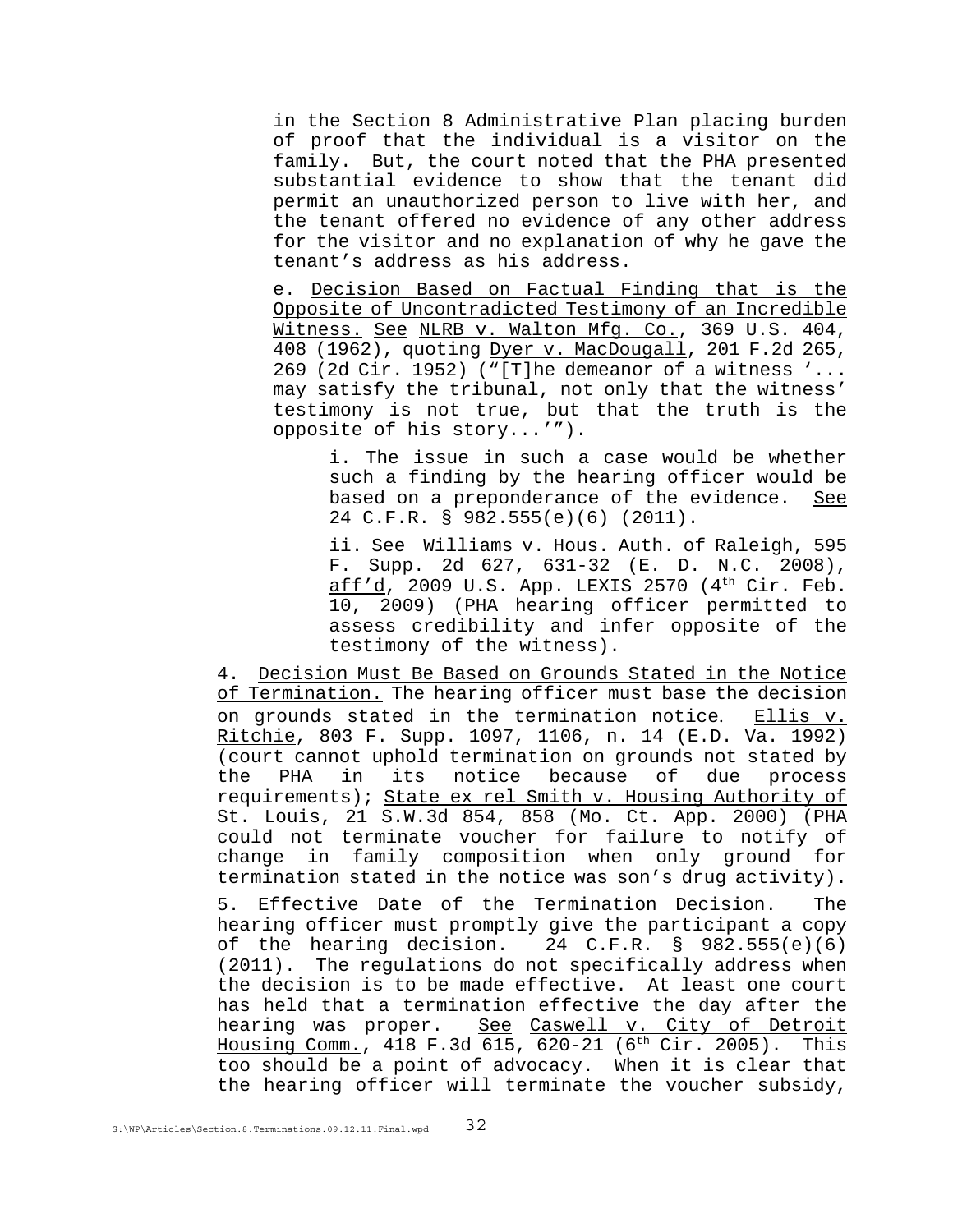in the Section 8 Administrative Plan placing burden of proof that the individual is a visitor on the family. But, the court noted that the PHA presented substantial evidence to show that the tenant did permit an unauthorized person to live with her, and the tenant offered no evidence of any other address for the visitor and no explanation of why he gave the tenant's address as his address.

e. Decision Based on Factual Finding that is the Opposite of Uncontradicted Testimony of an Incredible Witness. See NLRB v. Walton Mfg. Co., 369 U.S. 404, 408 (1962), quoting Dyer v. MacDougall, 201 F.2d 265, 269 (2d Cir. 1952) ("[T]he demeanor of a witness '... may satisfy the tribunal, not only that the witness' testimony is not true, but that the truth is the opposite of his story...'").

i. The issue in such a case would be whether such a finding by the hearing officer would be based on a preponderance of the evidence. See 24 C.F.R. § 982.555(e)(6) (2011).

ii. See Williams v. Hous. Auth. of Raleigh, 595 F. Supp. 2d 627, 631-32 (E. D. N.C. 2008), aff'd, 2009 U.S. App. LEXIS 2570 (4th Cir. Feb. 10, 2009) (PHA hearing officer permitted to assess credibility and infer opposite of the testimony of the witness).

4. Decision Must Be Based on Grounds Stated in the Notice of Termination. The hearing officer must base the decision on grounds stated in the termination notice. Ellis v. Ritchie, 803 F. Supp. 1097, 1106, n. 14 (E.D. Va. 1992) (court cannot uphold termination on grounds not stated by the PHA in its notice because of due process requirements); State ex rel Smith v. Housing Authority of St. Louis, 21 S.W.3d 854, 858 (Mo. Ct. App. 2000) (PHA could not terminate voucher for failure to notify of change in family composition when only ground for termination stated in the notice was son's drug activity).

5. Effective Date of the Termination Decision. The hearing officer must promptly give the participant a copy of the hearing decision. 24 C.F.R. § 982.555(e)(6) (2011). The regulations do not specifically address when the decision is to be made effective. At least one court has held that a termination effective the day after the hearing was proper. See Caswell v. City of Detroit Housing Comm., 418 F.3d 615, 620-21 (6th Cir. 2005). This too should be a point of advocacy. When it is clear that the hearing officer will terminate the voucher subsidy,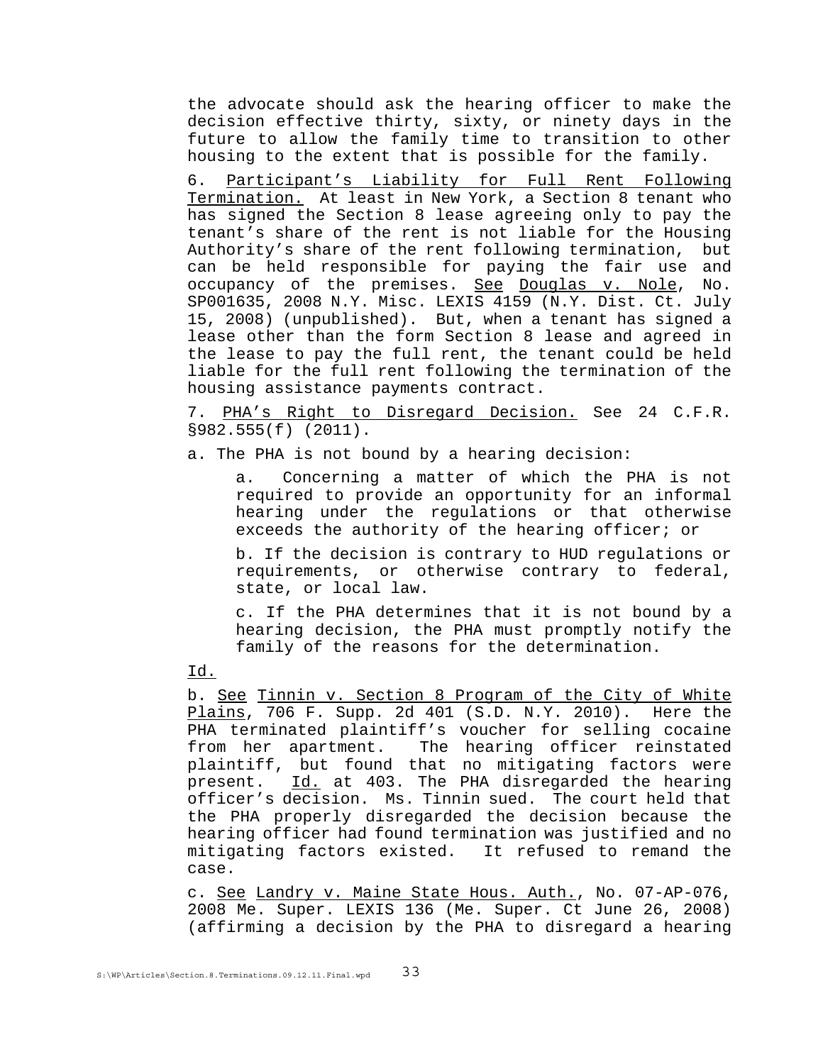the advocate should ask the hearing officer to make the decision effective thirty, sixty, or ninety days in the future to allow the family time to transition to other housing to the extent that is possible for the family.

6. Participant's Liability for Full Rent Following Termination. At least in New York, a Section 8 tenant who has signed the Section 8 lease agreeing only to pay the tenant's share of the rent is not liable for the Housing Authority's share of the rent following termination, but can be held responsible for paying the fair use and occupancy of the premises. See Douglas v. Nole, No. SP001635, 2008 N.Y. Misc. LEXIS 4159 (N.Y. Dist. Ct. July 15, 2008) (unpublished). But, when a tenant has signed a lease other than the form Section 8 lease and agreed in the lease to pay the full rent, the tenant could be held liable for the full rent following the termination of the housing assistance payments contract.

7. PHA's Right to Disregard Decision. See 24 C.F.R. §982.555(f) (2011).

a. The PHA is not bound by a hearing decision:

> a. Concerning a matter of which the PHA is not required to provide an opportunity for an informal hearing under the regulations or that otherwise exceeds the authority of the hearing officer; or
>
> b. If the decision is contrary to HUD regulations or requirements, or otherwise contrary to federal, state, or local law.
>
> c. If the PHA determines that it is not bound by a hearing decision, the PHA must promptly notify the family of the reasons for the determination.

Id.

b. See Tinnin v. Section 8 Program of the City of White Plains, 706 F. Supp. 2d 401 (S.D. N.Y. 2010). Here the PHA terminated plaintiff's voucher for selling cocaine from her apartment. The hearing officer reinstated plaintiff, but found that no mitigating factors were present. Id. at 403. The PHA disregarded the hearing officer's decision. Ms. Tinnin sued. The court held that the PHA properly disregarded the decision because the hearing officer had found termination was justified and no mitigating factors existed. It refused to remand the case.

c. See Landry v. Maine State Hous. Auth., No. 07-AP-076, 2008 Me. Super. LEXIS 136 (Me. Super. Ct June 26, 2008) (affirming a decision by the PHA to disregard a hearing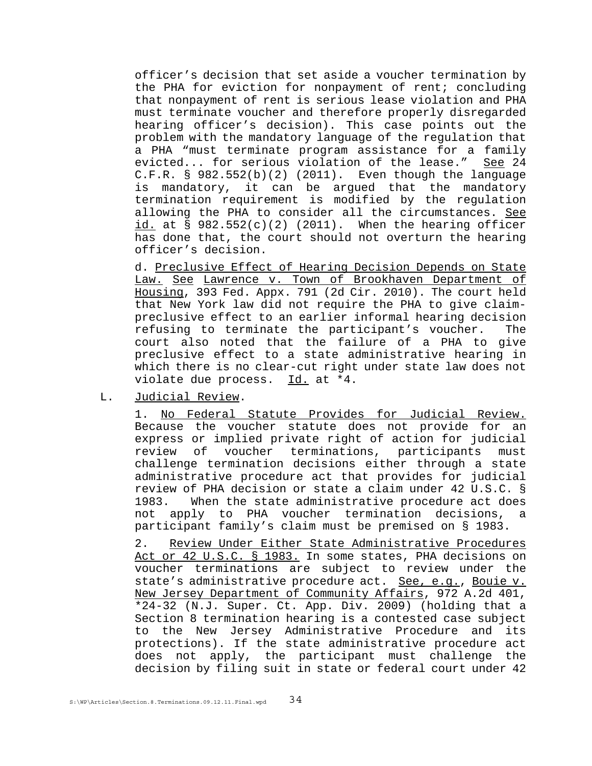officer's decision that set aside a voucher termination by the PHA for eviction for nonpayment of rent; concluding that nonpayment of rent is serious lease violation and PHA must terminate voucher and therefore properly disregarded hearing officer's decision). This case points out the problem with the mandatory language of the regulation that a PHA "must terminate program assistance for a family evicted... for serious violation of the lease." See 24 C.F.R. § 982.552(b)(2) (2011). Even though the language is mandatory, it can be argued that the mandatory termination requirement is modified by the regulation allowing the PHA to consider all the circumstances. See id. at § 982.552(c)(2) (2011). When the hearing officer has done that, the court should not overturn the hearing officer's decision.

d. Preclusive Effect of Hearing Decision Depends on State Law. See Lawrence v. Town of Brookhaven Department of Housing, 393 Fed. Appx. 791 (2d Cir. 2010). The court held that New York law did not require the PHA to give claim-preclusive effect to an earlier informal hearing decision refusing to terminate the participant's voucher. The court also noted that the failure of a PHA to give preclusive effect to a state administrative hearing in which there is no clear-cut right under state law does not violate due process. Id. at *4.

L. Judicial Review.

1. No Federal Statute Provides for Judicial Review. Because the voucher statute does not provide for an express or implied private right of action for judicial review of voucher terminations, participants must challenge termination decisions either through a state administrative procedure act that provides for judicial review of PHA decision or state a claim under 42 U.S.C. § 1983. When the state administrative procedure act does not apply to PHA voucher termination decisions, a participant family's claim must be premised on § 1983.

2. Review Under Either State Administrative Procedures Act or 42 U.S.C. § 1983. In some states, PHA decisions on voucher terminations are subject to review under the state's administrative procedure act. See, e.g., Bouie v. New Jersey Department of Community Affairs, 972 A.2d 401, *24-32 (N.J. Super. Ct. App. Div. 2009) (holding that a Section 8 termination hearing is a contested case subject to the New Jersey Administrative Procedure and its protections). If the state administrative procedure act does not apply, the participant must challenge the decision by filing suit in state or federal court under 42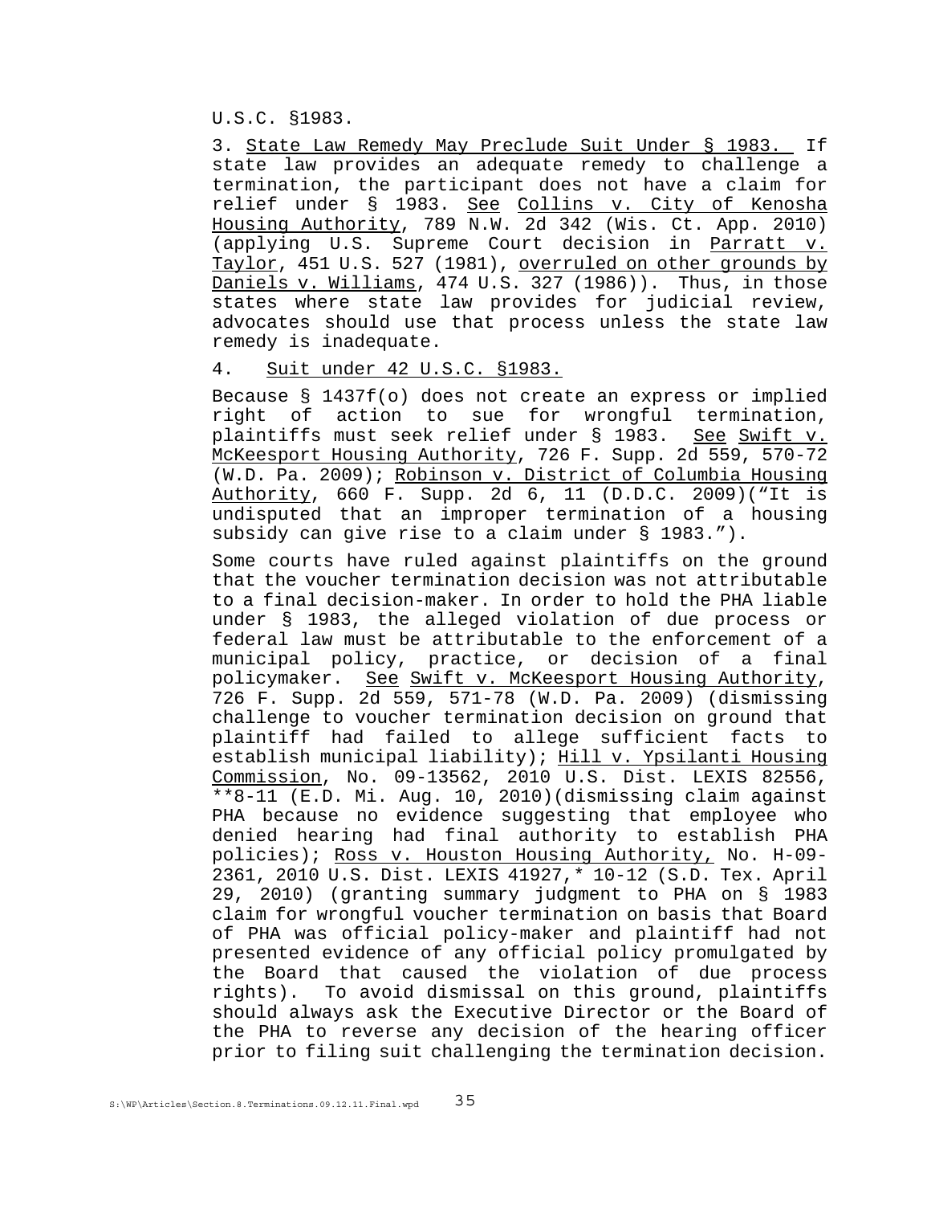U.S.C. §1983.

3. State Law Remedy May Preclude Suit Under § 1983. If state law provides an adequate remedy to challenge a termination, the participant does not have a claim for relief under § 1983. *See* Collins v. City of Kenosha Housing Authority, 789 N.W. 2d 342 (Wis. Ct. App. 2010) (applying U.S. Supreme Court decision in Parratt v. Taylor, 451 U.S. 527 (1981), overruled on other grounds by Daniels v. Williams, 474 U.S. 327 (1986)). Thus, in those states where state law provides for judicial review, advocates should use that process unless the state law remedy is inadequate.

4. Suit under 42 U.S.C. §1983.

Because § 1437f(o) does not create an express or implied right of action to sue for wrongful termination, plaintiffs must seek relief under § 1983. *See* Swift v. McKeesport Housing Authority, 726 F. Supp. 2d 559, 570-72 (W.D. Pa. 2009); Robinson v. District of Columbia Housing Authority, 660 F. Supp. 2d 6, 11 (D.D.C. 2009)("It is undisputed that an improper termination of a housing subsidy can give rise to a claim under § 1983.").

Some courts have ruled against plaintiffs on the ground that the voucher termination decision was not attributable to a final decision-maker. In order to hold the PHA liable under § 1983, the alleged violation of due process or federal law must be attributable to the enforcement of a municipal policy, practice, or decision of a final policymaker. *See* Swift v. McKeesport Housing Authority, 726 F. Supp. 2d 559, 571-78 (W.D. Pa. 2009) (dismissing challenge to voucher termination decision on ground that plaintiff had failed to allege sufficient facts to establish municipal liability); Hill v. Ypsilanti Housing Commission, No. 09-13562, 2010 U.S. Dist. LEXIS 82556, **8-11 (E.D. Mi. Aug. 10, 2010)(dismissing claim against PHA because no evidence suggesting that employee who denied hearing had final authority to establish PHA policies); Ross v. Houston Housing Authority, No. H-09-2361, 2010 U.S. Dist. LEXIS 41927,* 10-12 (S.D. Tex. April 29, 2010) (granting summary judgment to PHA on § 1983 claim for wrongful voucher termination on basis that Board of PHA was official policy-maker and plaintiff had not presented evidence of any official policy promulgated by the Board that caused the violation of due process rights). To avoid dismissal on this ground, plaintiffs should always ask the Executive Director or the Board of the PHA to reverse any decision of the hearing officer prior to filing suit challenging the termination decision.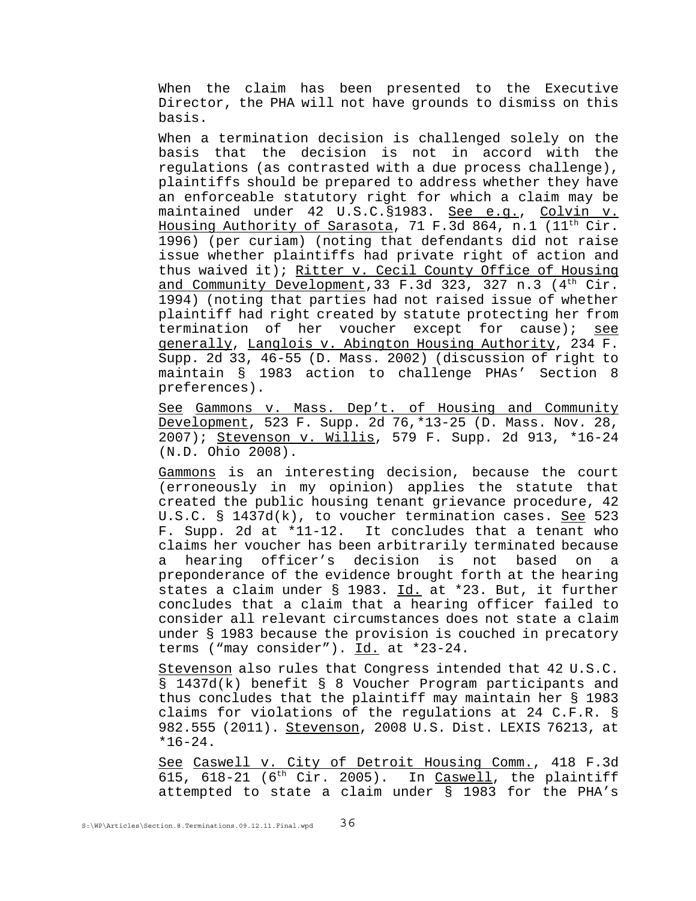When the claim has been presented to the Executive Director, the PHA will not have grounds to dismiss on this basis.

When a termination decision is challenged solely on the basis that the decision is not in accord with the regulations (as contrasted with a due process challenge), plaintiffs should be prepared to address whether they have an enforceable statutory right for which a claim may be maintained under 42 U.S.C.§1983. See e.g., Colvin v. Housing Authority of Sarasota, 71 F.3d 864, n.1 (11th Cir. 1996) (per curiam) (noting that defendants did not raise issue whether plaintiffs had private right of action and thus waived it); Ritter v. Cecil County Office of Housing and Community Development,33 F.3d 323, 327 n.3 (4th Cir. 1994) (noting that parties had not raised issue of whether plaintiff had right created by statute protecting her from termination of her voucher except for cause); see generally, Langlois v. Abington Housing Authority, 234 F. Supp. 2d 33, 46-55 (D. Mass. 2002) (discussion of right to maintain § 1983 action to challenge PHAs' Section 8 preferences).

See Gammons v. Mass. Dep't. of Housing and Community Development, 523 F. Supp. 2d 76,*13-25 (D. Mass. Nov. 28, 2007); Stevenson v. Willis, 579 F. Supp. 2d 913, *16-24 (N.D. Ohio 2008).

Gammons is an interesting decision, because the court (erroneously in my opinion) applies the statute that created the public housing tenant grievance procedure, 42 U.S.C. § 1437d(k), to voucher termination cases. See 523 F. Supp. 2d at *11-12. It concludes that a tenant who claims her voucher has been arbitrarily terminated because a hearing officer's decision is not based on a preponderance of the evidence brought forth at the hearing states a claim under § 1983. Id. at *23. But, it further concludes that a claim that a hearing officer failed to consider all relevant circumstances does not state a claim under § 1983 because the provision is couched in precatory terms ("may consider"). Id. at *23-24.

Stevenson also rules that Congress intended that 42 U.S.C. § 1437d(k) benefit § 8 Voucher Program participants and thus concludes that the plaintiff may maintain her § 1983 claims for violations of the regulations at 24 C.F.R. § 982.555 (2011). Stevenson, 2008 U.S. Dist. LEXIS 76213, at *16-24.

See Caswell v. City of Detroit Housing Comm., 418 F.3d 615, 618-21 (6th Cir. 2005). In Caswell, the plaintiff attempted to state a claim under § 1983 for the PHA's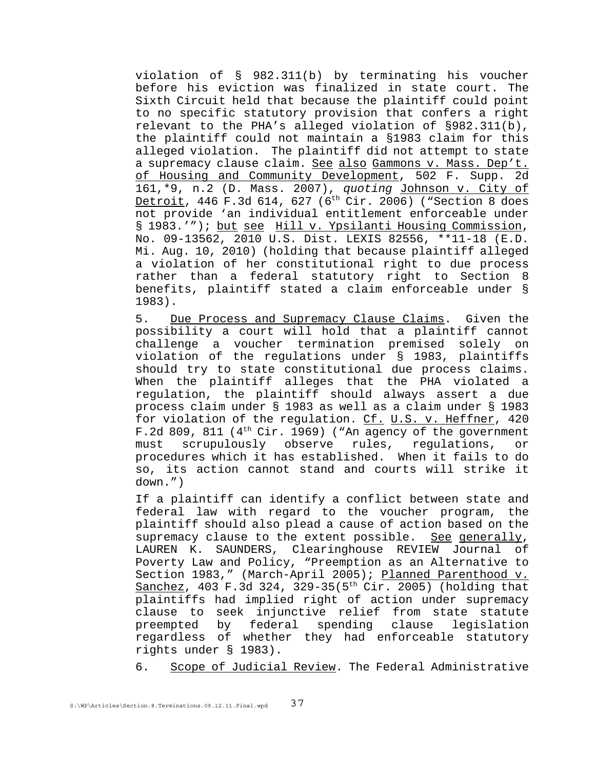violation of § 982.311(b) by terminating his voucher before his eviction was finalized in state court. The Sixth Circuit held that because the plaintiff could point to no specific statutory provision that confers a right relevant to the PHA's alleged violation of §982.311(b), the plaintiff could not maintain a §1983 claim for this alleged violation. The plaintiff did not attempt to state a supremacy clause claim. See also Gammons v. Mass. Dep't. of Housing and Community Development, 502 F. Supp. 2d 161,*9, n.2 (D. Mass. 2007), *quoting* Johnson v. City of Detroit, 446 F.3d 614, 627 (6th Cir. 2006) ("Section 8 does not provide 'an individual entitlement enforceable under § 1983.'"); but see Hill v. Ypsilanti Housing Commission, No. 09-13562, 2010 U.S. Dist. LEXIS 82556, **11-18 (E.D. Mi. Aug. 10, 2010) (holding that because plaintiff alleged a violation of her constitutional right to due process rather than a federal statutory right to Section 8 benefits, plaintiff stated a claim enforceable under § 1983).

5. Due Process and Supremacy Clause Claims. Given the possibility a court will hold that a plaintiff cannot challenge a voucher termination premised solely on violation of the regulations under § 1983, plaintiffs should try to state constitutional due process claims. When the plaintiff alleges that the PHA violated a regulation, the plaintiff should always assert a due process claim under § 1983 as well as a claim under § 1983 for violation of the regulation. Cf. U.S. v. Heffner, 420 F.2d 809, 811 (4th Cir. 1969) ("An agency of the government must scrupulously observe rules, regulations, or procedures which it has established. When it fails to do so, its action cannot stand and courts will strike it down.")

If a plaintiff can identify a conflict between state and federal law with regard to the voucher program, the plaintiff should also plead a cause of action based on the supremacy clause to the extent possible. See generally, LAUREN K. SAUNDERS, Clearinghouse REVIEW Journal of Poverty Law and Policy, "Preemption as an Alternative to Section 1983," (March-April 2005); Planned Parenthood v. Sanchez, 403 F.3d 324, 329-35(5th Cir. 2005) (holding that plaintiffs had implied right of action under supremacy clause to seek injunctive relief from state statute preempted by federal spending clause legislation regardless of whether they had enforceable statutory rights under § 1983).

6. Scope of Judicial Review. The Federal Administrative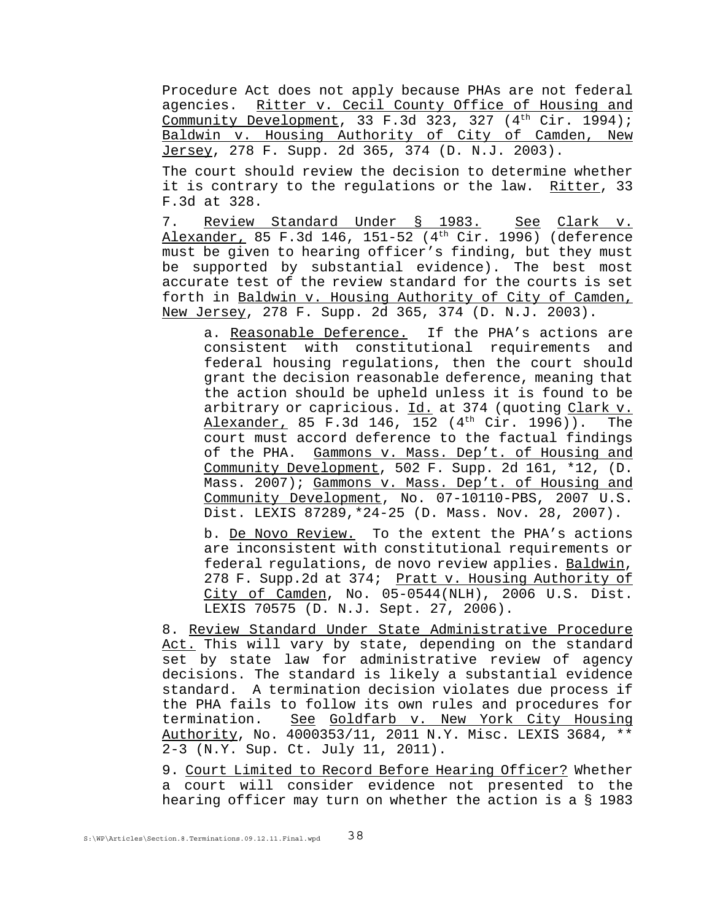Procedure Act does not apply because PHAs are not federal agencies. Ritter v. Cecil County Office of Housing and Community Development, 33 F.3d 323, 327 (4th Cir. 1994); Baldwin v. Housing Authority of City of Camden, New Jersey, 278 F. Supp. 2d 365, 374 (D. N.J. 2003).

The court should review the decision to determine whether it is contrary to the regulations or the law. Ritter, 33 F.3d at 328.

7. Review Standard Under § 1983. See Clark v. Alexander, 85 F.3d 146, 151-52 (4th Cir. 1996) (deference must be given to hearing officer's finding, but they must be supported by substantial evidence). The best most accurate test of the review standard for the courts is set forth in Baldwin v. Housing Authority of City of Camden, New Jersey, 278 F. Supp. 2d 365, 374 (D. N.J. 2003).

a. Reasonable Deference. If the PHA's actions are consistent with constitutional requirements and federal housing regulations, then the court should grant the decision reasonable deference, meaning that the action should be upheld unless it is found to be arbitrary or capricious. Id. at 374 (quoting Clark v. Alexander, 85 F.3d 146, 152 (4th Cir. 1996)). The court must accord deference to the factual findings of the PHA. Gammons v. Mass. Dep't. of Housing and Community Development, 502 F. Supp. 2d 161, *12, (D. Mass. 2007); Gammons v. Mass. Dep't. of Housing and Community Development, No. 07-10110-PBS, 2007 U.S. Dist. LEXIS 87289,*24-25 (D. Mass. Nov. 28, 2007).

b. De Novo Review. To the extent the PHA's actions are inconsistent with constitutional requirements or federal regulations, de novo review applies. Baldwin, 278 F. Supp.2d at 374; Pratt v. Housing Authority of City of Camden, No. 05-0544(NLH), 2006 U.S. Dist. LEXIS 70575 (D. N.J. Sept. 27, 2006).

8. Review Standard Under State Administrative Procedure Act. This will vary by state, depending on the standard set by state law for administrative review of agency decisions. The standard is likely a substantial evidence standard. A termination decision violates due process if the PHA fails to follow its own rules and procedures for termination. See Goldfarb v. New York City Housing Authority, No. 4000353/11, 2011 N.Y. Misc. LEXIS 3684, ** 2-3 (N.Y. Sup. Ct. July 11, 2011).

9. Court Limited to Record Before Hearing Officer? Whether a court will consider evidence not presented to the hearing officer may turn on whether the action is a § 1983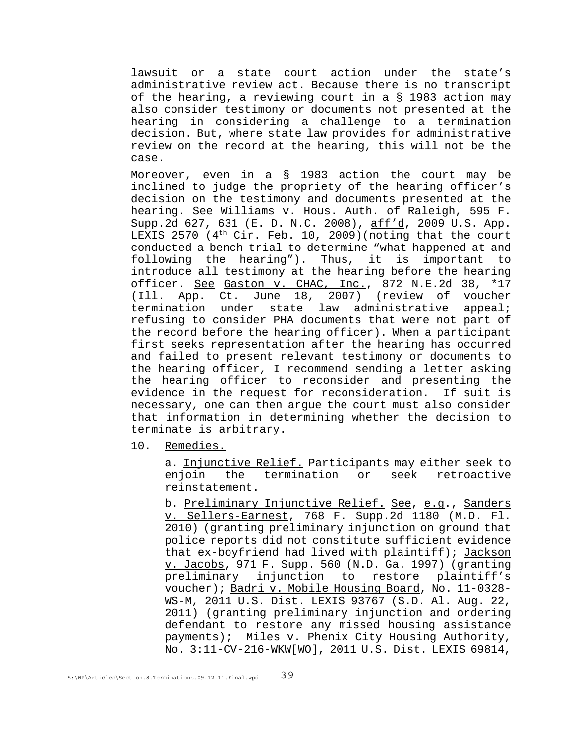lawsuit or a state court action under the state's administrative review act. Because there is no transcript of the hearing, a reviewing court in a § 1983 action may also consider testimony or documents not presented at the hearing in considering a challenge to a termination decision. But, where state law provides for administrative review on the record at the hearing, this will not be the case.

Moreover, even in a § 1983 action the court may be inclined to judge the propriety of the hearing officer's decision on the testimony and documents presented at the hearing. See Williams v. Hous. Auth. of Raleigh, 595 F. Supp.2d 627, 631 (E. D. N.C. 2008), aff'd, 2009 U.S. App. LEXIS 2570 (4th Cir. Feb. 10, 2009)(noting that the court conducted a bench trial to determine "what happened at and following the hearing"). Thus, it is important to introduce all testimony at the hearing before the hearing officer. See Gaston v. CHAC, Inc., 872 N.E.2d 38, *17 (Ill. App. Ct. June 18, 2007) (review of voucher termination under state law administrative appeal; refusing to consider PHA documents that were not part of the record before the hearing officer). When a participant first seeks representation after the hearing has occurred and failed to present relevant testimony or documents to the hearing officer, I recommend sending a letter asking the hearing officer to reconsider and presenting the evidence in the request for reconsideration. If suit is necessary, one can then argue the court must also consider that information in determining whether the decision to terminate is arbitrary.

10. Remedies.

a. Injunctive Relief. Participants may either seek to enjoin the termination or seek retroactive reinstatement.

b. Preliminary Injunctive Relief. See, e.g., Sanders v. Sellers-Earnest, 768 F. Supp.2d 1180 (M.D. Fl. 2010) (granting preliminary injunction on ground that police reports did not constitute sufficient evidence that ex-boyfriend had lived with plaintiff); Jackson v. Jacobs, 971 F. Supp. 560 (N.D. Ga. 1997) (granting preliminary injunction to restore plaintiff's voucher); Badri v. Mobile Housing Board, No. 11-0328-WS-M, 2011 U.S. Dist. LEXIS 93767 (S.D. Al. Aug. 22, 2011) (granting preliminary injunction and ordering defendant to restore any missed housing assistance payments); Miles v. Phenix City Housing Authority, No. 3:11-CV-216-WKW[WO], 2011 U.S. Dist. LEXIS 69814,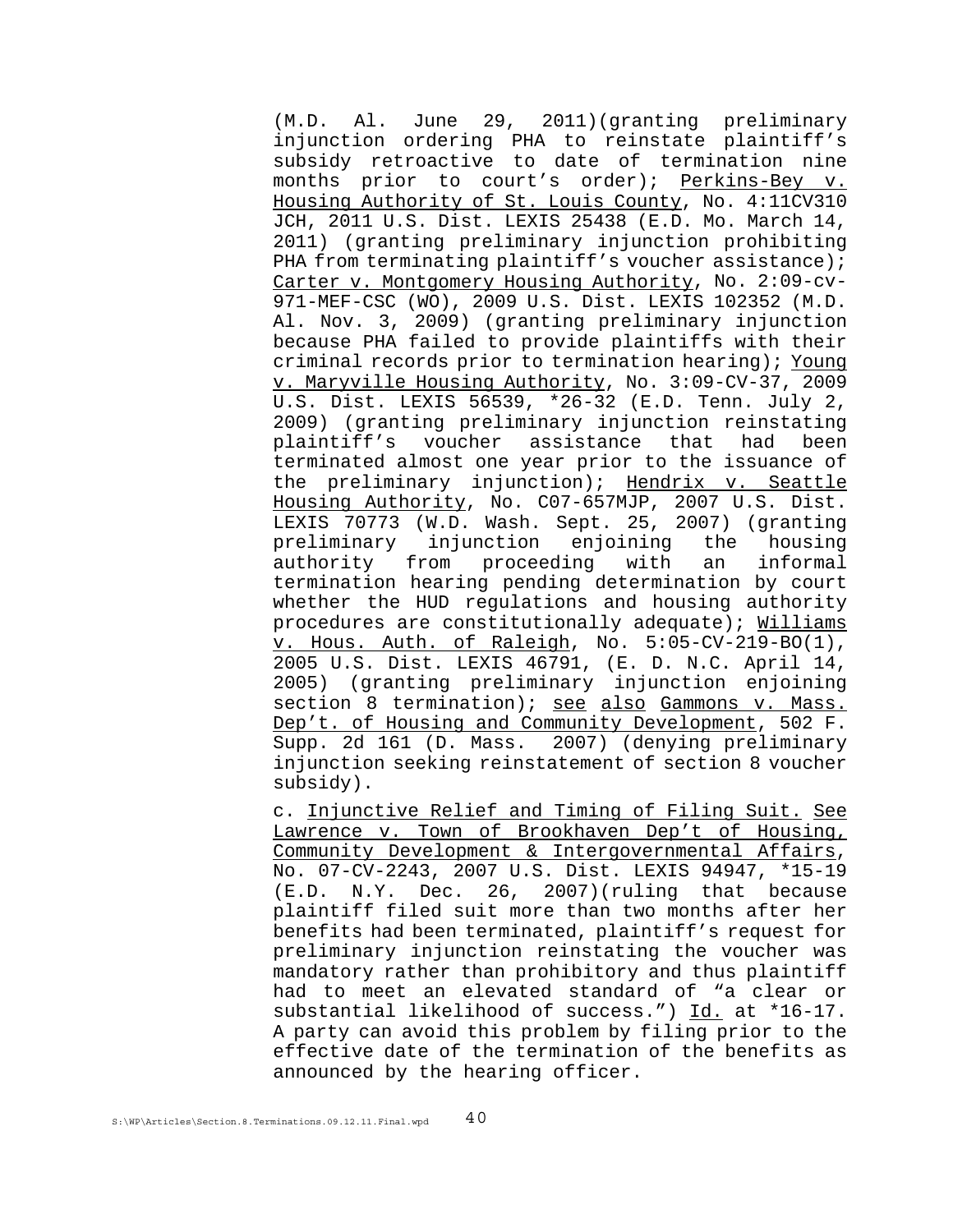(M.D. Al. June 29, 2011)(granting preliminary injunction ordering PHA to reinstate plaintiff's subsidy retroactive to date of termination nine months prior to court's order); Perkins-Bey v. Housing Authority of St. Louis County, No. 4:11CV310 JCH, 2011 U.S. Dist. LEXIS 25438 (E.D. Mo. March 14, 2011) (granting preliminary injunction prohibiting PHA from terminating plaintiff's voucher assistance); Carter v. Montgomery Housing Authority, No. 2:09-cv-971-MEF-CSC (WO), 2009 U.S. Dist. LEXIS 102352 (M.D. Al. Nov. 3, 2009) (granting preliminary injunction because PHA failed to provide plaintiffs with their criminal records prior to termination hearing); Young v. Maryville Housing Authority, No. 3:09-CV-37, 2009 U.S. Dist. LEXIS 56539, *26-32 (E.D. Tenn. July 2, 2009) (granting preliminary injunction reinstating plaintiff's voucher assistance that had been terminated almost one year prior to the issuance of the preliminary injunction); Hendrix v. Seattle Housing Authority, No. C07-657MJP, 2007 U.S. Dist. LEXIS 70773 (W.D. Wash. Sept. 25, 2007) (granting preliminary injunction enjoining the housing authority from proceeding with an informal termination hearing pending determination by court whether the HUD regulations and housing authority procedures are constitutionally adequate); Williams v. Hous. Auth. of Raleigh, No. 5:05-CV-219-BO(1), 2005 U.S. Dist. LEXIS 46791, (E. D. N.C. April 14, 2005) (granting preliminary injunction enjoining section 8 termination); see also Gammons v. Mass. Dep't. of Housing and Community Development, 502 F. Supp. 2d 161 (D. Mass. 2007) (denying preliminary injunction seeking reinstatement of section 8 voucher subsidy).

c. Injunctive Relief and Timing of Filing Suit. See Lawrence v. Town of Brookhaven Dep't of Housing, Community Development & Intergovernmental Affairs, No. 07-CV-2243, 2007 U.S. Dist. LEXIS 94947, *15-19 (E.D. N.Y. Dec. 26, 2007)(ruling that because plaintiff filed suit more than two months after her benefits had been terminated, plaintiff's request for preliminary injunction reinstating the voucher was mandatory rather than prohibitory and thus plaintiff had to meet an elevated standard of "a clear or substantial likelihood of success.") Id. at *16-17. A party can avoid this problem by filing prior to the effective date of the termination of the benefits as announced by the hearing officer.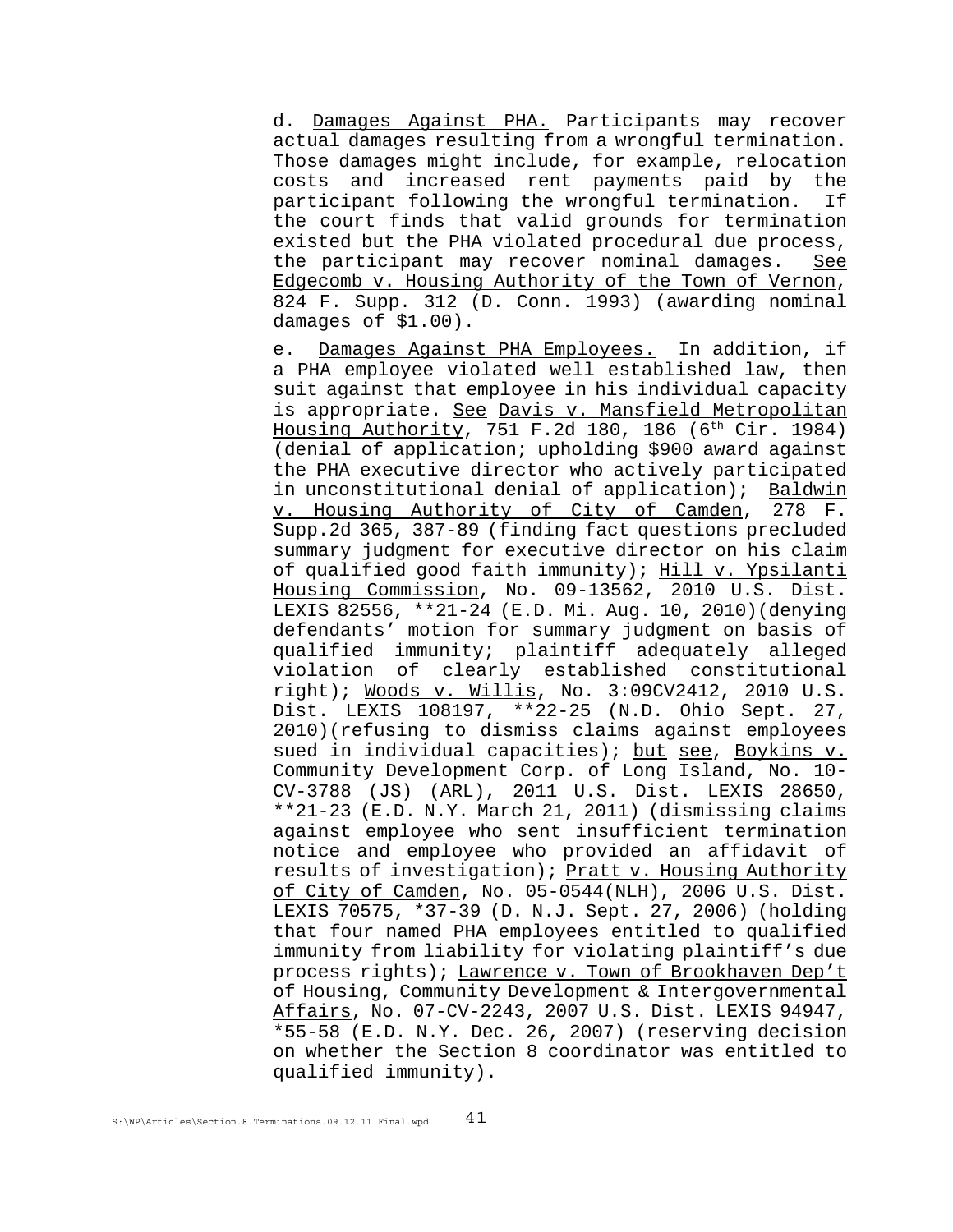d. Damages Against PHA. Participants may recover actual damages resulting from a wrongful termination. Those damages might include, for example, relocation costs and increased rent payments paid by the participant following the wrongful termination. If the court finds that valid grounds for termination existed but the PHA violated procedural due process, the participant may recover nominal damages. See Edgecomb v. Housing Authority of the Town of Vernon, 824 F. Supp. 312 (D. Conn. 1993) (awarding nominal damages of $1.00).

e. Damages Against PHA Employees. In addition, if a PHA employee violated well established law, then suit against that employee in his individual capacity is appropriate. See Davis v. Mansfield Metropolitan Housing Authority, 751 F.2d 180, 186 (6th Cir. 1984) (denial of application; upholding $900 award against the PHA executive director who actively participated in unconstitutional denial of application); Baldwin v. Housing Authority of City of Camden, 278 F. Supp.2d 365, 387-89 (finding fact questions precluded summary judgment for executive director on his claim of qualified good faith immunity); Hill v. Ypsilanti Housing Commission, No. 09-13562, 2010 U.S. Dist. LEXIS 82556, **21-24 (E.D. Mi. Aug. 10, 2010)(denying defendants' motion for summary judgment on basis of qualified immunity; plaintiff adequately alleged violation of clearly established constitutional right); Woods v. Willis, No. 3:09CV2412, 2010 U.S. Dist. LEXIS 108197, **22-25 (N.D. Ohio Sept. 27, 2010)(refusing to dismiss claims against employees sued in individual capacities); but see, Boykins v. Community Development Corp. of Long Island, No. 10-CV-3788 (JS) (ARL), 2011 U.S. Dist. LEXIS 28650, **21-23 (E.D. N.Y. March 21, 2011) (dismissing claims against employee who sent insufficient termination notice and employee who provided an affidavit of results of investigation); Pratt v. Housing Authority of City of Camden, No. 05-0544(NLH), 2006 U.S. Dist. LEXIS 70575, *37-39 (D. N.J. Sept. 27, 2006) (holding that four named PHA employees entitled to qualified immunity from liability for violating plaintiff's due process rights); Lawrence v. Town of Brookhaven Dep't of Housing, Community Development & Intergovernmental Affairs, No. 07-CV-2243, 2007 U.S. Dist. LEXIS 94947, *55-58 (E.D. N.Y. Dec. 26, 2007) (reserving decision on whether the Section 8 coordinator was entitled to qualified immunity).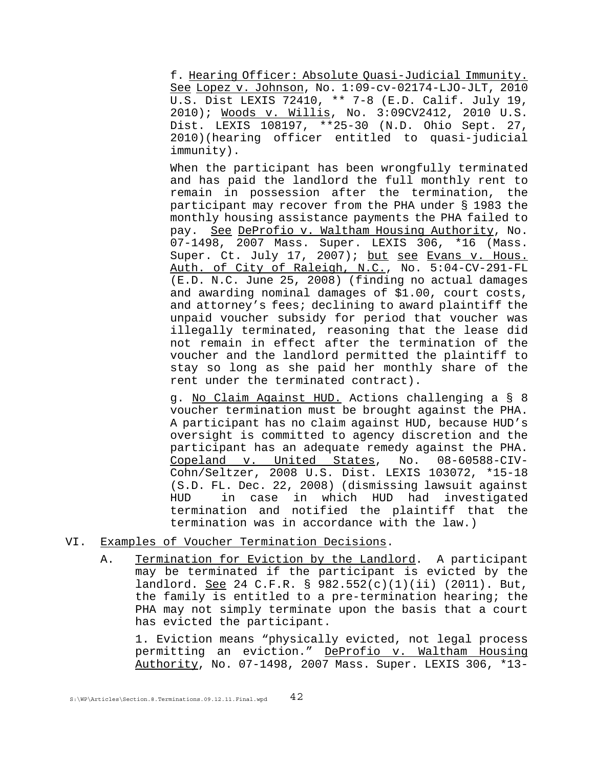f. Hearing Officer: Absolute Quasi-Judicial Immunity. See Lopez v. Johnson, No. 1:09-cv-02174-LJO-JLT, 2010 U.S. Dist LEXIS 72410, ** 7-8 (E.D. Calif. July 19, 2010); Woods v. Willis, No. 3:09CV2412, 2010 U.S. Dist. LEXIS 108197, **25-30 (N.D. Ohio Sept. 27, 2010)(hearing officer entitled to quasi-judicial immunity).

When the participant has been wrongfully terminated and has paid the landlord the full monthly rent to remain in possession after the termination, the participant may recover from the PHA under § 1983 the monthly housing assistance payments the PHA failed to pay. See DeProfio v. Waltham Housing Authority, No. 07-1498, 2007 Mass. Super. LEXIS 306, *16 (Mass. Super. Ct. July 17, 2007); but see Evans v. Hous. Auth. of City of Raleigh, N.C., No. 5:04-CV-291-FL (E.D. N.C. June 25, 2008) (finding no actual damages and awarding nominal damages of $1.00, court costs, and attorney's fees; declining to award plaintiff the unpaid voucher subsidy for period that voucher was illegally terminated, reasoning that the lease did not remain in effect after the termination of the voucher and the landlord permitted the plaintiff to stay so long as she paid her monthly share of the rent under the terminated contract).

g. No Claim Against HUD. Actions challenging a § 8 voucher termination must be brought against the PHA. A participant has no claim against HUD, because HUD's oversight is committed to agency discretion and the participant has an adequate remedy against the PHA. Copeland v. United States, No. 08-60588-CIV-Cohn/Seltzer, 2008 U.S. Dist. LEXIS 103072, *15-18 (S.D. FL. Dec. 22, 2008) (dismissing lawsuit against HUD in case in which HUD had investigated termination and notified the plaintiff that the termination was in accordance with the law.)

## VI. Examples of Voucher Termination Decisions.

A. Termination for Eviction by the Landlord. A participant may be terminated if the participant is evicted by the landlord. See 24 C.F.R. § 982.552(c)(1)(ii) (2011). But, the family is entitled to a pre-termination hearing; the PHA may not simply terminate upon the basis that a court has evicted the participant.

1. Eviction means "physically evicted, not legal process permitting an eviction." DeProfio v. Waltham Housing Authority, No. 07-1498, 2007 Mass. Super. LEXIS 306, *13-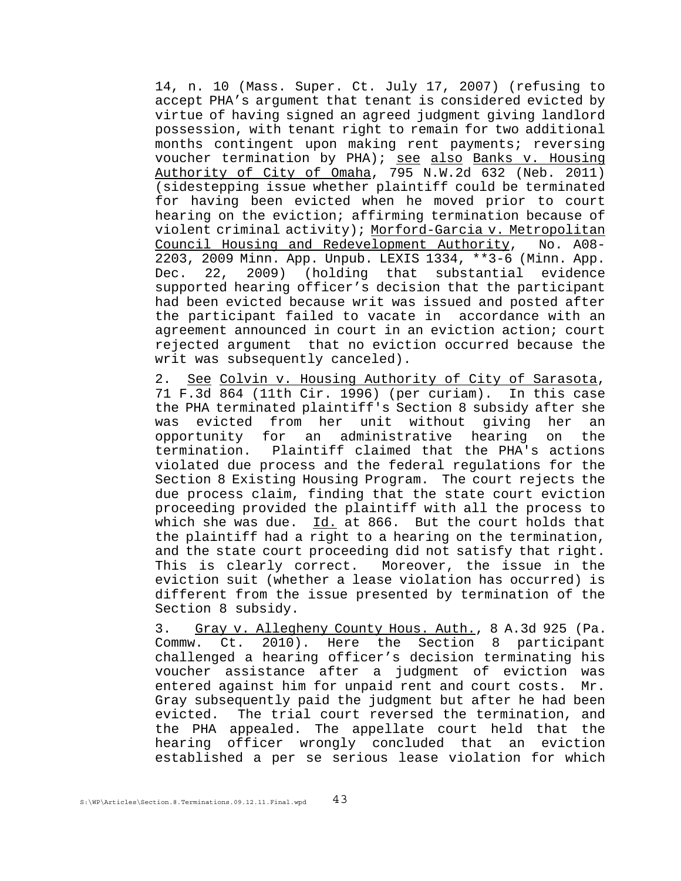14, n. 10 (Mass. Super. Ct. July 17, 2007) (refusing to accept PHA's argument that tenant is considered evicted by virtue of having signed an agreed judgment giving landlord possession, with tenant right to remain for two additional months contingent upon making rent payments; reversing voucher termination by PHA); see also Banks v. Housing Authority of City of Omaha, 795 N.W.2d 632 (Neb. 2011) (sidestepping issue whether plaintiff could be terminated for having been evicted when he moved prior to court hearing on the eviction; affirming termination because of violent criminal activity); Morford-Garcia v. Metropolitan Council Housing and Redevelopment Authority, No. A08-2203, 2009 Minn. App. Unpub. LEXIS 1334, **3-6 (Minn. App. Dec. 22, 2009) (holding that substantial evidence supported hearing officer's decision that the participant had been evicted because writ was issued and posted after the participant failed to vacate in accordance with an agreement announced in court in an eviction action; court rejected argument that no eviction occurred because the writ was subsequently canceled).

2. See Colvin v. Housing Authority of City of Sarasota, 71 F.3d 864 (11th Cir. 1996) (per curiam). In this case the PHA terminated plaintiff's Section 8 subsidy after she was evicted from her unit without giving her an opportunity for an administrative hearing on the termination. Plaintiff claimed that the PHA's actions violated due process and the federal regulations for the Section 8 Existing Housing Program. The court rejects the due process claim, finding that the state court eviction proceeding provided the plaintiff with all the process to which she was due. Id. at 866. But the court holds that the plaintiff had a right to a hearing on the termination, and the state court proceeding did not satisfy that right. This is clearly correct. Moreover, the issue in the eviction suit (whether a lease violation has occurred) is different from the issue presented by termination of the Section 8 subsidy.

3. Gray v. Allegheny County Hous. Auth., 8 A.3d 925 (Pa. Commw. Ct. 2010). Here the Section 8 participant challenged a hearing officer's decision terminating his voucher assistance after a judgment of eviction was entered against him for unpaid rent and court costs. Mr. Gray subsequently paid the judgment but after he had been evicted. The trial court reversed the termination, and the PHA appealed. The appellate court held that the hearing officer wrongly concluded that an eviction established a per se serious lease violation for which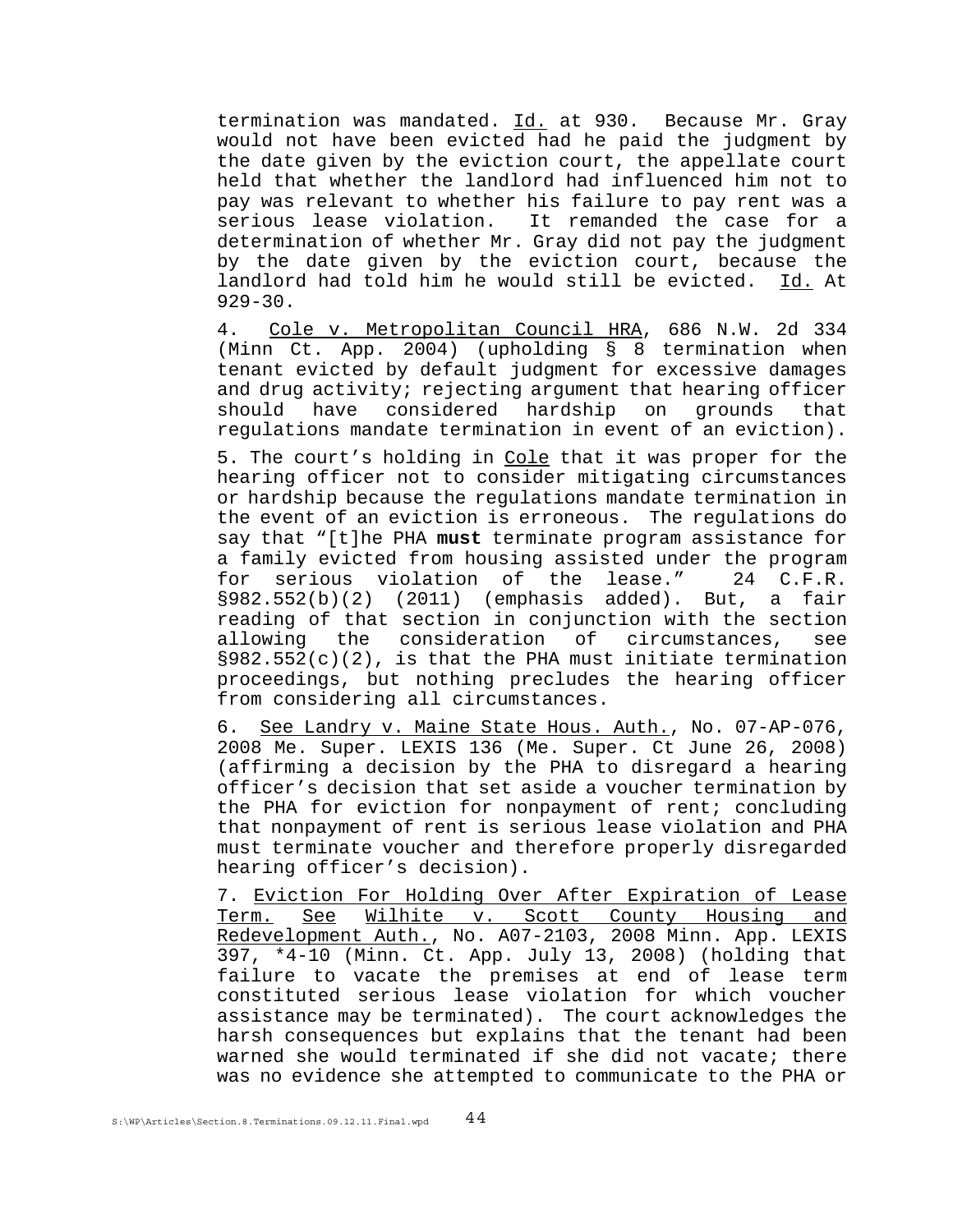termination was mandated. Id. at 930. Because Mr. Gray would not have been evicted had he paid the judgment by the date given by the eviction court, the appellate court held that whether the landlord had influenced him not to pay was relevant to whether his failure to pay rent was a serious lease violation. It remanded the case for a determination of whether Mr. Gray did not pay the judgment by the date given by the eviction court, because the landlord had told him he would still be evicted. Id. At 929-30.

4. Cole v. Metropolitan Council HRA, 686 N.W. 2d 334 (Minn Ct. App. 2004) (upholding § 8 termination when tenant evicted by default judgment for excessive damages and drug activity; rejecting argument that hearing officer should have considered hardship on grounds that regulations mandate termination in event of an eviction).

5. The court's holding in Cole that it was proper for the hearing officer not to consider mitigating circumstances or hardship because the regulations mandate termination in the event of an eviction is erroneous. The regulations do say that "[t]he PHA **must** terminate program assistance for a family evicted from housing assisted under the program for serious violation of the lease." 24 C.F.R. §982.552(b)(2) (2011) (emphasis added). But, a fair reading of that section in conjunction with the section allowing the consideration of circumstances, see §982.552(c)(2), is that the PHA must initiate termination proceedings, but nothing precludes the hearing officer from considering all circumstances.

6. See Landry v. Maine State Hous. Auth., No. 07-AP-076, 2008 Me. Super. LEXIS 136 (Me. Super. Ct June 26, 2008) (affirming a decision by the PHA to disregard a hearing officer's decision that set aside a voucher termination by the PHA for eviction for nonpayment of rent; concluding that nonpayment of rent is serious lease violation and PHA must terminate voucher and therefore properly disregarded hearing officer's decision).

7. Eviction For Holding Over After Expiration of Lease Term. See Wilhite v. Scott County Housing and Redevelopment Auth., No. A07-2103, 2008 Minn. App. LEXIS 397, *4-10 (Minn. Ct. App. July 13, 2008) (holding that failure to vacate the premises at end of lease term constituted serious lease violation for which voucher assistance may be terminated). The court acknowledges the harsh consequences but explains that the tenant had been warned she would terminated if she did not vacate; there was no evidence she attempted to communicate to the PHA or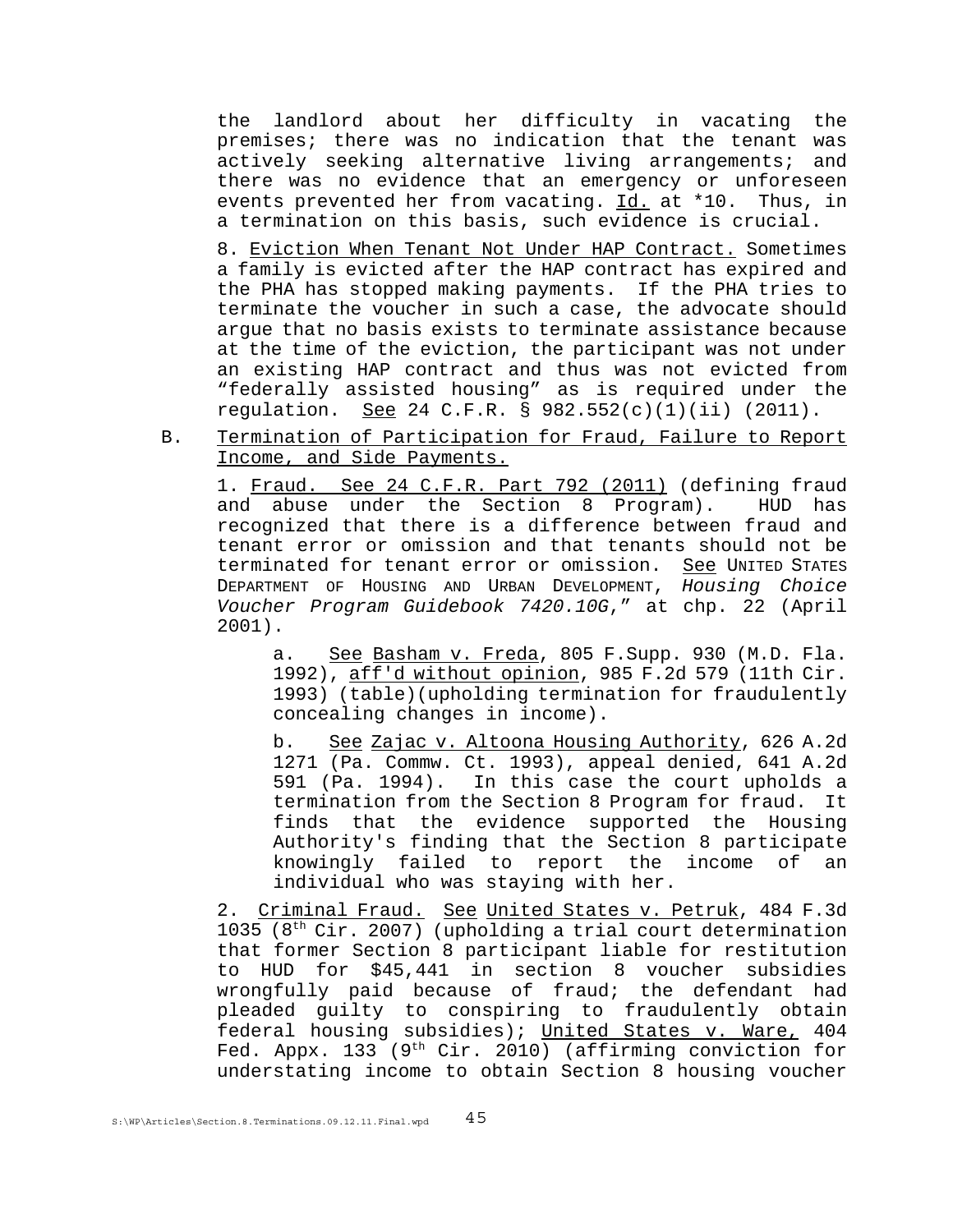the landlord about her difficulty in vacating the premises; there was no indication that the tenant was actively seeking alternative living arrangements; and there was no evidence that an emergency or unforeseen events prevented her from vacating. Id. at *10. Thus, in a termination on this basis, such evidence is crucial.

8. Eviction When Tenant Not Under HAP Contract. Sometimes a family is evicted after the HAP contract has expired and the PHA has stopped making payments. If the PHA tries to terminate the voucher in such a case, the advocate should argue that no basis exists to terminate assistance because at the time of the eviction, the participant was not under an existing HAP contract and thus was not evicted from "federally assisted housing" as is required under the regulation. See 24 C.F.R. § 982.552(c)(1)(ii) (2011).

B. Termination of Participation for Fraud, Failure to Report Income, and Side Payments.

1. Fraud. See 24 C.F.R. Part 792 (2011) (defining fraud and abuse under the Section 8 Program). HUD has recognized that there is a difference between fraud and tenant error or omission and that tenants should not be terminated for tenant error or omission. See UNITED STATES DEPARTMENT OF HOUSING AND URBAN DEVELOPMENT, *Housing Choice Voucher Program Guidebook 7420.10G*," at chp. 22 (April 2001).

a. See Basham v. Freda, 805 F.Supp. 930 (M.D. Fla. 1992), aff'd without opinion, 985 F.2d 579 (11th Cir. 1993) (table)(upholding termination for fraudulently concealing changes in income).

b. See Zajac v. Altoona Housing Authority, 626 A.2d 1271 (Pa. Commw. Ct. 1993), appeal denied, 641 A.2d 591 (Pa. 1994). In this case the court upholds a termination from the Section 8 Program for fraud. It finds that the evidence supported the Housing Authority's finding that the Section 8 participate knowingly failed to report the income of an individual who was staying with her.

2. Criminal Fraud. See United States v. Petruk, 484 F.3d 1035 (8th Cir. 2007) (upholding a trial court determination that former Section 8 participant liable for restitution to HUD for $45,441 in section 8 voucher subsidies wrongfully paid because of fraud; the defendant had pleaded guilty to conspiring to fraudulently obtain federal housing subsidies); United States v. Ware, 404 Fed. Appx. 133 (9th Cir. 2010) (affirming conviction for understating income to obtain Section 8 housing voucher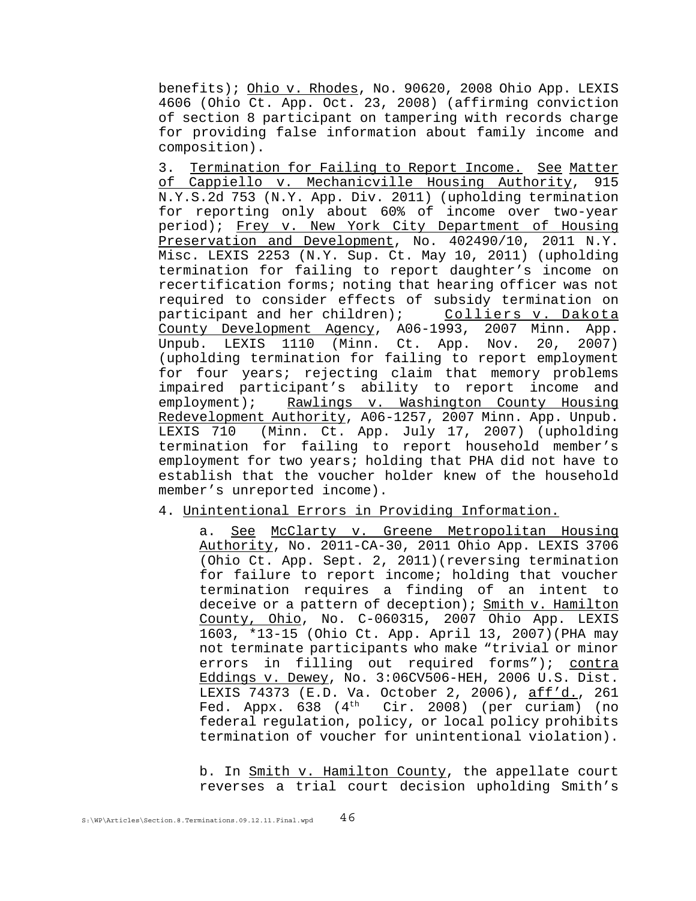benefits); Ohio v. Rhodes, No. 90620, 2008 Ohio App. LEXIS 4606 (Ohio Ct. App. Oct. 23, 2008) (affirming conviction of section 8 participant on tampering with records charge for providing false information about family income and composition).

3. Termination for Failing to Report Income. See Matter of Cappiello v. Mechanicville Housing Authority, 915 N.Y.S.2d 753 (N.Y. App. Div. 2011) (upholding termination for reporting only about 60% of income over two-year period); Frey v. New York City Department of Housing Preservation and Development, No. 402490/10, 2011 N.Y. Misc. LEXIS 2253 (N.Y. Sup. Ct. May 10, 2011) (upholding termination for failing to report daughter's income on recertification forms; noting that hearing officer was not required to consider effects of subsidy termination on participant and her children); Colliers v. Dakota County Development Agency, A06-1993, 2007 Minn. App. Unpub. LEXIS 1110 (Minn. Ct. App. Nov. 20, 2007) (upholding termination for failing to report employment for four years; rejecting claim that memory problems impaired participant's ability to report income and employment); Rawlings v. Washington County Housing Redevelopment Authority, A06-1257, 2007 Minn. App. Unpub. LEXIS 710 (Minn. Ct. App. July 17, 2007) (upholding termination for failing to report household member's employment for two years; holding that PHA did not have to establish that the voucher holder knew of the household member's unreported income).

4. Unintentional Errors in Providing Information.

a. See McClarty v. Greene Metropolitan Housing Authority, No. 2011-CA-30, 2011 Ohio App. LEXIS 3706 (Ohio Ct. App. Sept. 2, 2011)(reversing termination for failure to report income; holding that voucher termination requires a finding of an intent to deceive or a pattern of deception); Smith v. Hamilton County, Ohio, No. C-060315, 2007 Ohio App. LEXIS 1603, *13-15 (Ohio Ct. App. April 13, 2007)(PHA may not terminate participants who make "trivial or minor errors in filling out required forms"); contra Eddings v. Dewey, No. 3:06CV506-HEH, 2006 U.S. Dist. LEXIS 74373 (E.D. Va. October 2, 2006), aff'd., 261 Fed. Appx. 638 (4th Cir. 2008) (per curiam) (no federal regulation, policy, or local policy prohibits termination of voucher for unintentional violation).

b. In Smith v. Hamilton County, the appellate court reverses a trial court decision upholding Smith's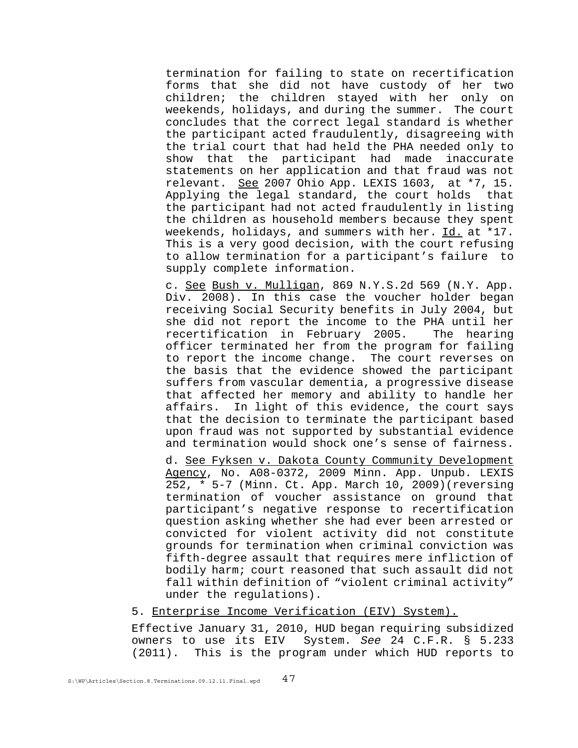termination for failing to state on recertification forms that she did not have custody of her two children; the children stayed with her only on weekends, holidays, and during the summer. The court concludes that the correct legal standard is whether the participant acted fraudulently, disagreeing with the trial court that had held the PHA needed only to show that the participant had made inaccurate statements on her application and that fraud was not relevant. <u>See</u> 2007 Ohio App. LEXIS 1603, at *7, 15. Applying the legal standard, the court holds that the participant had not acted fraudulently in listing the children as household members because they spent weekends, holidays, and summers with her. <u>Id.</u> at *17. This is a very good decision, with the court refusing to allow termination for a participant's failure to supply complete information.

c. <u>See</u> <u>Bush v. Mulligan</u>, 869 N.Y.S.2d 569 (N.Y. App. Div. 2008). In this case the voucher holder began receiving Social Security benefits in July 2004, but she did not report the income to the PHA until her recertification in February 2005. The hearing officer terminated her from the program for failing to report the income change. The court reverses on the basis that the evidence showed the participant suffers from vascular dementia, a progressive disease that affected her memory and ability to handle her affairs. In light of this evidence, the court says that the decision to terminate the participant based upon fraud was not supported by substantial evidence and termination would shock one's sense of fairness.

d. <u>See Fyksen v. Dakota County Community Development Agency</u>, No. A08-0372, 2009 Minn. App. Unpub. LEXIS 252, * 5-7 (Minn. Ct. App. March 10, 2009)(reversing termination of voucher assistance on ground that participant's negative response to recertification question asking whether she had ever been arrested or convicted for violent activity did not constitute grounds for termination when criminal conviction was fifth-degree assault that requires mere infliction of bodily harm; court reasoned that such assault did not fall within definition of "violent criminal activity" under the regulations).

5. <u>Enterprise Income Verification (EIV) System).</u>

Effective January 31, 2010, HUD began requiring subsidized owners to use its EIV System. *See* 24 C.F.R. § 5.233 (2011). This is the program under which HUD reports to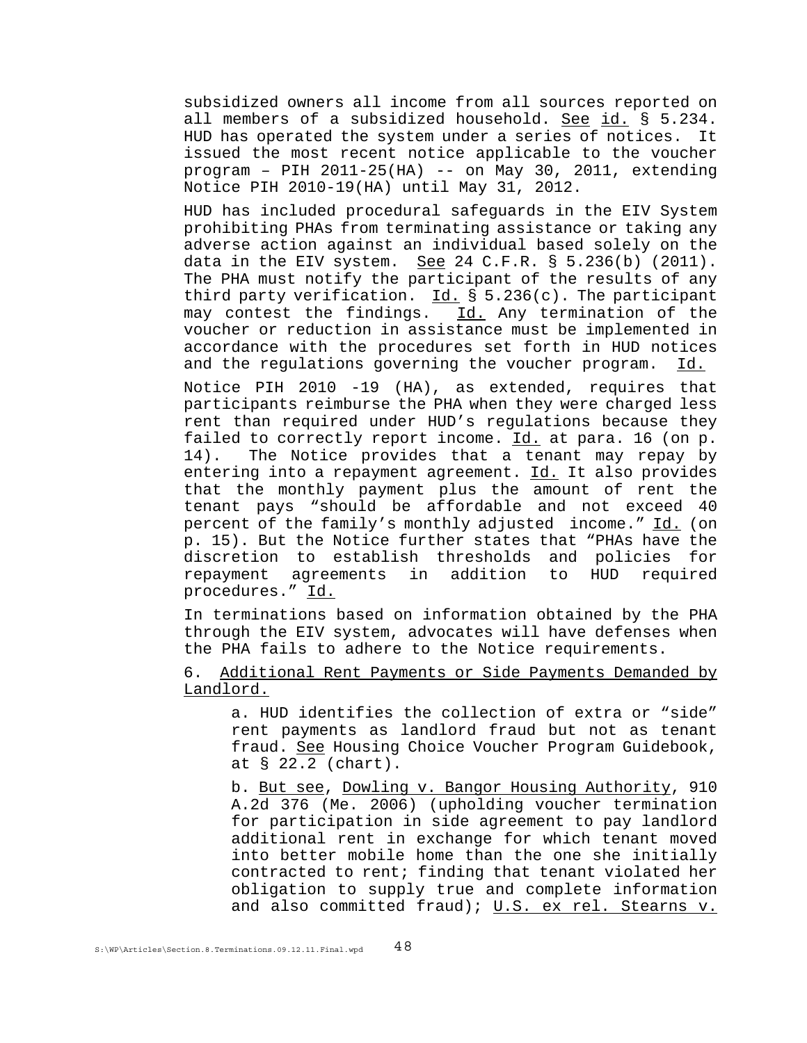subsidized owners all income from all sources reported on all members of a subsidized household. See id. § 5.234. HUD has operated the system under a series of notices. It issued the most recent notice applicable to the voucher program – PIH 2011-25(HA) -- on May 30, 2011, extending Notice PIH 2010-19(HA) until May 31, 2012.

HUD has included procedural safeguards in the EIV System prohibiting PHAs from terminating assistance or taking any adverse action against an individual based solely on the data in the EIV system. See 24 C.F.R. § 5.236(b) (2011). The PHA must notify the participant of the results of any third party verification. Id. § 5.236(c). The participant may contest the findings. Id. Any termination of the voucher or reduction in assistance must be implemented in accordance with the procedures set forth in HUD notices and the regulations governing the voucher program. Id.

Notice PIH 2010 -19 (HA), as extended, requires that participants reimburse the PHA when they were charged less rent than required under HUD's regulations because they failed to correctly report income. Id. at para. 16 (on p. 14). The Notice provides that a tenant may repay by entering into a repayment agreement. Id. It also provides that the monthly payment plus the amount of rent the tenant pays "should be affordable and not exceed 40 percent of the family's monthly adjusted income." Id. (on p. 15). But the Notice further states that "PHAs have the discretion to establish thresholds and policies for repayment agreements in addition to HUD required procedures." Id.

In terminations based on information obtained by the PHA through the EIV system, advocates will have defenses when the PHA fails to adhere to the Notice requirements.

6. Additional Rent Payments or Side Payments Demanded by Landlord.

a. HUD identifies the collection of extra or "side" rent payments as landlord fraud but not as tenant fraud. See Housing Choice Voucher Program Guidebook, at § 22.2 (chart).

b. But see, Dowling v. Bangor Housing Authority, 910 A.2d 376 (Me. 2006) (upholding voucher termination for participation in side agreement to pay landlord additional rent in exchange for which tenant moved into better mobile home than the one she initially contracted to rent; finding that tenant violated her obligation to supply true and complete information and also committed fraud); U.S. ex rel. Stearns v.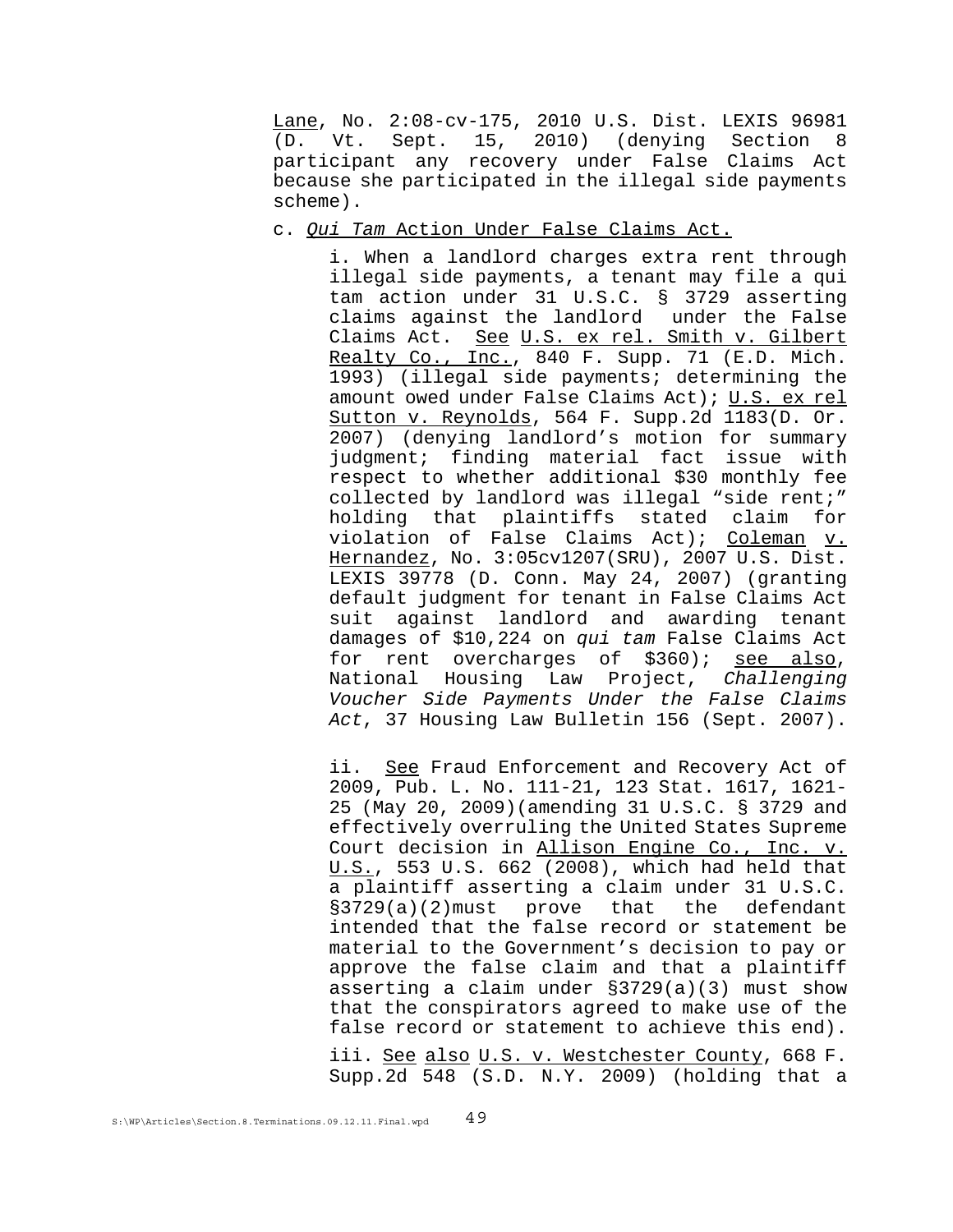Lane, No. 2:08-cv-175, 2010 U.S. Dist. LEXIS 96981 (D. Vt. Sept. 15, 2010) (denying Section 8 participant any recovery under False Claims Act because she participated in the illegal side payments scheme).

c. *Qui Tam* Action Under False Claims Act.

i. When a landlord charges extra rent through illegal side payments, a tenant may file a qui tam action under 31 U.S.C. § 3729 asserting claims against the landlord under the False Claims Act. See U.S. ex rel. Smith v. Gilbert Realty Co., Inc., 840 F. Supp. 71 (E.D. Mich. 1993) (illegal side payments; determining the amount owed under False Claims Act); U.S. ex rel Sutton v. Reynolds, 564 F. Supp.2d 1183(D. Or. 2007) (denying landlord's motion for summary judgment; finding material fact issue with respect to whether additional $30 monthly fee collected by landlord was illegal "side rent;" holding that plaintiffs stated claim for violation of False Claims Act); Coleman v. Hernandez, No. 3:05cv1207(SRU), 2007 U.S. Dist. LEXIS 39778 (D. Conn. May 24, 2007) (granting default judgment for tenant in False Claims Act suit against landlord and awarding tenant damages of $10,224 on *qui tam* False Claims Act for rent overcharges of $360); see also, National Housing Law Project, *Challenging Voucher Side Payments Under the False Claims Act*, 37 Housing Law Bulletin 156 (Sept. 2007).

ii. See Fraud Enforcement and Recovery Act of 2009, Pub. L. No. 111-21, 123 Stat. 1617, 1621-25 (May 20, 2009)(amending 31 U.S.C. § 3729 and effectively overruling the United States Supreme Court decision in Allison Engine Co., Inc. v. U.S., 553 U.S. 662 (2008), which had held that a plaintiff asserting a claim under 31 U.S.C. §3729(a)(2)must prove that the defendant intended that the false record or statement be material to the Government's decision to pay or approve the false claim and that a plaintiff asserting a claim under §3729(a)(3) must show that the conspirators agreed to make use of the false record or statement to achieve this end).

iii. See also U.S. v. Westchester County, 668 F. Supp.2d 548 (S.D. N.Y. 2009) (holding that a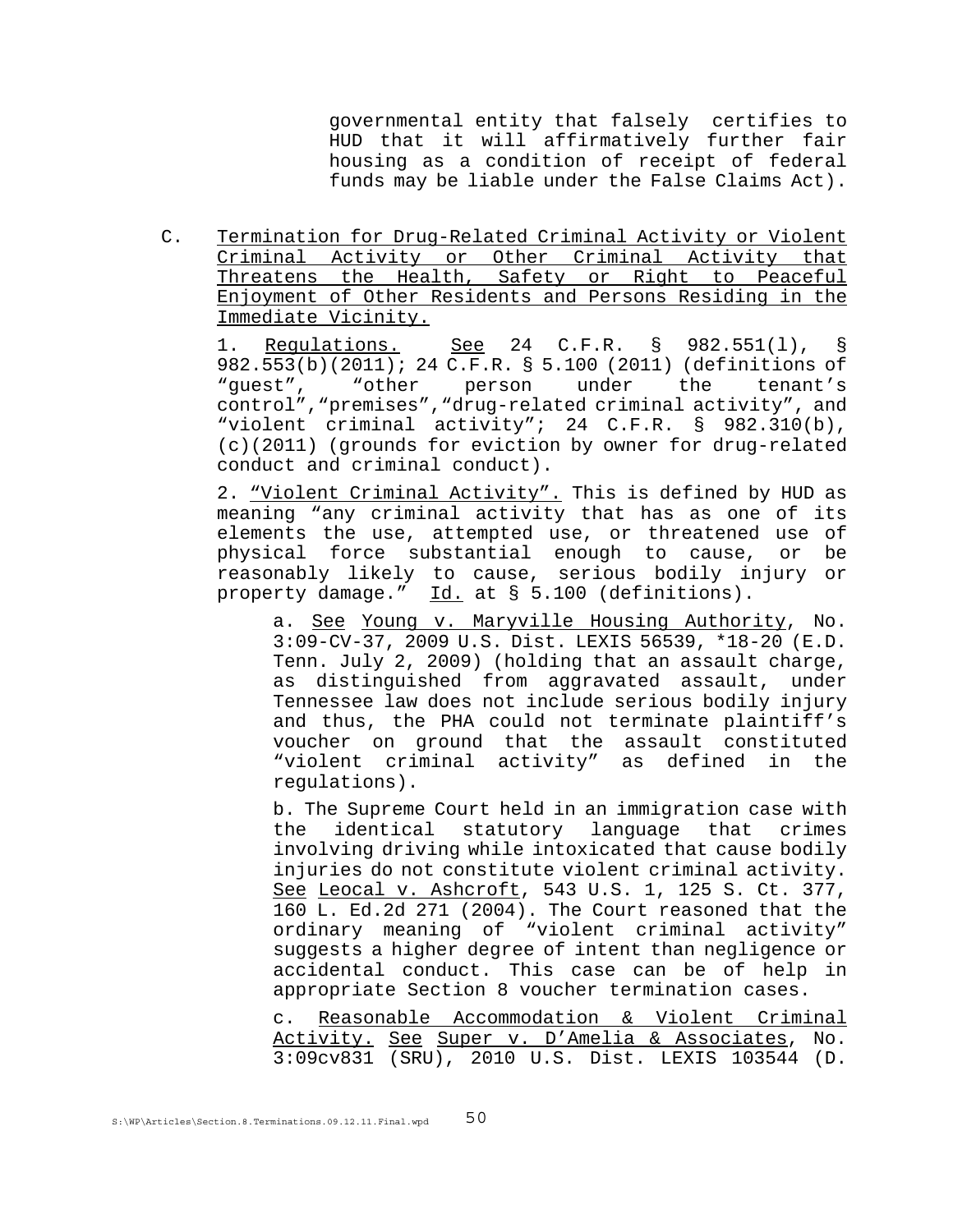governmental entity that falsely certifies to HUD that it will affirmatively further fair housing as a condition of receipt of federal funds may be liable under the False Claims Act).

C. <u>Termination for Drug-Related Criminal Activity or Violent Criminal Activity or Other Criminal Activity that Threatens the Health, Safety or Right to Peaceful Enjoyment of Other Residents and Persons Residing in the Immediate Vicinity.</u>

1. <u>Regulations.</u> <u>See</u> 24 C.F.R. § 982.551(l), § 982.553(b)(2011); 24 C.F.R. § 5.100 (2011) (definitions of "guest", "other person under the tenant's control","premises","drug-related criminal activity", and "violent criminal activity"; 24 C.F.R. § 982.310(b), (c)(2011) (grounds for eviction by owner for drug-related conduct and criminal conduct).

2. <u>"Violent Criminal Activity".</u> This is defined by HUD as meaning "any criminal activity that has as one of its elements the use, attempted use, or threatened use of physical force substantial enough to cause, or be reasonably likely to cause, serious bodily injury or property damage." <u>Id.</u> at § 5.100 (definitions).

a. <u>See</u> <u>Young v. Maryville Housing Authority</u>, No. 3:09-CV-37, 2009 U.S. Dist. LEXIS 56539, *18-20 (E.D. Tenn. July 2, 2009) (holding that an assault charge, as distinguished from aggravated assault, under Tennessee law does not include serious bodily injury and thus, the PHA could not terminate plaintiff's voucher on ground that the assault constituted "violent criminal activity" as defined in the regulations).

b. The Supreme Court held in an immigration case with the identical statutory language that crimes involving driving while intoxicated that cause bodily injuries do not constitute violent criminal activity. <u>See</u> <u>Leocal v. Ashcroft</u>, 543 U.S. 1, 125 S. Ct. 377, 160 L. Ed.2d 271 (2004). The Court reasoned that the ordinary meaning of "violent criminal activity" suggests a higher degree of intent than negligence or accidental conduct. This case can be of help in appropriate Section 8 voucher termination cases.

c. <u>Reasonable Accommodation & Violent Criminal Activity.</u> <u>See</u> <u>Super v. D'Amelia & Associates</u>, No. 3:09cv831 (SRU), 2010 U.S. Dist. LEXIS 103544 (D.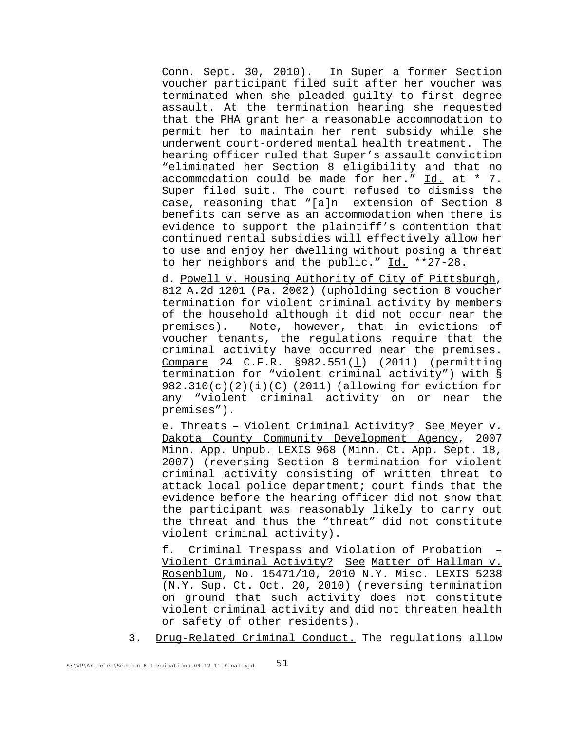Conn. Sept. 30, 2010). In Super a former Section voucher participant filed suit after her voucher was terminated when she pleaded guilty to first degree assault. At the termination hearing she requested that the PHA grant her a reasonable accommodation to permit her to maintain her rent subsidy while she underwent court-ordered mental health treatment. The hearing officer ruled that Super's assault conviction "eliminated her Section 8 eligibility and that no accommodation could be made for her." Id. at * 7. Super filed suit. The court refused to dismiss the case, reasoning that "[a]n extension of Section 8 benefits can serve as an accommodation when there is evidence to support the plaintiff's contention that continued rental subsidies will effectively allow her to use and enjoy her dwelling without posing a threat to her neighbors and the public." Id. **27-28.

d. Powell v. Housing Authority of City of Pittsburgh, 812 A.2d 1201 (Pa. 2002) (upholding section 8 voucher termination for violent criminal activity by members of the household although it did not occur near the premises). Note, however, that in evictions of voucher tenants, the regulations require that the criminal activity have occurred near the premises. Compare 24 C.F.R. §982.551(l) (2011) (permitting termination for "violent criminal activity") with § 982.310(c)(2)(i)(C) (2011) (allowing for eviction for any "violent criminal activity on or near the premises").

e. Threats – Violent Criminal Activity? See Meyer v. Dakota County Community Development Agency, 2007 Minn. App. Unpub. LEXIS 968 (Minn. Ct. App. Sept. 18, 2007) (reversing Section 8 termination for violent criminal activity consisting of written threat to attack local police department; court finds that the evidence before the hearing officer did not show that the participant was reasonably likely to carry out the threat and thus the "threat" did not constitute violent criminal activity).

f. Criminal Trespass and Violation of Probation – Violent Criminal Activity? See Matter of Hallman v. Rosenblum, No. 15471/10, 2010 N.Y. Misc. LEXIS 5238 (N.Y. Sup. Ct. Oct. 20, 2010) (reversing termination on ground that such activity does not constitute violent criminal activity and did not threaten health or safety of other residents).

3. Drug-Related Criminal Conduct. The regulations allow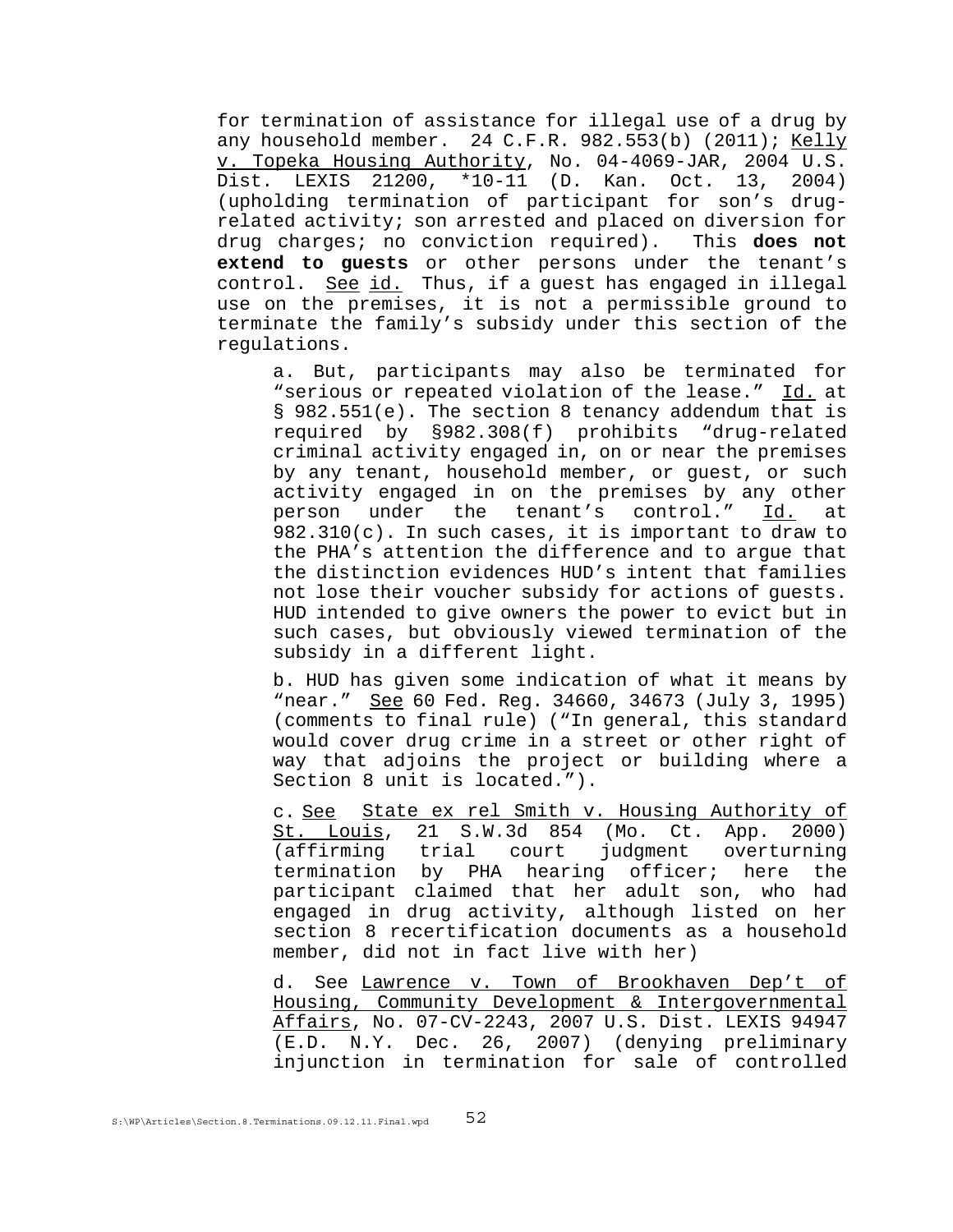for termination of assistance for illegal use of a drug by any household member. 24 C.F.R. 982.553(b) (2011); Kelly v. Topeka Housing Authority, No. 04-4069-JAR, 2004 U.S. Dist. LEXIS 21200, *10-11 (D. Kan. Oct. 13, 2004) (upholding termination of participant for son's drug-related activity; son arrested and placed on diversion for drug charges; no conviction required). This **does not extend to guests** or other persons under the tenant's control. See id. Thus, if a guest has engaged in illegal use on the premises, it is not a permissible ground to terminate the family's subsidy under this section of the regulations.

a. But, participants may also be terminated for "serious or repeated violation of the lease." Id. at § 982.551(e). The section 8 tenancy addendum that is required by §982.308(f) prohibits "drug-related criminal activity engaged in, on or near the premises by any tenant, household member, or guest, or such activity engaged in on the premises by any other person under the tenant's control." Id. at 982.310(c). In such cases, it is important to draw to the PHA's attention the difference and to argue that the distinction evidences HUD's intent that families not lose their voucher subsidy for actions of guests. HUD intended to give owners the power to evict but in such cases, but obviously viewed termination of the subsidy in a different light.

b. HUD has given some indication of what it means by "near." See 60 Fed. Reg. 34660, 34673 (July 3, 1995) (comments to final rule) ("In general, this standard would cover drug crime in a street or other right of way that adjoins the project or building where a Section 8 unit is located.").

c. See State ex rel Smith v. Housing Authority of St. Louis, 21 S.W.3d 854 (Mo. Ct. App. 2000) (affirming trial court judgment overturning termination by PHA hearing officer; here the participant claimed that her adult son, who had engaged in drug activity, although listed on her section 8 recertification documents as a household member, did not in fact live with her)

d. See Lawrence v. Town of Brookhaven Dep't of Housing, Community Development & Intergovernmental Affairs, No. 07-CV-2243, 2007 U.S. Dist. LEXIS 94947 (E.D. N.Y. Dec. 26, 2007) (denying preliminary injunction in termination for sale of controlled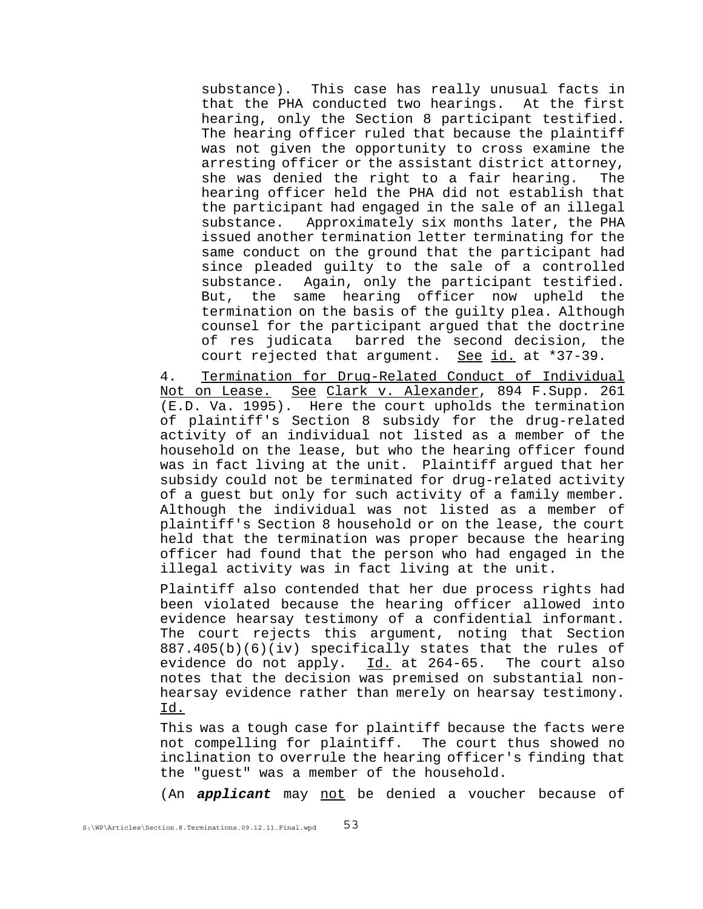substance). This case has really unusual facts in that the PHA conducted two hearings. At the first hearing, only the Section 8 participant testified. The hearing officer ruled that because the plaintiff was not given the opportunity to cross examine the arresting officer or the assistant district attorney, she was denied the right to a fair hearing. The hearing officer held the PHA did not establish that the participant had engaged in the sale of an illegal substance. Approximately six months later, the PHA issued another termination letter terminating for the same conduct on the ground that the participant had since pleaded guilty to the sale of a controlled substance. Again, only the participant testified. But, the same hearing officer now upheld the termination on the basis of the guilty plea. Although counsel for the participant argued that the doctrine of res judicata barred the second decision, the court rejected that argument. <u>See</u> <u>id.</u> at *37-39.

4. <u>Termination for Drug-Related Conduct of Individual Not on Lease.</u> <u>See</u> <u>Clark v. Alexander</u>, 894 F.Supp. 261 (E.D. Va. 1995). Here the court upholds the termination of plaintiff's Section 8 subsidy for the drug-related activity of an individual not listed as a member of the household on the lease, but who the hearing officer found was in fact living at the unit. Plaintiff argued that her subsidy could not be terminated for drug-related activity of a guest but only for such activity of a family member. Although the individual was not listed as a member of plaintiff's Section 8 household or on the lease, the court held that the termination was proper because the hearing officer had found that the person who had engaged in the illegal activity was in fact living at the unit.

Plaintiff also contended that her due process rights had been violated because the hearing officer allowed into evidence hearsay testimony of a confidential informant. The court rejects this argument, noting that Section 887.405(b)(6)(iv) specifically states that the rules of evidence do not apply. <u>Id.</u> at 264-65. The court also notes that the decision was premised on substantial non-hearsay evidence rather than merely on hearsay testimony. <u>Id.</u>

This was a tough case for plaintiff because the facts were not compelling for plaintiff. The court thus showed no inclination to overrule the hearing officer's finding that the "guest" was a member of the household.

(An ***applicant*** may <u>not</u> be denied a voucher because of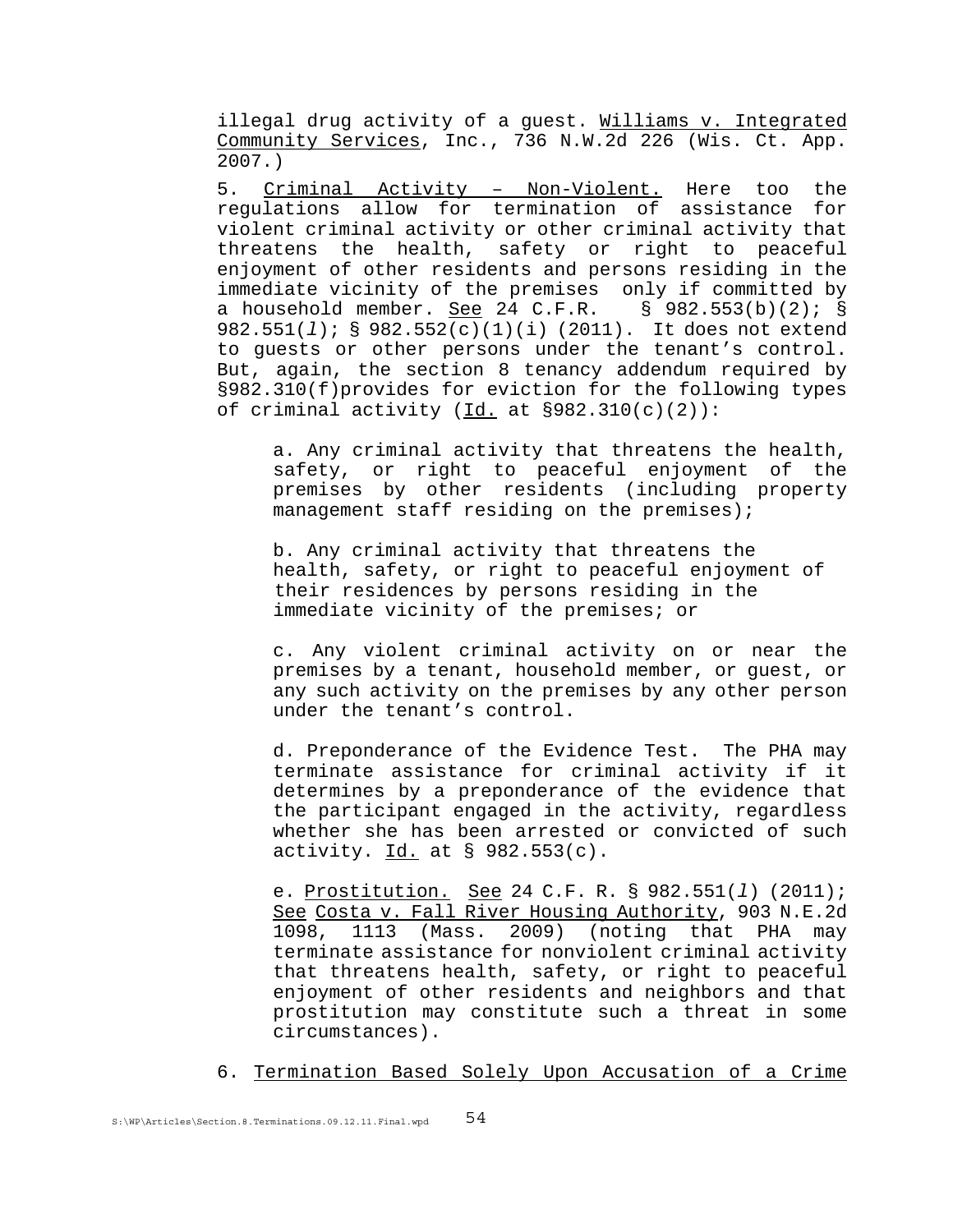illegal drug activity of a guest. Williams v. Integrated Community Services, Inc., 736 N.W.2d 226 (Wis. Ct. App. 2007.)

5. Criminal Activity – Non-Violent. Here too the regulations allow for termination of assistance for violent criminal activity or other criminal activity that threatens the health, safety or right to peaceful enjoyment of other residents and persons residing in the immediate vicinity of the premises only if committed by a household member. See 24 C.F.R. § 982.553(b)(2); § 982.551(*l*); § 982.552(c)(1)(i) (2011). It does not extend to guests or other persons under the tenant's control. But, again, the section 8 tenancy addendum required by §982.310(f)provides for eviction for the following types of criminal activity (Id. at §982.310(c)(2)):

> a. Any criminal activity that threatens the health, safety, or right to peaceful enjoyment of the premises by other residents (including property management staff residing on the premises);
>
> b. Any criminal activity that threatens the health, safety, or right to peaceful enjoyment of their residences by persons residing in the immediate vicinity of the premises; or
>
> c. Any violent criminal activity on or near the premises by a tenant, household member, or guest, or any such activity on the premises by any other person under the tenant's control.
>
> d. Preponderance of the Evidence Test. The PHA may terminate assistance for criminal activity if it determines by a preponderance of the evidence that the participant engaged in the activity, regardless whether she has been arrested or convicted of such activity. Id. at § 982.553(c).
>
> e. Prostitution. See 24 C.F. R. § 982.551(*l*) (2011); See Costa v. Fall River Housing Authority, 903 N.E.2d 1098, 1113 (Mass. 2009) (noting that PHA may terminate assistance for nonviolent criminal activity that threatens health, safety, or right to peaceful enjoyment of other residents and neighbors and that prostitution may constitute such a threat in some circumstances).

6. Termination Based Solely Upon Accusation of a Crime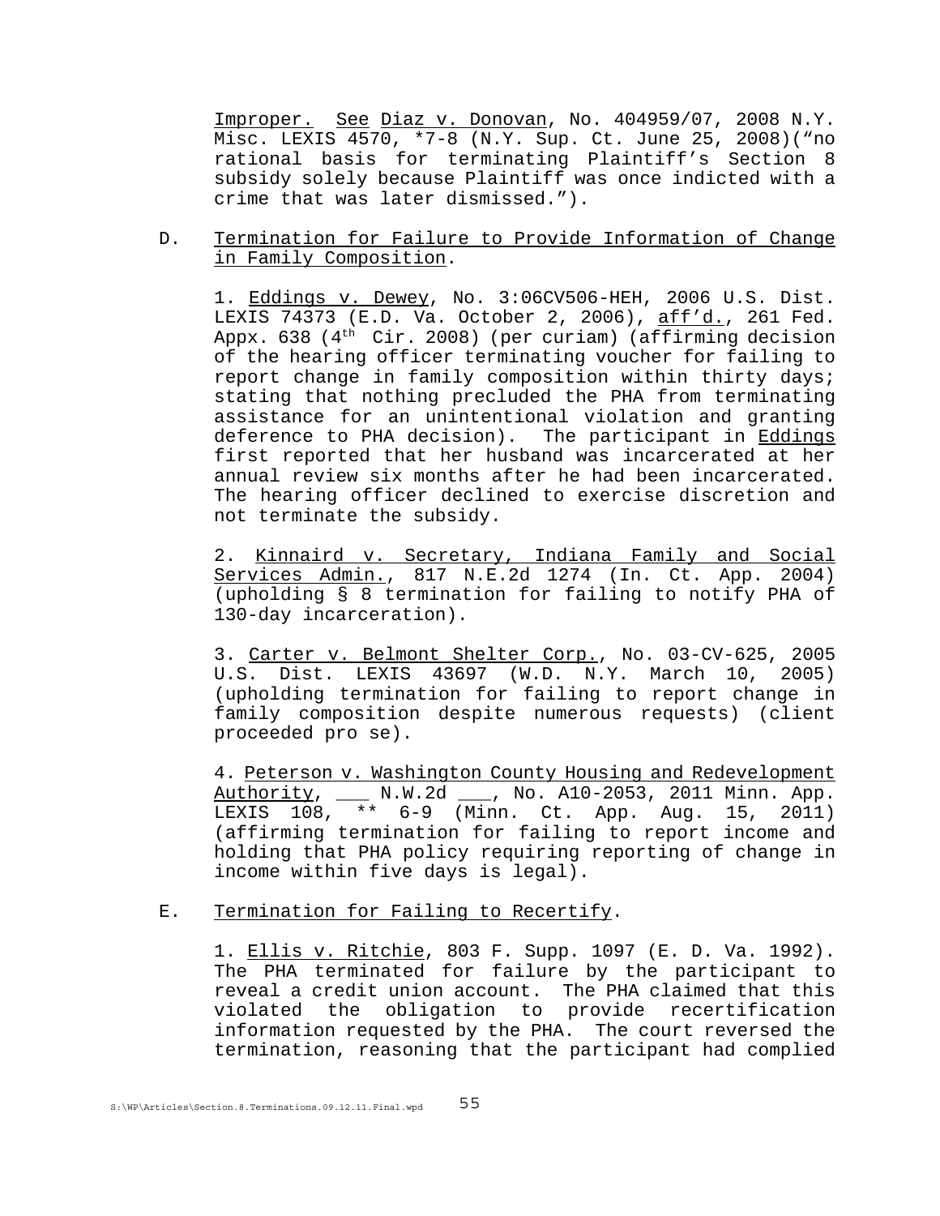Improper. See Diaz v. Donovan, No. 404959/07, 2008 N.Y. Misc. LEXIS 4570, *7-8 (N.Y. Sup. Ct. June 25, 2008)("no rational basis for terminating Plaintiff's Section 8 subsidy solely because Plaintiff was once indicted with a crime that was later dismissed.").

D. Termination for Failure to Provide Information of Change in Family Composition.

1. Eddings v. Dewey, No. 3:06CV506-HEH, 2006 U.S. Dist. LEXIS 74373 (E.D. Va. October 2, 2006), aff'd., 261 Fed. Appx. 638 (4th Cir. 2008) (per curiam) (affirming decision of the hearing officer terminating voucher for failing to report change in family composition within thirty days; stating that nothing precluded the PHA from terminating assistance for an unintentional violation and granting deference to PHA decision). The participant in Eddings first reported that her husband was incarcerated at her annual review six months after he had been incarcerated. The hearing officer declined to exercise discretion and not terminate the subsidy.

2. Kinnaird v. Secretary, Indiana Family and Social Services Admin., 817 N.E.2d 1274 (In. Ct. App. 2004) (upholding § 8 termination for failing to notify PHA of 130-day incarceration).

3. Carter v. Belmont Shelter Corp., No. 03-CV-625, 2005 U.S. Dist. LEXIS 43697 (W.D. N.Y. March 10, 2005) (upholding termination for failing to report change in family composition despite numerous requests) (client proceeded pro se).

4. Peterson v. Washington County Housing and Redevelopment Authority, ___ N.W.2d ___, No. A10-2053, 2011 Minn. App. LEXIS 108, ** 6-9 (Minn. Ct. App. Aug. 15, 2011) (affirming termination for failing to report income and holding that PHA policy requiring reporting of change in income within five days is legal).

E. Termination for Failing to Recertify.

1. Ellis v. Ritchie, 803 F. Supp. 1097 (E. D. Va. 1992). The PHA terminated for failure by the participant to reveal a credit union account. The PHA claimed that this violated the obligation to provide recertification information requested by the PHA. The court reversed the termination, reasoning that the participant had complied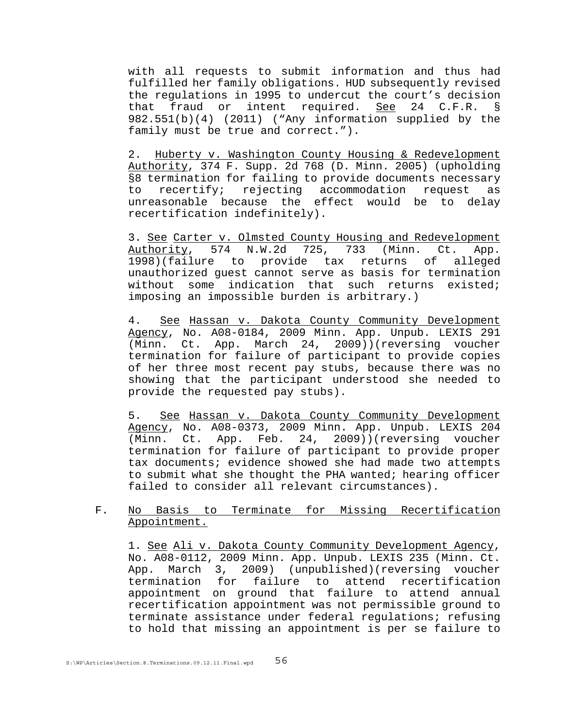with all requests to submit information and thus had fulfilled her family obligations. HUD subsequently revised the regulations in 1995 to undercut the court's decision that fraud or intent required. See 24 C.F.R. § 982.551(b)(4) (2011) ("Any information supplied by the family must be true and correct.").

2. Huberty v. Washington County Housing & Redevelopment Authority, 374 F. Supp. 2d 768 (D. Minn. 2005) (upholding §8 termination for failing to provide documents necessary to recertify; rejecting accommodation request as unreasonable because the effect would be to delay recertification indefinitely).

3. See Carter v. Olmsted County Housing and Redevelopment Authority, 574 N.W.2d 725, 733 (Minn. Ct. App. 1998)(failure to provide tax returns of alleged unauthorized guest cannot serve as basis for termination without some indication that such returns existed; imposing an impossible burden is arbitrary.)

4. See Hassan v. Dakota County Community Development Agency, No. A08-0184, 2009 Minn. App. Unpub. LEXIS 291 (Minn. Ct. App. March 24, 2009))(reversing voucher termination for failure of participant to provide copies of her three most recent pay stubs, because there was no showing that the participant understood she needed to provide the requested pay stubs).

5. See Hassan v. Dakota County Community Development Agency, No. A08-0373, 2009 Minn. App. Unpub. LEXIS 204 (Minn. Ct. App. Feb. 24, 2009))(reversing voucher termination for failure of participant to provide proper tax documents; evidence showed she had made two attempts to submit what she thought the PHA wanted; hearing officer failed to consider all relevant circumstances).

F. No Basis to Terminate for Missing Recertification Appointment.

1. See Ali v. Dakota County Community Development Agency, No. A08-0112, 2009 Minn. App. Unpub. LEXIS 235 (Minn. Ct. App. March 3, 2009) (unpublished)(reversing voucher termination for failure to attend recertification appointment on ground that failure to attend annual recertification appointment was not permissible ground to terminate assistance under federal regulations; refusing to hold that missing an appointment is per se failure to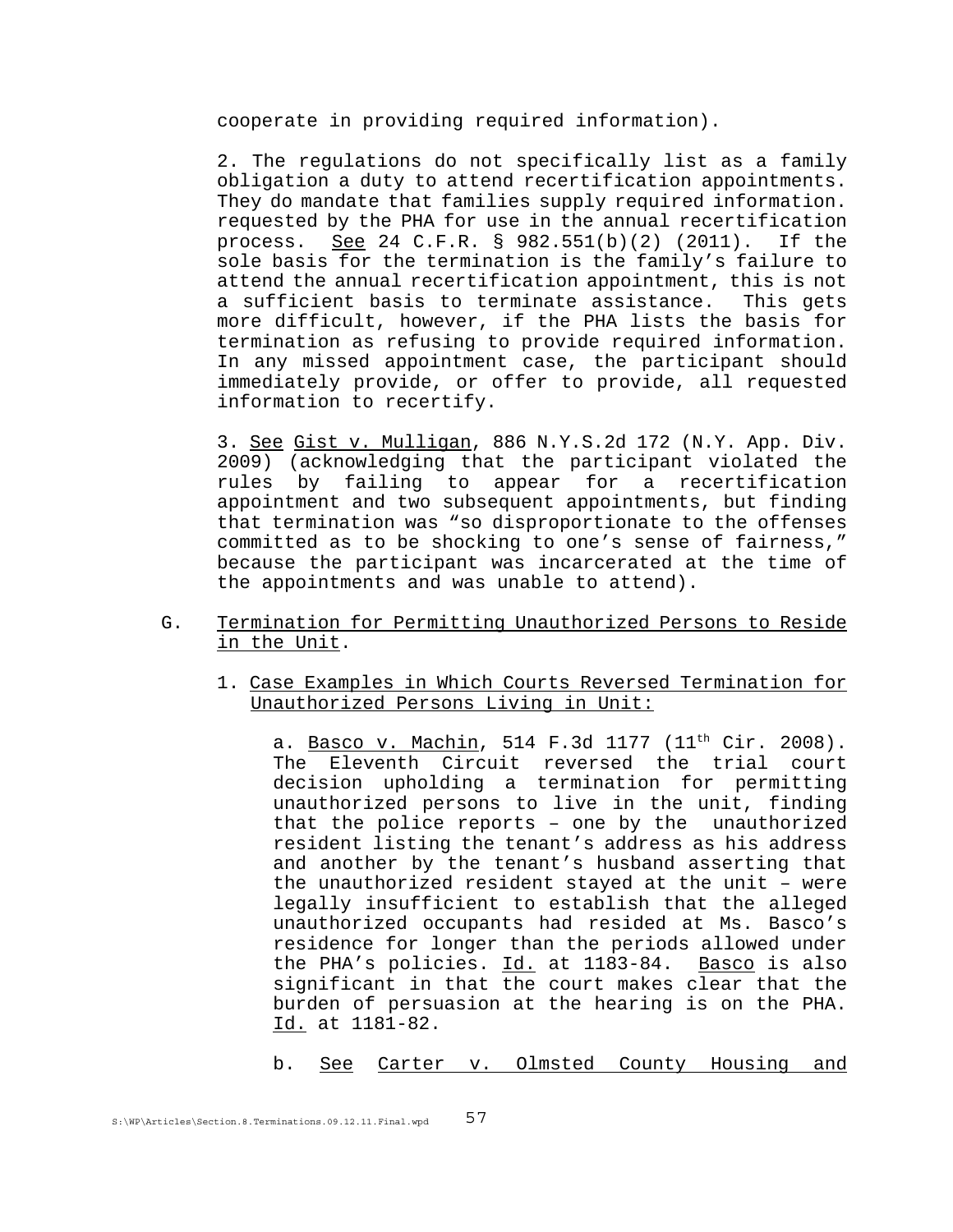cooperate in providing required information).

2. The regulations do not specifically list as a family obligation a duty to attend recertification appointments. They do mandate that families supply required information. requested by the PHA for use in the annual recertification process. <u>See</u> 24 C.F.R. § 982.551(b)(2) (2011). If the sole basis for the termination is the family's failure to attend the annual recertification appointment, this is not a sufficient basis to terminate assistance. This gets more difficult, however, if the PHA lists the basis for termination as refusing to provide required information. In any missed appointment case, the participant should immediately provide, or offer to provide, all requested information to recertify.

3. <u>See</u> <u>Gist v. Mulligan</u>, 886 N.Y.S.2d 172 (N.Y. App. Div. 2009) (acknowledging that the participant violated the rules by failing to appear for a recertification appointment and two subsequent appointments, but finding that termination was "so disproportionate to the offenses committed as to be shocking to one's sense of fairness," because the participant was incarcerated at the time of the appointments and was unable to attend).

G. <u>Termination for Permitting Unauthorized Persons to Reside in the Unit</u>.

1. <u>Case Examples in Which Courts Reversed Termination for Unauthorized Persons Living in Unit:</u>

a. <u>Basco v. Machin</u>, 514 F.3d 1177 (11th Cir. 2008). The Eleventh Circuit reversed the trial court decision upholding a termination for permitting unauthorized persons to live in the unit, finding that the police reports – one by the unauthorized resident listing the tenant's address as his address and another by the tenant's husband asserting that the unauthorized resident stayed at the unit – were legally insufficient to establish that the alleged unauthorized occupants had resided at Ms. Basco's residence for longer than the periods allowed under the PHA's policies. <u>Id.</u> at 1183-84. <u>Basco</u> is also significant in that the court makes clear that the burden of persuasion at the hearing is on the PHA. <u>Id.</u> at 1181-82.

b. <u>See</u> <u>Carter v. Olmsted County Housing and</u>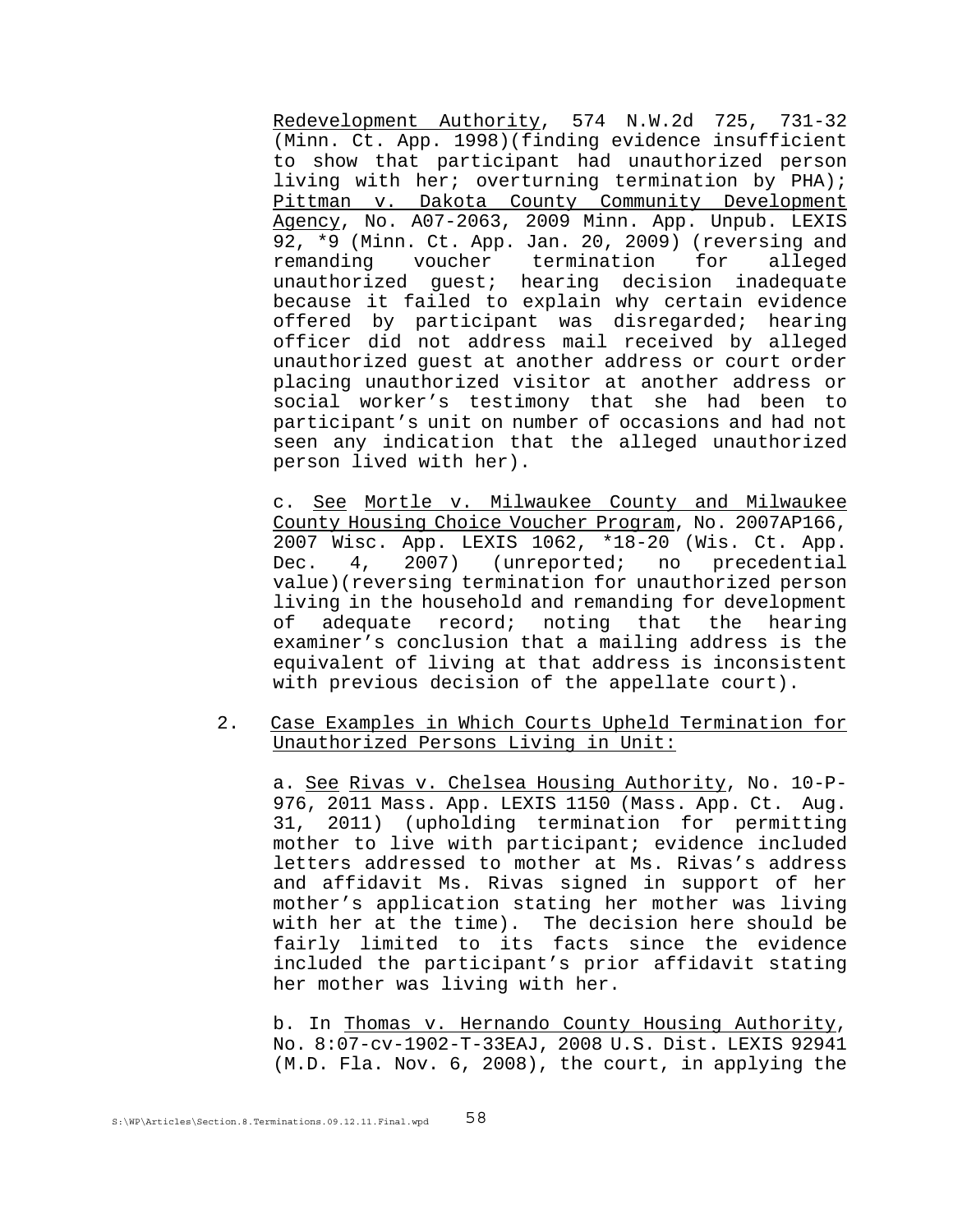Redevelopment Authority, 574 N.W.2d 725, 731-32 (Minn. Ct. App. 1998)(finding evidence insufficient to show that participant had unauthorized person living with her; overturning termination by PHA); Pittman v. Dakota County Community Development Agency, No. A07-2063, 2009 Minn. App. Unpub. LEXIS 92, *9 (Minn. Ct. App. Jan. 20, 2009) (reversing and remanding voucher termination for alleged unauthorized guest; hearing decision inadequate because it failed to explain why certain evidence offered by participant was disregarded; hearing officer did not address mail received by alleged unauthorized guest at another address or court order placing unauthorized visitor at another address or social worker's testimony that she had been to participant's unit on number of occasions and had not seen any indication that the alleged unauthorized person lived with her).

c. See Mortle v. Milwaukee County and Milwaukee County Housing Choice Voucher Program, No. 2007AP166, 2007 Wisc. App. LEXIS 1062, *18-20 (Wis. Ct. App. Dec. 4, 2007) (unreported; no precedential value)(reversing termination for unauthorized person living in the household and remanding for development of adequate record; noting that the hearing examiner's conclusion that a mailing address is the equivalent of living at that address is inconsistent with previous decision of the appellate court).

2. Case Examples in Which Courts Upheld Termination for Unauthorized Persons Living in Unit:

a. See Rivas v. Chelsea Housing Authority, No. 10-P-976, 2011 Mass. App. LEXIS 1150 (Mass. App. Ct. Aug. 31, 2011) (upholding termination for permitting mother to live with participant; evidence included letters addressed to mother at Ms. Rivas's address and affidavit Ms. Rivas signed in support of her mother's application stating her mother was living with her at the time). The decision here should be fairly limited to its facts since the evidence included the participant's prior affidavit stating her mother was living with her.

b. In Thomas v. Hernando County Housing Authority, No. 8:07-cv-1902-T-33EAJ, 2008 U.S. Dist. LEXIS 92941 (M.D. Fla. Nov. 6, 2008), the court, in applying the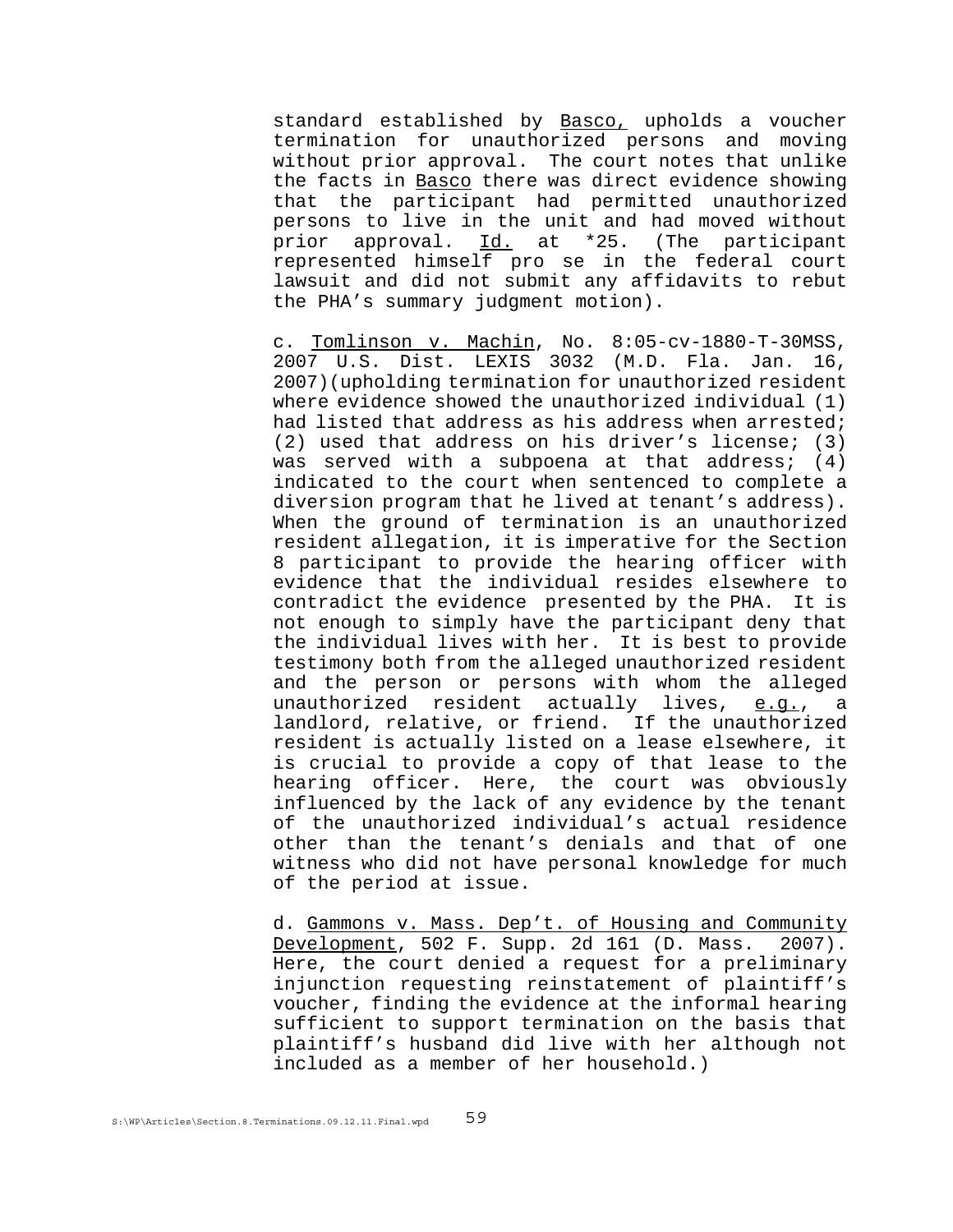standard established by <u>Basco,</u> upholds a voucher termination for unauthorized persons and moving without prior approval. The court notes that unlike the facts in <u>Basco</u> there was direct evidence showing that the participant had permitted unauthorized persons to live in the unit and had moved without prior approval. <u>Id.</u> at *25. (The participant represented himself pro se in the federal court lawsuit and did not submit any affidavits to rebut the PHA's summary judgment motion).

c. <u>Tomlinson v. Machin</u>, No. 8:05-cv-1880-T-30MSS, 2007 U.S. Dist. LEXIS 3032 (M.D. Fla. Jan. 16, 2007)(upholding termination for unauthorized resident where evidence showed the unauthorized individual (1) had listed that address as his address when arrested; (2) used that address on his driver's license; (3) was served with a subpoena at that address; (4) indicated to the court when sentenced to complete a diversion program that he lived at tenant's address). When the ground of termination is an unauthorized resident allegation, it is imperative for the Section 8 participant to provide the hearing officer with evidence that the individual resides elsewhere to contradict the evidence presented by the PHA. It is not enough to simply have the participant deny that the individual lives with her. It is best to provide testimony both from the alleged unauthorized resident and the person or persons with whom the alleged unauthorized resident actually lives, <u>e.g.</u>, a landlord, relative, or friend. If the unauthorized resident is actually listed on a lease elsewhere, it is crucial to provide a copy of that lease to the hearing officer. Here, the court was obviously influenced by the lack of any evidence by the tenant of the unauthorized individual's actual residence other than the tenant's denials and that of one witness who did not have personal knowledge for much of the period at issue.

d. <u>Gammons v. Mass. Dep't. of Housing and Community Development</u>, 502 F. Supp. 2d 161 (D. Mass. 2007). Here, the court denied a request for a preliminary injunction requesting reinstatement of plaintiff's voucher, finding the evidence at the informal hearing sufficient to support termination on the basis that plaintiff's husband did live with her although not included as a member of her household.)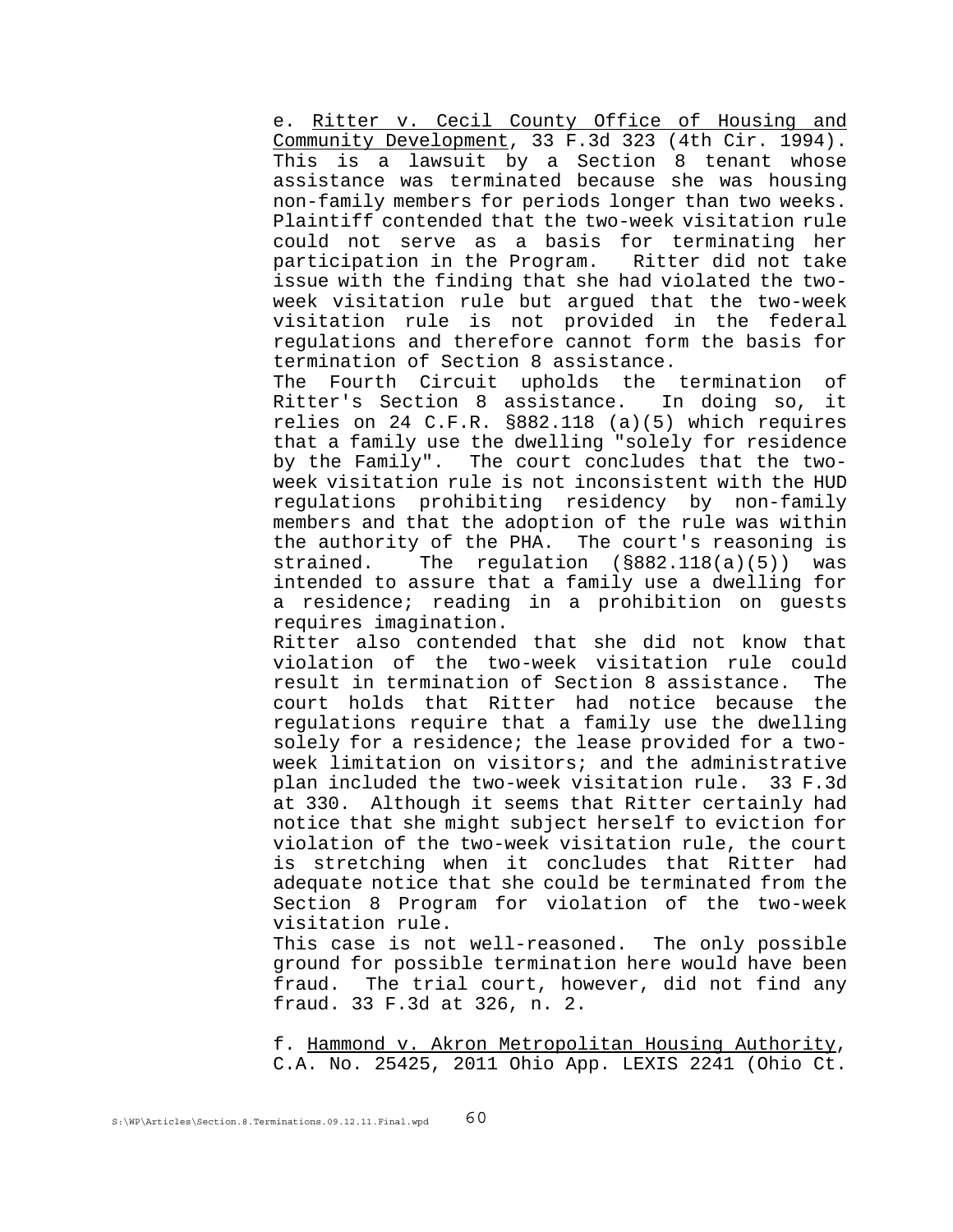e. Ritter v. Cecil County Office of Housing and Community Development, 33 F.3d 323 (4th Cir. 1994). This is a lawsuit by a Section 8 tenant whose assistance was terminated because she was housing non-family members for periods longer than two weeks. Plaintiff contended that the two-week visitation rule could not serve as a basis for terminating her participation in the Program. Ritter did not take issue with the finding that she had violated the two-week visitation rule but argued that the two-week visitation rule is not provided in the federal regulations and therefore cannot form the basis for termination of Section 8 assistance.

The Fourth Circuit upholds the termination of Ritter's Section 8 assistance. In doing so, it relies on 24 C.F.R. §882.118 (a)(5) which requires that a family use the dwelling "solely for residence by the Family". The court concludes that the two-week visitation rule is not inconsistent with the HUD regulations prohibiting residency by non-family members and that the adoption of the rule was within the authority of the PHA. The court's reasoning is strained. The regulation (§882.118(a)(5)) was intended to assure that a family use a dwelling for a residence; reading in a prohibition on guests requires imagination.

Ritter also contended that she did not know that violation of the two-week visitation rule could result in termination of Section 8 assistance. The court holds that Ritter had notice because the regulations require that a family use the dwelling solely for a residence; the lease provided for a two-week limitation on visitors; and the administrative plan included the two-week visitation rule. 33 F.3d at 330. Although it seems that Ritter certainly had notice that she might subject herself to eviction for violation of the two-week visitation rule, the court is stretching when it concludes that Ritter had adequate notice that she could be terminated from the Section 8 Program for violation of the two-week visitation rule.

This case is not well-reasoned. The only possible ground for possible termination here would have been fraud. The trial court, however, did not find any fraud. 33 F.3d at 326, n. 2.

f. Hammond v. Akron Metropolitan Housing Authority, C.A. No. 25425, 2011 Ohio App. LEXIS 2241 (Ohio Ct.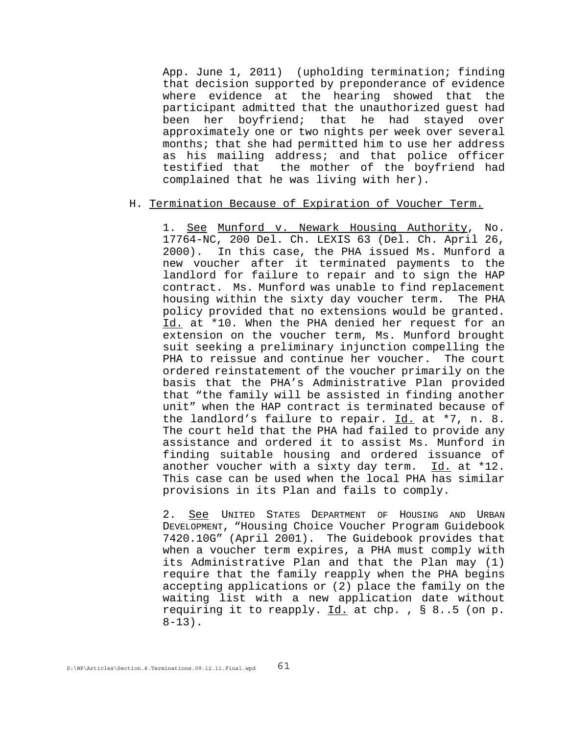App. June 1, 2011) (upholding termination; finding that decision supported by preponderance of evidence where evidence at the hearing showed that the participant admitted that the unauthorized guest had been her boyfriend; that he had stayed over approximately one or two nights per week over several months; that she had permitted him to use her address as his mailing address; and that police officer testified that the mother of the boyfriend had complained that he was living with her).

H. Termination Because of Expiration of Voucher Term.

1. See Munford v. Newark Housing Authority, No. 17764-NC, 200 Del. Ch. LEXIS 63 (Del. Ch. April 26, 2000). In this case, the PHA issued Ms. Munford a new voucher after it terminated payments to the landlord for failure to repair and to sign the HAP contract. Ms. Munford was unable to find replacement housing within the sixty day voucher term. The PHA policy provided that no extensions would be granted. Id. at *10. When the PHA denied her request for an extension on the voucher term, Ms. Munford brought suit seeking a preliminary injunction compelling the PHA to reissue and continue her voucher. The court ordered reinstatement of the voucher primarily on the basis that the PHA's Administrative Plan provided that "the family will be assisted in finding another unit" when the HAP contract is terminated because of the landlord's failure to repair. Id. at *7, n. 8. The court held that the PHA had failed to provide any assistance and ordered it to assist Ms. Munford in finding suitable housing and ordered issuance of another voucher with a sixty day term. Id. at *12. This case can be used when the local PHA has similar provisions in its Plan and fails to comply.

2. See UNITED STATES DEPARTMENT OF HOUSING AND URBAN DEVELOPMENT, "Housing Choice Voucher Program Guidebook 7420.10G" (April 2001). The Guidebook provides that when a voucher term expires, a PHA must comply with its Administrative Plan and that the Plan may (1) require that the family reapply when the PHA begins accepting applications or (2) place the family on the waiting list with a new application date without requiring it to reapply. Id. at chp. , § 8..5 (on p. 8-13).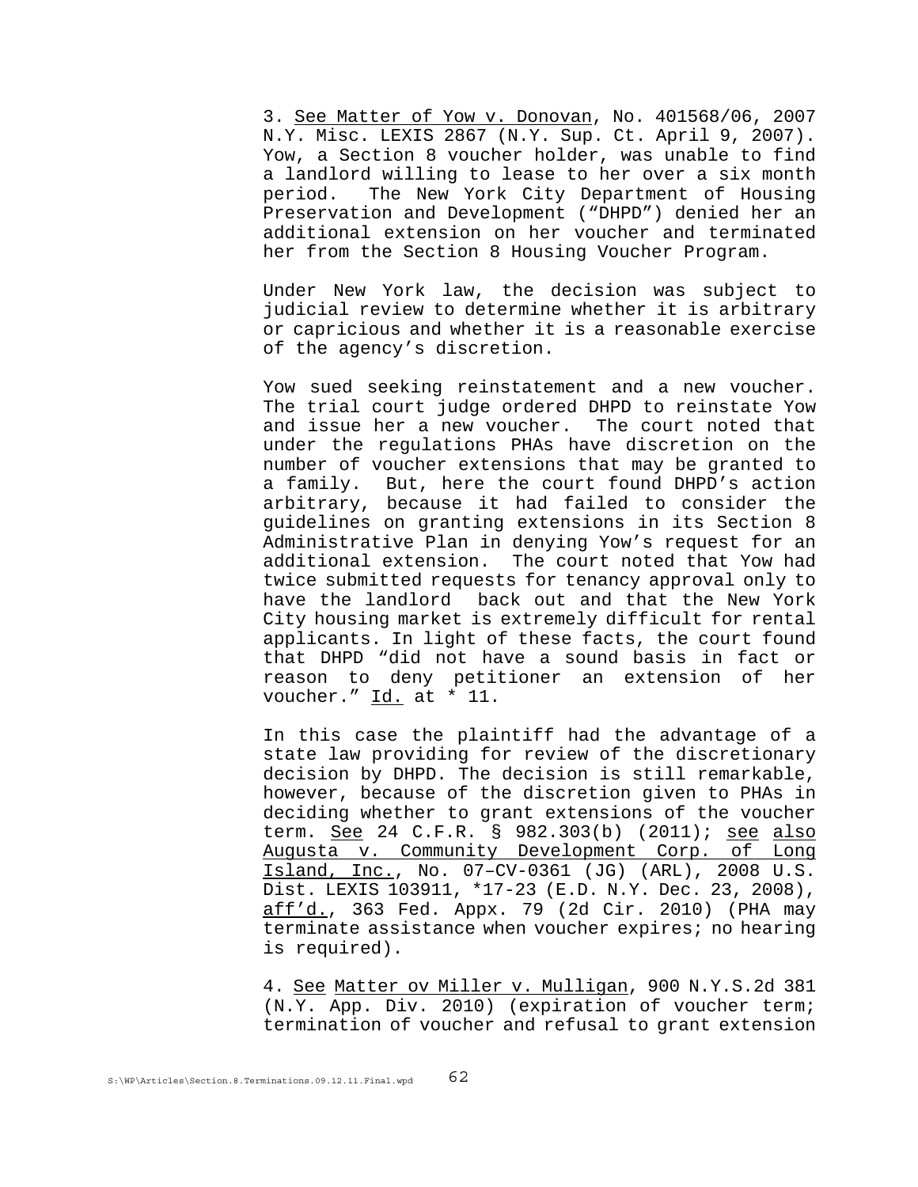3. <u>See Matter of Yow v. Donovan</u>, No. 401568/06, 2007 N.Y. Misc. LEXIS 2867 (N.Y. Sup. Ct. April 9, 2007). Yow, a Section 8 voucher holder, was unable to find a landlord willing to lease to her over a six month period. The New York City Department of Housing Preservation and Development ("DHPD") denied her an additional extension on her voucher and terminated her from the Section 8 Housing Voucher Program.

Under New York law, the decision was subject to judicial review to determine whether it is arbitrary or capricious and whether it is a reasonable exercise of the agency's discretion.

Yow sued seeking reinstatement and a new voucher. The trial court judge ordered DHPD to reinstate Yow and issue her a new voucher. The court noted that under the regulations PHAs have discretion on the number of voucher extensions that may be granted to a family. But, here the court found DHPD's action arbitrary, because it had failed to consider the guidelines on granting extensions in its Section 8 Administrative Plan in denying Yow's request for an additional extension. The court noted that Yow had twice submitted requests for tenancy approval only to have the landlord back out and that the New York City housing market is extremely difficult for rental applicants. In light of these facts, the court found that DHPD "did not have a sound basis in fact or reason to deny petitioner an extension of her voucher." <u>Id.</u> at * 11.

In this case the plaintiff had the advantage of a state law providing for review of the discretionary decision by DHPD. The decision is still remarkable, however, because of the discretion given to PHAs in deciding whether to grant extensions of the voucher term. <u>See</u> 24 C.F.R. § 982.303(b) (2011); <u>see also</u> <u>Augusta v. Community Development Corp. of Long Island, Inc.</u>, No. 07–CV-0361 (JG) (ARL), 2008 U.S. Dist. LEXIS 103911, *17-23 (E.D. N.Y. Dec. 23, 2008), <u>aff'd.</u>, 363 Fed. Appx. 79 (2d Cir. 2010) (PHA may terminate assistance when voucher expires; no hearing is required).

4. <u>See</u> <u>Matter ov Miller v. Mulligan</u>, 900 N.Y.S.2d 381 (N.Y. App. Div. 2010) (expiration of voucher term; termination of voucher and refusal to grant extension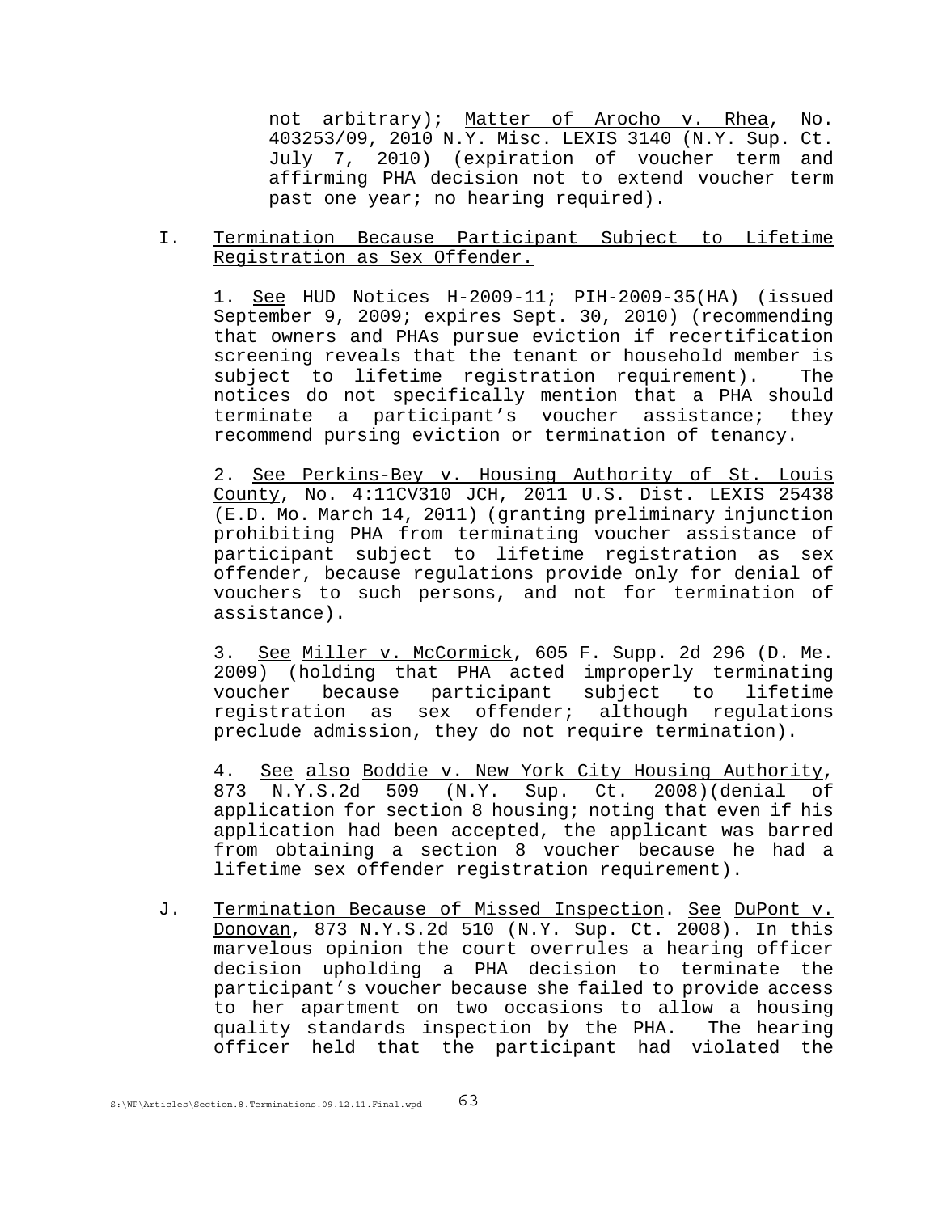not arbitrary); Matter of Arocho v. Rhea, No. 403253/09, 2010 N.Y. Misc. LEXIS 3140 (N.Y. Sup. Ct. July 7, 2010) (expiration of voucher term and affirming PHA decision not to extend voucher term past one year; no hearing required).

I. Termination Because Participant Subject to Lifetime Registration as Sex Offender.

1. See HUD Notices H-2009-11; PIH-2009-35(HA) (issued September 9, 2009; expires Sept. 30, 2010) (recommending that owners and PHAs pursue eviction if recertification screening reveals that the tenant or household member is subject to lifetime registration requirement). The notices do not specifically mention that a PHA should terminate a participant's voucher assistance; they recommend pursing eviction or termination of tenancy.

2. See Perkins-Bey v. Housing Authority of St. Louis County, No. 4:11CV310 JCH, 2011 U.S. Dist. LEXIS 25438 (E.D. Mo. March 14, 2011) (granting preliminary injunction prohibiting PHA from terminating voucher assistance of participant subject to lifetime registration as sex offender, because regulations provide only for denial of vouchers to such persons, and not for termination of assistance).

3. See Miller v. McCormick, 605 F. Supp. 2d 296 (D. Me. 2009) (holding that PHA acted improperly terminating voucher because participant subject to lifetime registration as sex offender; although regulations preclude admission, they do not require termination).

4. See also Boddie v. New York City Housing Authority, 873 N.Y.S.2d 509 (N.Y. Sup. Ct. 2008)(denial of application for section 8 housing; noting that even if his application had been accepted, the applicant was barred from obtaining a section 8 voucher because he had a lifetime sex offender registration requirement).

J. Termination Because of Missed Inspection. See DuPont v. Donovan, 873 N.Y.S.2d 510 (N.Y. Sup. Ct. 2008). In this marvelous opinion the court overrules a hearing officer decision upholding a PHA decision to terminate the participant's voucher because she failed to provide access to her apartment on two occasions to allow a housing quality standards inspection by the PHA. The hearing officer held that the participant had violated the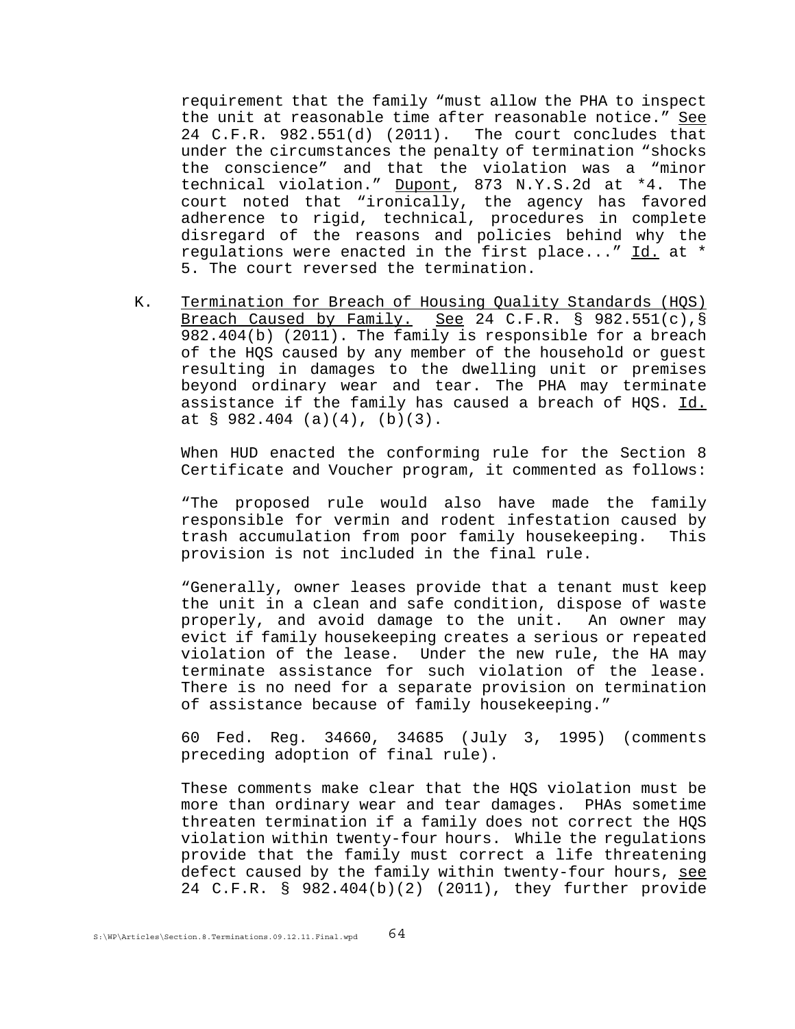requirement that the family "must allow the PHA to inspect the unit at reasonable time after reasonable notice." See 24 C.F.R. 982.551(d) (2011). The court concludes that under the circumstances the penalty of termination "shocks the conscience" and that the violation was a "minor technical violation." Dupont, 873 N.Y.S.2d at *4. The court noted that "ironically, the agency has favored adherence to rigid, technical, procedures in complete disregard of the reasons and policies behind why the regulations were enacted in the first place..." Id. at * 5. The court reversed the termination.

K. Termination for Breach of Housing Quality Standards (HQS) Breach Caused by Family. See 24 C.F.R. § 982.551(c),§ 982.404(b) (2011). The family is responsible for a breach of the HQS caused by any member of the household or guest resulting in damages to the dwelling unit or premises beyond ordinary wear and tear. The PHA may terminate assistance if the family has caused a breach of HQS. Id. at § 982.404 (a)(4), (b)(3).

When HUD enacted the conforming rule for the Section 8 Certificate and Voucher program, it commented as follows:

"The proposed rule would also have made the family responsible for vermin and rodent infestation caused by trash accumulation from poor family housekeeping. This provision is not included in the final rule.

"Generally, owner leases provide that a tenant must keep the unit in a clean and safe condition, dispose of waste properly, and avoid damage to the unit. An owner may evict if family housekeeping creates a serious or repeated violation of the lease. Under the new rule, the HA may terminate assistance for such violation of the lease. There is no need for a separate provision on termination of assistance because of family housekeeping."

60 Fed. Reg. 34660, 34685 (July 3, 1995) (comments preceding adoption of final rule).

These comments make clear that the HQS violation must be more than ordinary wear and tear damages. PHAs sometime threaten termination if a family does not correct the HQS violation within twenty-four hours. While the regulations provide that the family must correct a life threatening defect caused by the family within twenty-four hours, see 24 C.F.R. § 982.404(b)(2) (2011), they further provide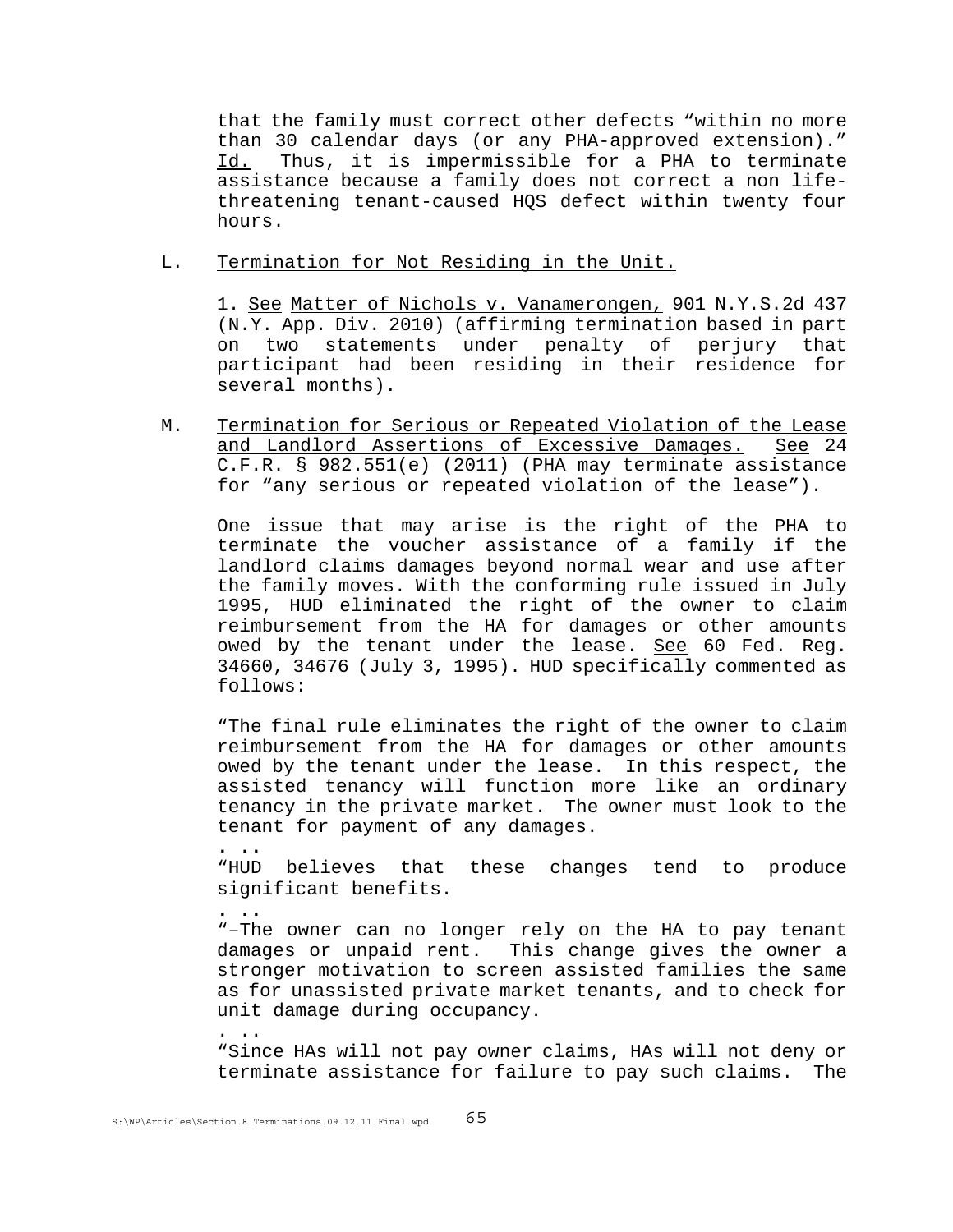that the family must correct other defects "within no more than 30 calendar days (or any PHA-approved extension)." Id. Thus, it is impermissible for a PHA to terminate assistance because a family does not correct a non life-threatening tenant-caused HQS defect within twenty four hours.

L. Termination for Not Residing in the Unit.

1. See Matter of Nichols v. Vanamerongen, 901 N.Y.S.2d 437 (N.Y. App. Div. 2010) (affirming termination based in part on two statements under penalty of perjury that participant had been residing in their residence for several months).

M. Termination for Serious or Repeated Violation of the Lease and Landlord Assertions of Excessive Damages. See 24 C.F.R. § 982.551(e) (2011) (PHA may terminate assistance for "any serious or repeated violation of the lease").

One issue that may arise is the right of the PHA to terminate the voucher assistance of a family if the landlord claims damages beyond normal wear and use after the family moves. With the conforming rule issued in July 1995, HUD eliminated the right of the owner to claim reimbursement from the HA for damages or other amounts owed by the tenant under the lease. See 60 Fed. Reg. 34660, 34676 (July 3, 1995). HUD specifically commented as follows:

"The final rule eliminates the right of the owner to claim reimbursement from the HA for damages or other amounts owed by the tenant under the lease. In this respect, the assisted tenancy will function more like an ordinary tenancy in the private market. The owner must look to the tenant for payment of any damages.

. ..

"HUD believes that these changes tend to produce significant benefits.

. ..

"–The owner can no longer rely on the HA to pay tenant damages or unpaid rent. This change gives the owner a stronger motivation to screen assisted families the same as for unassisted private market tenants, and to check for unit damage during occupancy.

. ..

"Since HAs will not pay owner claims, HAs will not deny or terminate assistance for failure to pay such claims. The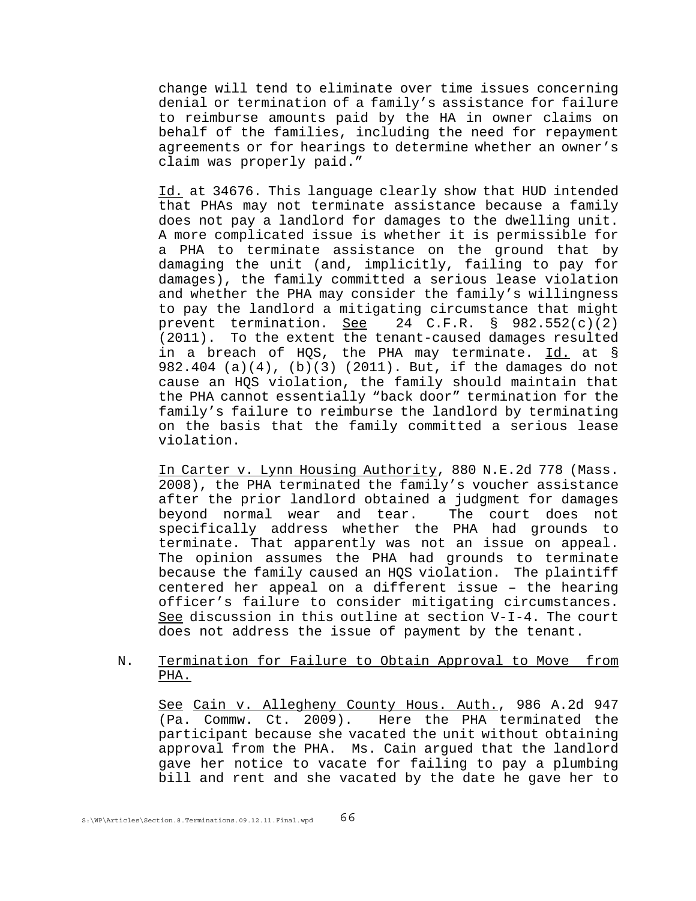change will tend to eliminate over time issues concerning denial or termination of a family's assistance for failure to reimburse amounts paid by the HA in owner claims on behalf of the families, including the need for repayment agreements or for hearings to determine whether an owner's claim was properly paid."

Id. at 34676. This language clearly show that HUD intended that PHAs may not terminate assistance because a family does not pay a landlord for damages to the dwelling unit. A more complicated issue is whether it is permissible for a PHA to terminate assistance on the ground that by damaging the unit (and, implicitly, failing to pay for damages), the family committed a serious lease violation and whether the PHA may consider the family's willingness to pay the landlord a mitigating circumstance that might prevent termination. See 24 C.F.R. § 982.552(c)(2) (2011). To the extent the tenant-caused damages resulted in a breach of HQS, the PHA may terminate. Id. at § 982.404 (a)(4), (b)(3) (2011). But, if the damages do not cause an HQS violation, the family should maintain that the PHA cannot essentially "back door" termination for the family's failure to reimburse the landlord by terminating on the basis that the family committed a serious lease violation.

In Carter v. Lynn Housing Authority, 880 N.E.2d 778 (Mass. 2008), the PHA terminated the family's voucher assistance after the prior landlord obtained a judgment for damages beyond normal wear and tear. The court does not specifically address whether the PHA had grounds to terminate. That apparently was not an issue on appeal. The opinion assumes the PHA had grounds to terminate because the family caused an HQS violation. The plaintiff centered her appeal on a different issue – the hearing officer's failure to consider mitigating circumstances. See discussion in this outline at section V-I-4. The court does not address the issue of payment by the tenant.

N. Termination for Failure to Obtain Approval to Move from PHA.

See Cain v. Allegheny County Hous. Auth., 986 A.2d 947 (Pa. Commw. Ct. 2009). Here the PHA terminated the participant because she vacated the unit without obtaining approval from the PHA. Ms. Cain argued that the landlord gave her notice to vacate for failing to pay a plumbing bill and rent and she vacated by the date he gave her to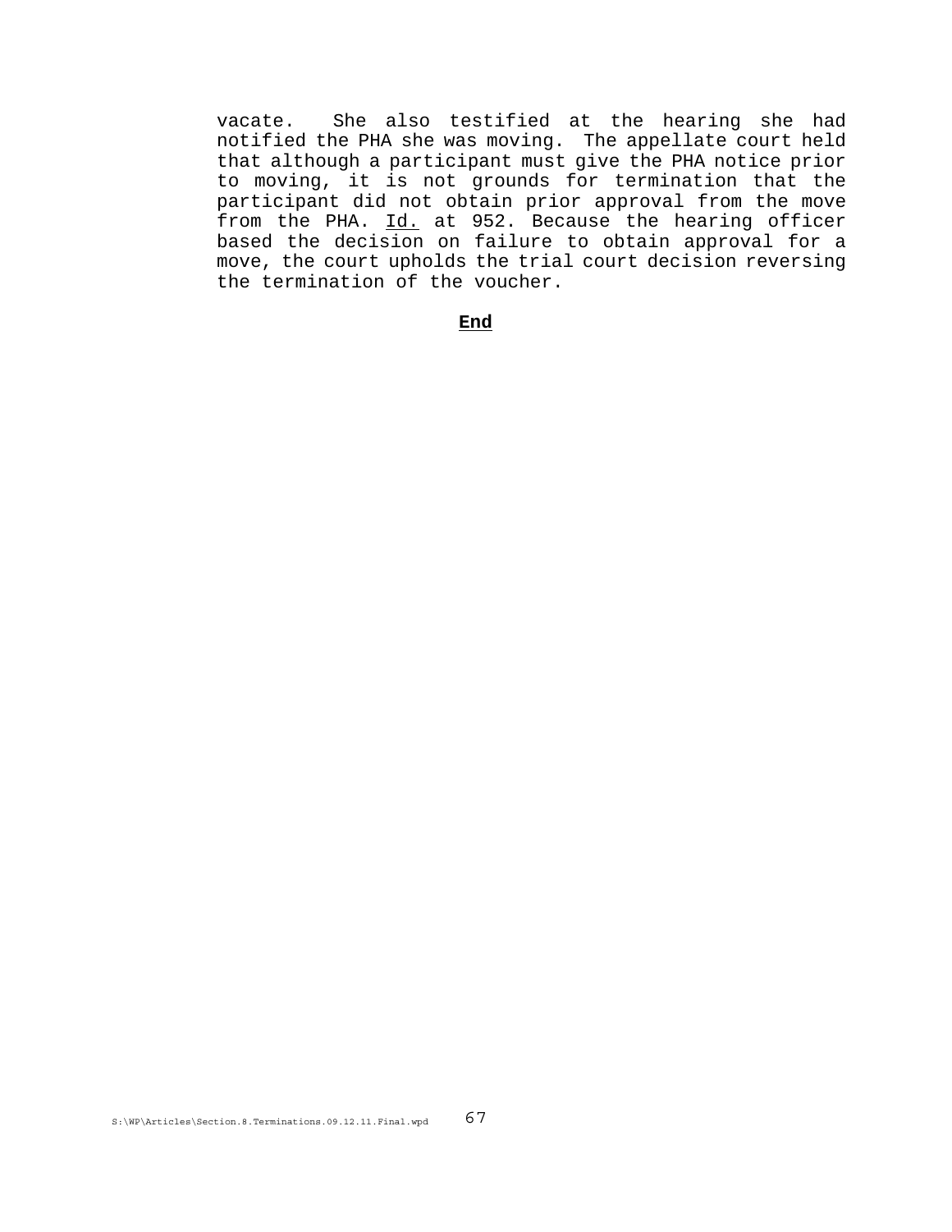vacate. She also testified at the hearing she had notified the PHA she was moving. The appellate court held that although a participant must give the PHA notice prior to moving, it is not grounds for termination that the participant did not obtain prior approval from the move from the PHA. Id. at 952. Because the hearing officer based the decision on failure to obtain approval for a move, the court upholds the trial court decision reversing the termination of the voucher.

**End**